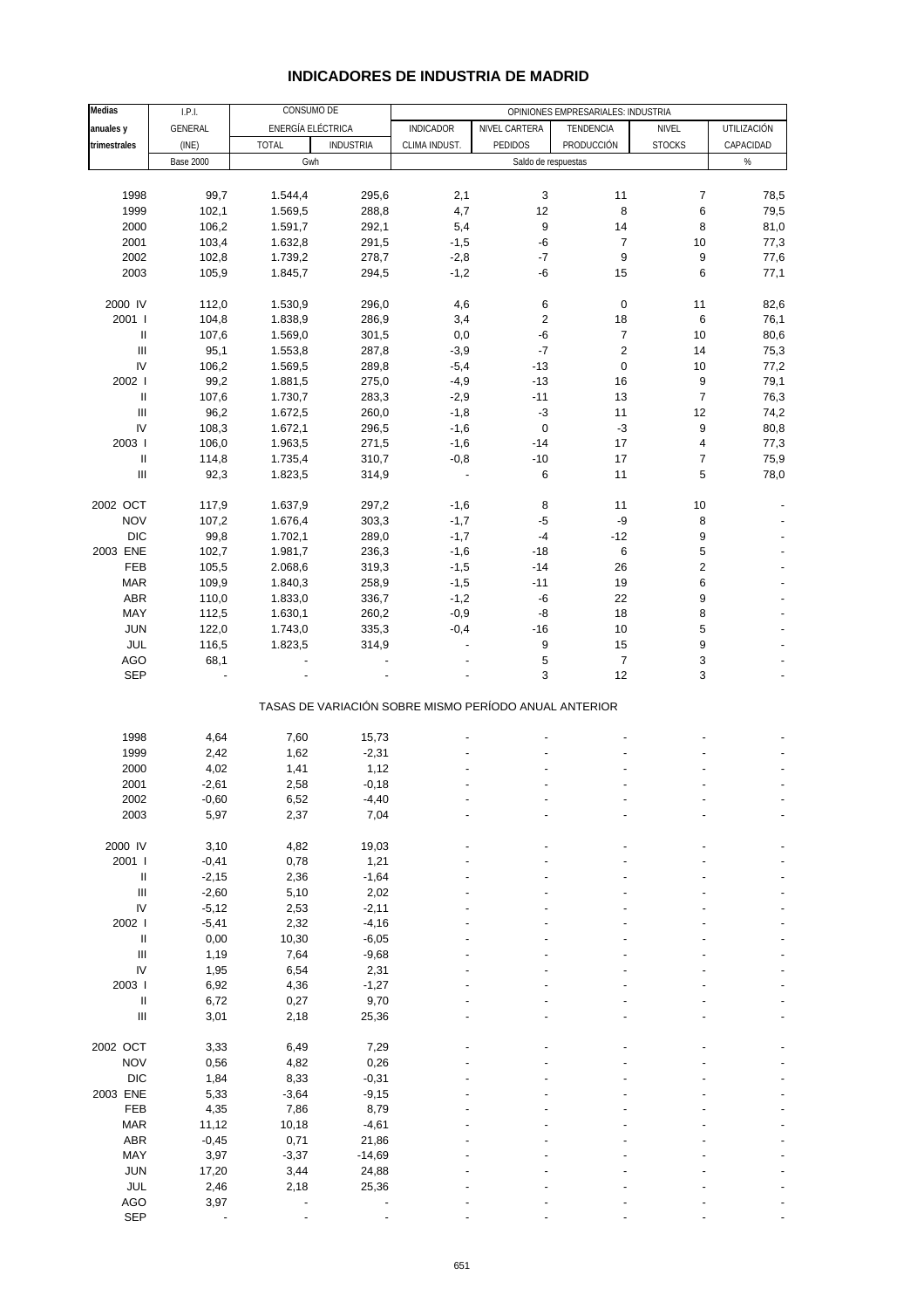# INDICADORES DE INDUSTRIA DE MADRID

| Medias anuales y trimestrales | I.P.I. GENERAL (INE) | CONSUMO DE ENERGÍA ELÉCTRICA TOTAL | CONSUMO DE ENERGÍA ELÉCTRICA INDUSTRIA | OPINIONES EMPRESARIALES: INDUSTRIA INDICADOR CLIMA INDUST. | NIVEL CARTERA PEDIDOS | TENDENCIA PRODUCCIÓN | NIVEL STOCKS | UTILIZACIÓN CAPACIDAD |
|---|---|---|---|---|---|---|---|---|
| | Base 2000 | Gwh | | Saldo de respuestas | | | | % |
| 1998 | 99,7 | 1.544,4 | 295,6 | 2,1 | 3 | 11 | 7 | 78,5 |
| 1999 | 102,1 | 1.569,5 | 288,8 | 4,7 | 12 | 8 | 6 | 79,5 |
| 2000 | 106,2 | 1.591,7 | 292,1 | 5,4 | 9 | 14 | 8 | 81,0 |
| 2001 | 103,4 | 1.632,8 | 291,5 | -1,5 | -6 | 7 | 10 | 77,3 |
| 2002 | 102,8 | 1.739,2 | 278,7 | -2,8 | -7 | 9 | 9 | 77,6 |
| 2003 | 105,9 | 1.845,7 | 294,5 | -1,2 | -6 | 15 | 6 | 77,1 |
| 2000 IV | 112,0 | 1.530,9 | 296,0 | 4,6 | 6 | 0 | 11 | 82,6 |
| 2001 I | 104,8 | 1.838,9 | 286,9 | 3,4 | 2 | 18 | 6 | 76,1 |
| II | 107,6 | 1.569,0 | 301,5 | 0,0 | -6 | 7 | 10 | 80,6 |
| III | 95,1 | 1.553,8 | 287,8 | -3,9 | -7 | 2 | 14 | 75,3 |
| IV | 106,2 | 1.569,5 | 289,8 | -5,4 | -13 | 0 | 10 | 77,2 |
| 2002 I | 99,2 | 1.881,5 | 275,0 | -4,9 | -13 | 16 | 9 | 79,1 |
| II | 107,6 | 1.730,7 | 283,3 | -2,9 | -11 | 13 | 7 | 76,3 |
| III | 96,2 | 1.672,5 | 260,0 | -1,8 | -3 | 11 | 12 | 74,2 |
| IV | 108,3 | 1.672,1 | 296,5 | -1,6 | 0 | -3 | 9 | 80,8 |
| 2003 I | 106,0 | 1.963,5 | 271,5 | -1,6 | -14 | 17 | 4 | 77,3 |
| II | 114,8 | 1.735,4 | 310,7 | -0,8 | -10 | 17 | 7 | 75,9 |
| III | 92,3 | 1.823,5 | 314,9 | - | 6 | 11 | 5 | 78,0 |
| 2002 OCT | 117,9 | 1.637,9 | 297,2 | -1,6 | 8 | 11 | 10 | - |
| NOV | 107,2 | 1.676,4 | 303,3 | -1,7 | -5 | -9 | 8 | - |
| DIC | 99,8 | 1.702,1 | 289,0 | -1,7 | -4 | -12 | 9 | - |
| 2003 ENE | 102,7 | 1.981,7 | 236,3 | -1,6 | -18 | 6 | 5 | - |
| FEB | 105,5 | 2.068,6 | 319,3 | -1,5 | -14 | 26 | 2 | - |
| MAR | 109,9 | 1.840,3 | 258,9 | -1,5 | -11 | 19 | 6 | - |
| ABR | 110,0 | 1.833,0 | 336,7 | -1,2 | -6 | 22 | 9 | - |
| MAY | 112,5 | 1.630,1 | 260,2 | -0,9 | -8 | 18 | 8 | - |
| JUN | 122,0 | 1.743,0 | 335,3 | -0,4 | -16 | 10 | 5 | - |
| JUL | 116,5 | 1.823,5 | 314,9 | - | 9 | 15 | 9 | - |
| AGO | 68,1 | - | - | - | 5 | 7 | 3 | - |
| SEP | - | - | - | - | 3 | 12 | 3 | - |

TASAS DE VARIACIÓN SOBRE MISMO PERÍODO ANUAL ANTERIOR

| | I.P.I. GENERAL | TOTAL | INDUSTRIA | INDICADOR CLIMA INDUST. | NIVEL CARTERA PEDIDOS | TENDENCIA PRODUCCIÓN | NIVEL STOCKS | UTILIZACIÓN CAPACIDAD |
|---|---|---|---|---|---|---|---|---|
| 1998 | 4,64 | 7,60 | 15,73 | - | - | - | - | - |
| 1999 | 2,42 | 1,62 | -2,31 | - | - | - | - | - |
| 2000 | 4,02 | 1,41 | 1,12 | - | - | - | - | - |
| 2001 | -2,61 | 2,58 | -0,18 | - | - | - | - | - |
| 2002 | -0,60 | 6,52 | -4,40 | - | - | - | - | - |
| 2003 | 5,97 | 2,37 | 7,04 | - | - | - | - | - |
| 2000 IV | 3,10 | 4,82 | 19,03 | - | - | - | - | - |
| 2001 I | -0,41 | 0,78 | 1,21 | - | - | - | - | - |
| II | -2,15 | 2,36 | -1,64 | - | - | - | - | - |
| III | -2,60 | 5,10 | 2,02 | - | - | - | - | - |
| IV | -5,12 | 2,53 | -2,11 | - | - | - | - | - |
| 2002 I | -5,41 | 2,32 | -4,16 | - | - | - | - | - |
| II | 0,00 | 10,30 | -6,05 | - | - | - | - | - |
| III | 1,19 | 7,64 | -9,68 | - | - | - | - | - |
| IV | 1,95 | 6,54 | 2,31 | - | - | - | - | - |
| 2003 I | 6,92 | 4,36 | -1,27 | - | - | - | - | - |
| II | 6,72 | 0,27 | 9,70 | - | - | - | - | - |
| III | 3,01 | 2,18 | 25,36 | - | - | - | - | - |
| 2002 OCT | 3,33 | 6,49 | 7,29 | - | - | - | - | - |
| NOV | 0,56 | 4,82 | 0,26 | - | - | - | - | - |
| DIC | 1,84 | 8,33 | -0,31 | - | - | - | - | - |
| 2003 ENE | 5,33 | -3,64 | -9,15 | - | - | - | - | - |
| FEB | 4,35 | 7,86 | 8,79 | - | - | - | - | - |
| MAR | 11,12 | 10,18 | -4,61 | - | - | - | - | - |
| ABR | -0,45 | 0,71 | 21,86 | - | - | - | - | - |
| MAY | 3,97 | -3,37 | -14,69 | - | - | - | - | - |
| JUN | 17,20 | 3,44 | 24,88 | - | - | - | - | - |
| JUL | 2,46 | 2,18 | 25,36 | - | - | - | - | - |
| AGO | 3,97 | - | - | - | - | - | - | - |
| SEP | - | - | - | - | - | - | - | - |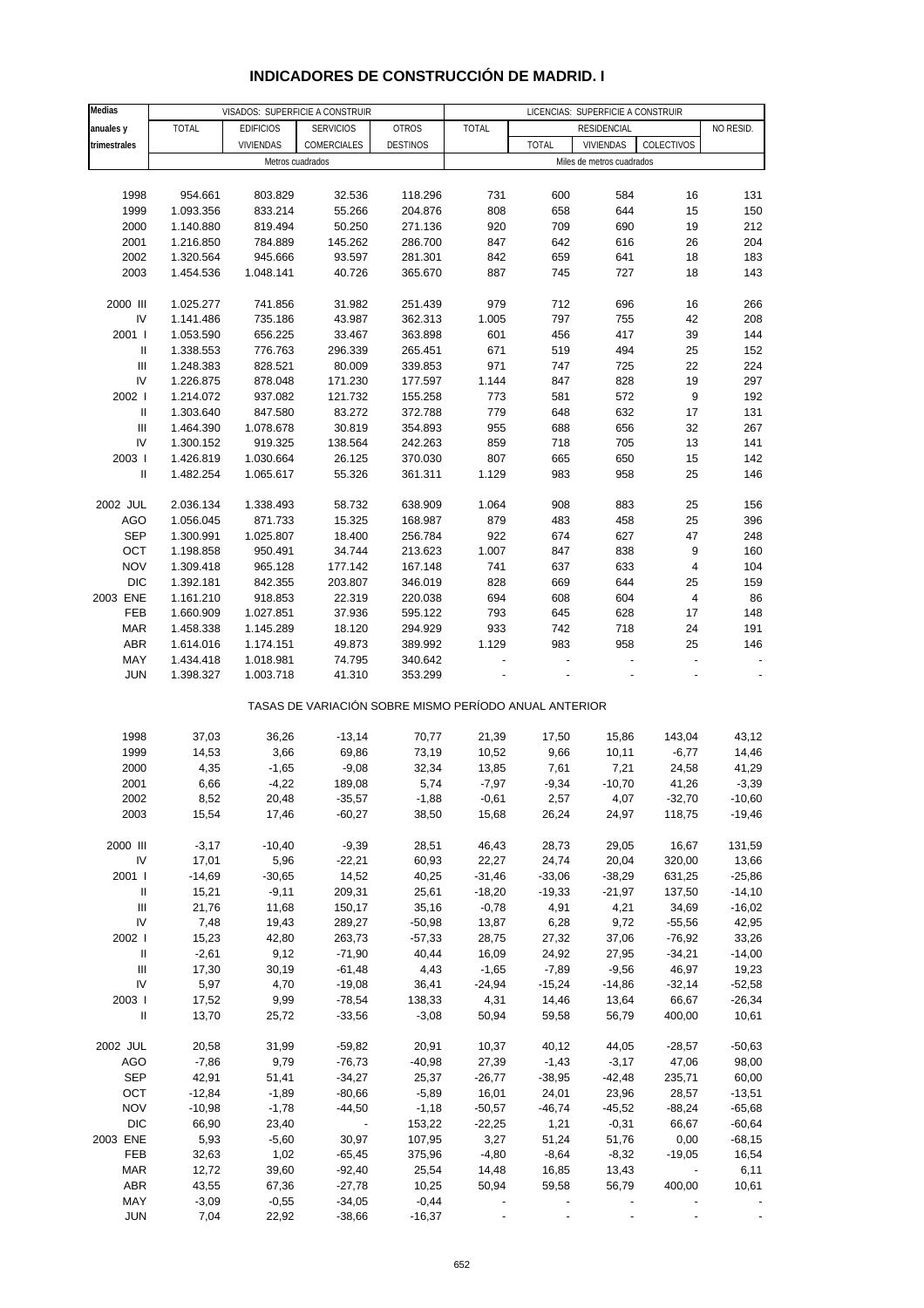# INDICADORES DE CONSTRUCCIÓN DE MADRID. I

| Medias anuales y trimestrales | VISADOS: SUPERFICIE A CONSTRUIR | | | | LICENCIAS: SUPERFICIE A CONSTRUIR | | | | |
|---|---|---|---|---|---|---|---|---|---|
| | TOTAL | EDIFICIOS VIVIENDAS | SERVICIOS COMERCIALES | OTROS DESTINOS | TOTAL | RESIDENCIAL | | | NO RESID. |
| | | | | | | TOTAL | VIVIENDAS | COLECTIVOS | |
| | Metros cuadrados | | | | Miles de metros cuadrados | | | | |
| 1998 | 954.661 | 803.829 | 32.536 | 118.296 | 731 | 600 | 584 | 16 | 131 |
| 1999 | 1.093.356 | 833.214 | 55.266 | 204.876 | 808 | 658 | 644 | 15 | 150 |
| 2000 | 1.140.880 | 819.494 | 50.250 | 271.136 | 920 | 709 | 690 | 19 | 212 |
| 2001 | 1.216.850 | 784.889 | 145.262 | 286.700 | 847 | 642 | 616 | 26 | 204 |
| 2002 | 1.320.564 | 945.666 | 93.597 | 281.301 | 842 | 659 | 641 | 18 | 183 |
| 2003 | 1.454.536 | 1.048.141 | 40.726 | 365.670 | 887 | 745 | 727 | 18 | 143 |
| 2000 III | 1.025.277 | 741.856 | 31.982 | 251.439 | 979 | 712 | 696 | 16 | 266 |
| IV | 1.141.486 | 735.186 | 43.987 | 362.313 | 1.005 | 797 | 755 | 42 | 208 |
| 2001 I | 1.053.590 | 656.225 | 33.467 | 363.898 | 601 | 456 | 417 | 39 | 144 |
| II | 1.338.553 | 776.763 | 296.339 | 265.451 | 671 | 519 | 494 | 25 | 152 |
| III | 1.248.383 | 828.521 | 80.009 | 339.853 | 971 | 747 | 725 | 22 | 224 |
| IV | 1.226.875 | 878.048 | 171.230 | 177.597 | 1.144 | 847 | 828 | 19 | 297 |
| 2002 I | 1.214.072 | 937.082 | 121.732 | 155.258 | 773 | 581 | 572 | 9 | 192 |
| II | 1.303.640 | 847.580 | 83.272 | 372.788 | 779 | 648 | 632 | 17 | 131 |
| III | 1.464.390 | 1.078.678 | 30.819 | 354.893 | 955 | 688 | 656 | 32 | 267 |
| IV | 1.300.152 | 919.325 | 138.564 | 242.263 | 859 | 718 | 705 | 13 | 141 |
| 2003 I | 1.426.819 | 1.030.664 | 26.125 | 370.030 | 807 | 665 | 650 | 15 | 142 |
| II | 1.482.254 | 1.065.617 | 55.326 | 361.311 | 1.129 | 983 | 958 | 25 | 146 |
| 2002 JUL | 2.036.134 | 1.338.493 | 58.732 | 638.909 | 1.064 | 908 | 883 | 25 | 156 |
| AGO | 1.056.045 | 871.733 | 15.325 | 168.987 | 879 | 483 | 458 | 25 | 396 |
| SEP | 1.300.991 | 1.025.807 | 18.400 | 256.784 | 922 | 674 | 627 | 47 | 248 |
| OCT | 1.198.858 | 950.491 | 34.744 | 213.623 | 1.007 | 847 | 838 | 9 | 160 |
| NOV | 1.309.418 | 965.128 | 177.142 | 167.148 | 741 | 637 | 633 | 4 | 104 |
| DIC | 1.392.181 | 842.355 | 203.807 | 346.019 | 828 | 669 | 644 | 25 | 159 |
| 2003 ENE | 1.161.210 | 918.853 | 22.319 | 220.038 | 694 | 608 | 604 | 4 | 86 |
| FEB | 1.660.909 | 1.027.851 | 37.936 | 595.122 | 793 | 645 | 628 | 17 | 148 |
| MAR | 1.458.338 | 1.145.289 | 18.120 | 294.929 | 933 | 742 | 718 | 24 | 191 |
| ABR | 1.614.016 | 1.174.151 | 49.873 | 389.992 | 1.129 | 983 | 958 | 25 | 146 |
| MAY | 1.434.418 | 1.018.981 | 74.795 | 340.642 | - | - | - | - | - |
| JUN | 1.398.327 | 1.003.718 | 41.310 | 353.299 | - | - | - | - | - |
| TASAS DE VARIACIÓN SOBRE MISMO PERÍODO ANUAL ANTERIOR | | | | | | | | | |
| 1998 | 37,03 | 36,26 | -13,14 | 70,77 | 21,39 | 17,50 | 15,86 | 143,04 | 43,12 |
| 1999 | 14,53 | 3,66 | 69,86 | 73,19 | 10,52 | 9,66 | 10,11 | -6,77 | 14,46 |
| 2000 | 4,35 | -1,65 | -9,08 | 32,34 | 13,85 | 7,61 | 7,21 | 24,58 | 41,29 |
| 2001 | 6,66 | -4,22 | 189,08 | 5,74 | -7,97 | -9,34 | -10,70 | 41,26 | -3,39 |
| 2002 | 8,52 | 20,48 | -35,57 | -1,88 | -0,61 | 2,57 | 4,07 | -32,70 | -10,60 |
| 2003 | 15,54 | 17,46 | -60,27 | 38,50 | 15,68 | 26,24 | 24,97 | 118,75 | -19,46 |
| 2000 III | -3,17 | -10,40 | -9,39 | 28,51 | 46,43 | 28,73 | 29,05 | 16,67 | 131,59 |
| IV | 17,01 | 5,96 | -22,21 | 60,93 | 22,27 | 24,74 | 20,04 | 320,00 | 13,66 |
| 2001 I | -14,69 | -30,65 | 14,52 | 40,25 | -31,46 | -33,06 | -38,29 | 631,25 | -25,86 |
| II | 15,21 | -9,11 | 209,31 | 25,61 | -18,20 | -19,33 | -21,97 | 137,50 | -14,10 |
| III | 21,76 | 11,68 | 150,17 | 35,16 | -0,78 | 4,91 | 4,21 | 34,69 | -16,02 |
| IV | 7,48 | 19,43 | 289,27 | -50,98 | 13,87 | 6,28 | 9,72 | -55,56 | 42,95 |
| 2002 I | 15,23 | 42,80 | 263,73 | -57,33 | 28,75 | 27,32 | 37,06 | -76,92 | 33,26 |
| II | -2,61 | 9,12 | -71,90 | 40,44 | 16,09 | 24,92 | 27,95 | -34,21 | -14,00 |
| III | 17,30 | 30,19 | -61,48 | 4,43 | -1,65 | -7,89 | -9,56 | 46,97 | 19,23 |
| IV | 5,97 | 4,70 | -19,08 | 36,41 | -24,94 | -15,24 | -14,86 | -32,14 | -52,58 |
| 2003 I | 17,52 | 9,99 | -78,54 | 138,33 | 4,31 | 14,46 | 13,64 | 66,67 | -26,34 |
| II | 13,70 | 25,72 | -33,56 | -3,08 | 50,94 | 59,58 | 56,79 | 400,00 | 10,61 |
| 2002 JUL | 20,58 | 31,99 | -59,82 | 20,91 | 10,37 | 40,12 | 44,05 | -28,57 | -50,63 |
| AGO | -7,86 | 9,79 | -76,73 | -40,98 | 27,39 | -1,43 | -3,17 | 47,06 | 98,00 |
| SEP | 42,91 | 51,41 | -34,27 | 25,37 | -26,77 | -38,95 | -42,48 | 235,71 | 60,00 |
| OCT | -12,84 | -1,89 | -80,66 | -5,89 | 16,01 | 24,01 | 23,96 | 28,57 | -13,51 |
| NOV | -10,98 | -1,78 | -44,50 | -1,18 | -50,57 | -46,74 | -45,52 | -88,24 | -65,68 |
| DIC | 66,90 | 23,40 | - | 153,22 | -22,25 | 1,21 | -0,31 | 66,67 | -60,64 |
| 2003 ENE | 5,93 | -5,60 | 30,97 | 107,95 | 3,27 | 51,24 | 51,76 | 0,00 | -68,15 |
| FEB | 32,63 | 1,02 | -65,45 | 375,96 | -4,80 | -8,64 | -8,32 | -19,05 | 16,54 |
| MAR | 12,72 | 39,60 | -92,40 | 25,54 | 14,48 | 16,85 | 13,43 | - | 6,11 |
| ABR | 43,55 | 67,36 | -27,78 | 10,25 | 50,94 | 59,58 | 56,79 | 400,00 | 10,61 |
| MAY | -3,09 | -0,55 | -34,05 | -0,44 | - | - | - | - | - |
| JUN | 7,04 | 22,92 | -38,66 | -16,37 | - | - | - | - | - |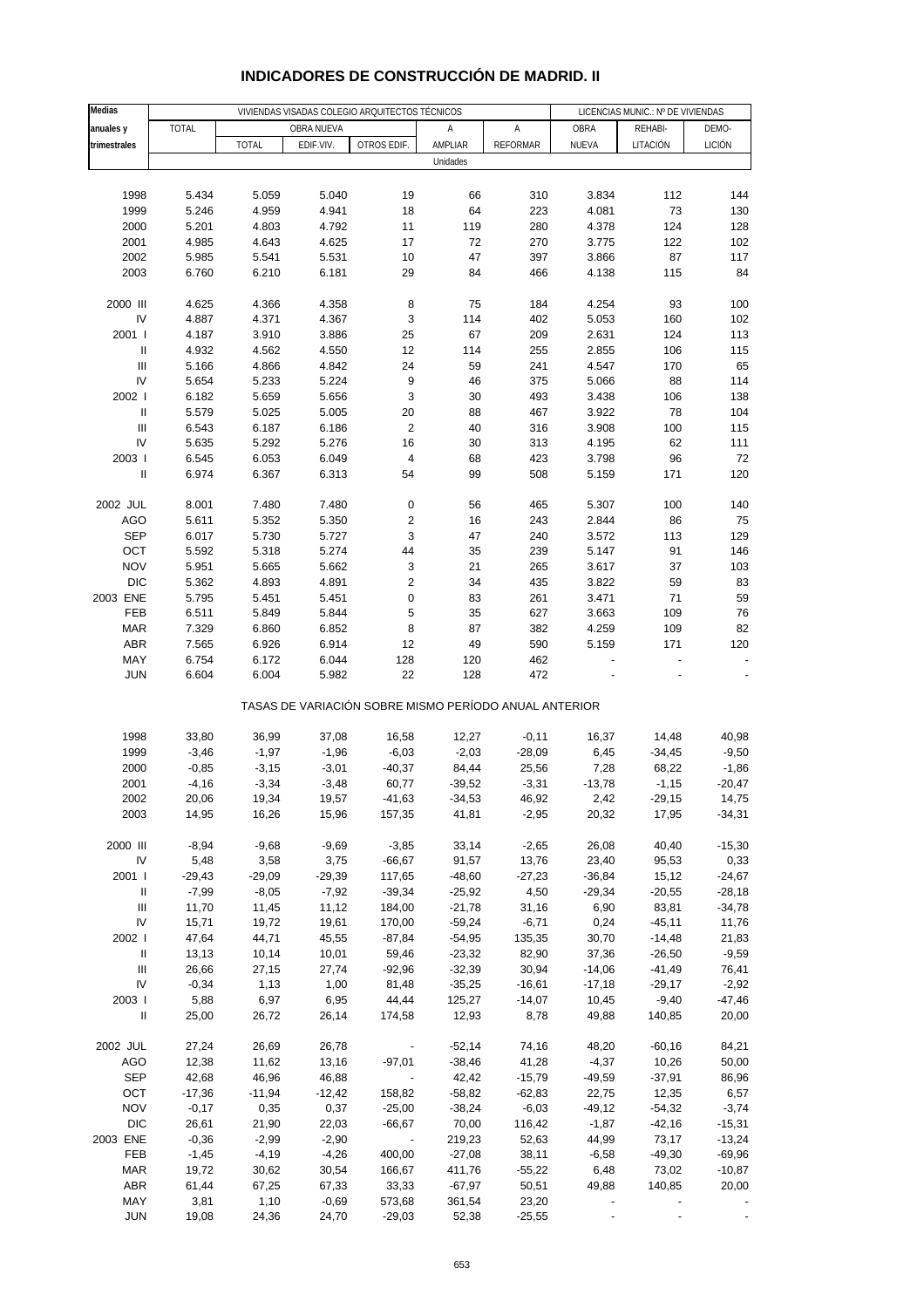## INDICADORES DE CONSTRUCCIÓN DE MADRID. II

| Medias anuales y trimestrales | VIVIENDAS VISADAS COLEGIO ARQUITECTOS TÉCNICOS | | | | | | LICENCIAS MUNIC.: Nº DE VIVIENDAS | | |
|---|---|---|---|---|---|---|---|---|---|
| | TOTAL | OBRA NUEVA | | | A | A | OBRA | REHABI- | DEMO- |
| | | TOTAL | EDIF.VIV. | OTROS EDIF. | AMPLIAR | REFORMAR | NUEVA | LITACIÓN | LICIÓN |
| | Unidades | | | | | | | | |
| 1998 | 5.434 | 5.059 | 5.040 | 19 | 66 | 310 | 3.834 | 112 | 144 |
| 1999 | 5.246 | 4.959 | 4.941 | 18 | 64 | 223 | 4.081 | 73 | 130 |
| 2000 | 5.201 | 4.803 | 4.792 | 11 | 119 | 280 | 4.378 | 124 | 128 |
| 2001 | 4.985 | 4.643 | 4.625 | 17 | 72 | 270 | 3.775 | 122 | 102 |
| 2002 | 5.985 | 5.541 | 5.531 | 10 | 47 | 397 | 3.866 | 87 | 117 |
| 2003 | 6.760 | 6.210 | 6.181 | 29 | 84 | 466 | 4.138 | 115 | 84 |
| 2000 III | 4.625 | 4.366 | 4.358 | 8 | 75 | 184 | 4.254 | 93 | 100 |
| IV | 4.887 | 4.371 | 4.367 | 3 | 114 | 402 | 5.053 | 160 | 102 |
| 2001 I | 4.187 | 3.910 | 3.886 | 25 | 67 | 209 | 2.631 | 124 | 113 |
| II | 4.932 | 4.562 | 4.550 | 12 | 114 | 255 | 2.855 | 106 | 115 |
| III | 5.166 | 4.866 | 4.842 | 24 | 59 | 241 | 4.547 | 170 | 65 |
| IV | 5.654 | 5.233 | 5.224 | 9 | 46 | 375 | 5.066 | 88 | 114 |
| 2002 I | 6.182 | 5.659 | 5.656 | 3 | 30 | 493 | 3.438 | 106 | 138 |
| II | 5.579 | 5.025 | 5.005 | 20 | 88 | 467 | 3.922 | 78 | 104 |
| III | 6.543 | 6.187 | 6.186 | 2 | 40 | 316 | 3.908 | 100 | 115 |
| IV | 5.635 | 5.292 | 5.276 | 16 | 30 | 313 | 4.195 | 62 | 111 |
| 2003 I | 6.545 | 6.053 | 6.049 | 4 | 68 | 423 | 3.798 | 96 | 72 |
| II | 6.974 | 6.367 | 6.313 | 54 | 99 | 508 | 5.159 | 171 | 120 |
| 2002 JUL | 8.001 | 7.480 | 7.480 | 0 | 56 | 465 | 5.307 | 100 | 140 |
| AGO | 5.611 | 5.352 | 5.350 | 2 | 16 | 243 | 2.844 | 86 | 75 |
| SEP | 6.017 | 5.730 | 5.727 | 3 | 47 | 240 | 3.572 | 113 | 129 |
| OCT | 5.592 | 5.318 | 5.274 | 44 | 35 | 239 | 5.147 | 91 | 146 |
| NOV | 5.951 | 5.665 | 5.662 | 3 | 21 | 265 | 3.617 | 37 | 103 |
| DIC | 5.362 | 4.893 | 4.891 | 2 | 34 | 435 | 3.822 | 59 | 83 |
| 2003 ENE | 5.795 | 5.451 | 5.451 | 0 | 83 | 261 | 3.471 | 71 | 59 |
| FEB | 6.511 | 5.849 | 5.844 | 5 | 35 | 627 | 3.663 | 109 | 76 |
| MAR | 7.329 | 6.860 | 6.852 | 8 | 87 | 382 | 4.259 | 109 | 82 |
| ABR | 7.565 | 6.926 | 6.914 | 12 | 49 | 590 | 5.159 | 171 | 120 |
| MAY | 6.754 | 6.172 | 6.044 | 128 | 120 | 462 | - | - | - |
| JUN | 6.604 | 6.004 | 5.982 | 22 | 128 | 472 | - | - | - |
| | TASAS DE VARIACIÓN SOBRE MISMO PERÍODO ANUAL ANTERIOR | | | | | | | | |
| 1998 | 33,80 | 36,99 | 37,08 | 16,58 | 12,27 | -0,11 | 16,37 | 14,48 | 40,98 |
| 1999 | -3,46 | -1,97 | -1,96 | -6,03 | -2,03 | -28,09 | 6,45 | -34,45 | -9,50 |
| 2000 | -0,85 | -3,15 | -3,01 | -40,37 | 84,44 | 25,56 | 7,28 | 68,22 | -1,86 |
| 2001 | -4,16 | -3,34 | -3,48 | 60,77 | -39,52 | -3,31 | -13,78 | -1,15 | -20,47 |
| 2002 | 20,06 | 19,34 | 19,57 | -41,63 | -34,53 | 46,92 | 2,42 | -29,15 | 14,75 |
| 2003 | 14,95 | 16,26 | 15,96 | 157,35 | 41,81 | -2,95 | 20,32 | 17,95 | -34,31 |
| 2000 III | -8,94 | -9,68 | -9,69 | -3,85 | 33,14 | -2,65 | 26,08 | 40,40 | -15,30 |
| IV | 5,48 | 3,58 | 3,75 | -66,67 | 91,57 | 13,76 | 23,40 | 95,53 | 0,33 |
| 2001 I | -29,43 | -29,09 | -29,39 | 117,65 | -48,60 | -27,23 | -36,84 | 15,12 | -24,67 |
| II | -7,99 | -8,05 | -7,92 | -39,34 | -25,92 | 4,50 | -29,34 | -20,55 | -28,18 |
| III | 11,70 | 11,45 | 11,12 | 184,00 | -21,78 | 31,16 | 6,90 | 83,81 | -34,78 |
| IV | 15,71 | 19,72 | 19,61 | 170,00 | -59,24 | -6,71 | 0,24 | -45,11 | 11,76 |
| 2002 I | 47,64 | 44,71 | 45,55 | -87,84 | -54,95 | 135,35 | 30,70 | -14,48 | 21,83 |
| II | 13,13 | 10,14 | 10,01 | 59,46 | -23,32 | 82,90 | 37,36 | -26,50 | -9,59 |
| III | 26,66 | 27,15 | 27,74 | -92,96 | -32,39 | 30,94 | -14,06 | -41,49 | 76,41 |
| IV | -0,34 | 1,13 | 1,00 | 81,48 | -35,25 | -16,61 | -17,18 | -29,17 | -2,92 |
| 2003 I | 5,88 | 6,97 | 6,95 | 44,44 | 125,27 | -14,07 | 10,45 | -9,40 | -47,46 |
| II | 25,00 | 26,72 | 26,14 | 174,58 | 12,93 | 8,78 | 49,88 | 140,85 | 20,00 |
| 2002 JUL | 27,24 | 26,69 | 26,78 | - | -52,14 | 74,16 | 48,20 | -60,16 | 84,21 |
| AGO | 12,38 | 11,62 | 13,16 | -97,01 | -38,46 | 41,28 | -4,37 | 10,26 | 50,00 |
| SEP | 42,68 | 46,96 | 46,88 | - | 42,42 | -15,79 | -49,59 | -37,91 | 86,96 |
| OCT | -17,36 | -11,94 | -12,42 | 158,82 | -58,82 | -62,83 | 22,75 | 12,35 | 6,57 |
| NOV | -0,17 | 0,35 | 0,37 | -25,00 | -38,24 | -6,03 | -49,12 | -54,32 | -3,74 |
| DIC | 26,61 | 21,90 | 22,03 | -66,67 | 70,00 | 116,42 | -1,87 | -42,16 | -15,31 |
| 2003 ENE | -0,36 | -2,99 | -2,90 | - | 219,23 | 52,63 | 44,99 | 73,17 | -13,24 |
| FEB | -1,45 | -4,19 | -4,26 | 400,00 | -27,08 | 38,11 | -6,58 | -49,30 | -69,96 |
| MAR | 19,72 | 30,62 | 30,54 | 166,67 | 411,76 | -55,22 | 6,48 | 73,02 | -10,87 |
| ABR | 61,44 | 67,25 | 67,33 | 33,33 | -67,97 | 50,51 | 49,88 | 140,85 | 20,00 |
| MAY | 3,81 | 1,10 | -0,69 | 573,68 | 361,54 | 23,20 | - | - | - |
| JUN | 19,08 | 24,36 | 24,70 | -29,03 | 52,38 | -25,55 | - | - | - |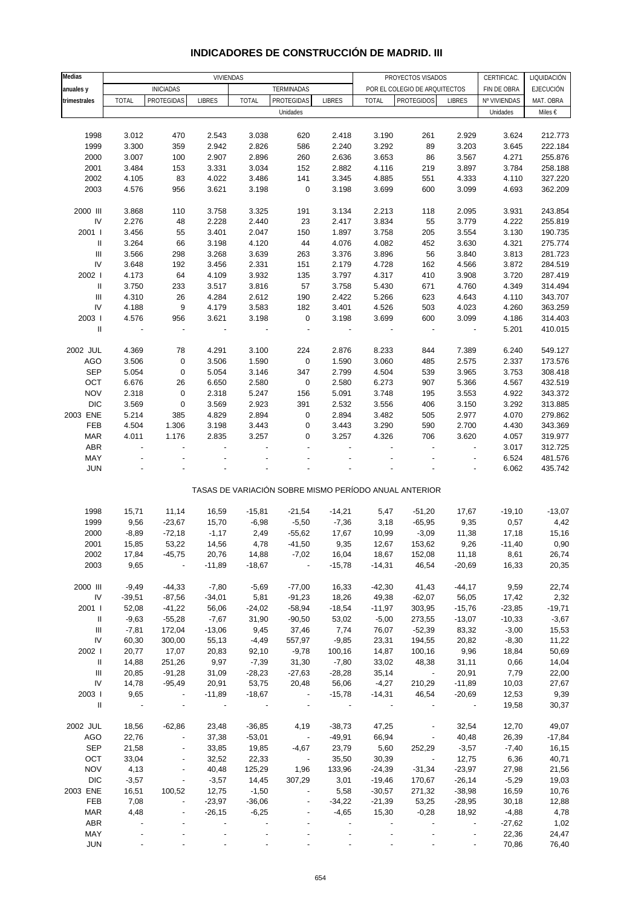# INDICADORES DE CONSTRUCCIÓN DE MADRID. III

| Medias anuales y trimestrales | VIVIENDAS | | | | | | PROYECTOS VISADOS POR EL COLEGIO DE ARQUITECTOS | | | CERTIFICAC. FIN DE OBRA | LIQUIDACIÓN EJECUCIÓN MAT. OBRA |
|---|---|---|---|---|---|---|---|---|---|---|---|
| | INICIADAS | | | TERMINADAS | | | | | | | |
| | TOTAL | PROTEGIDAS | LIBRES | TOTAL | PROTEGIDAS | LIBRES | TOTAL | PROTEGIDOS | LIBRES | Nº VIVIENDAS | |
| | Unidades | | | | | | | | | Unidades | Miles € |
| 1998 | 3.012 | 470 | 2.543 | 3.038 | 620 | 2.418 | 3.190 | 261 | 2.929 | 3.624 | 212.773 |
| 1999 | 3.300 | 359 | 2.942 | 2.826 | 586 | 2.240 | 3.292 | 89 | 3.203 | 3.645 | 222.184 |
| 2000 | 3.007 | 100 | 2.907 | 2.896 | 260 | 2.636 | 3.653 | 86 | 3.567 | 4.271 | 255.876 |
| 2001 | 3.484 | 153 | 3.331 | 3.034 | 152 | 2.882 | 4.116 | 219 | 3.897 | 3.784 | 258.188 |
| 2002 | 4.105 | 83 | 4.022 | 3.486 | 141 | 3.345 | 4.885 | 551 | 4.333 | 4.110 | 327.220 |
| 2003 | 4.576 | 956 | 3.621 | 3.198 | 0 | 3.198 | 3.699 | 600 | 3.099 | 4.693 | 362.209 |
| 2000 III | 3.868 | 110 | 3.758 | 3.325 | 191 | 3.134 | 2.213 | 118 | 2.095 | 3.931 | 243.854 |
| IV | 2.276 | 48 | 2.228 | 2.440 | 23 | 2.417 | 3.834 | 55 | 3.779 | 4.222 | 255.819 |
| 2001 I | 3.456 | 55 | 3.401 | 2.047 | 150 | 1.897 | 3.758 | 205 | 3.554 | 3.130 | 190.735 |
| II | 3.264 | 66 | 3.198 | 4.120 | 44 | 4.076 | 4.082 | 452 | 3.630 | 4.321 | 275.774 |
| III | 3.566 | 298 | 3.268 | 3.639 | 263 | 3.376 | 3.896 | 56 | 3.840 | 3.813 | 281.723 |
| IV | 3.648 | 192 | 3.456 | 2.331 | 151 | 2.179 | 4.728 | 162 | 4.566 | 3.872 | 284.519 |
| 2002 I | 4.173 | 64 | 4.109 | 3.932 | 135 | 3.797 | 4.317 | 410 | 3.908 | 3.720 | 287.419 |
| II | 3.750 | 233 | 3.517 | 3.816 | 57 | 3.758 | 5.430 | 671 | 4.760 | 4.349 | 314.494 |
| III | 4.310 | 26 | 4.284 | 2.612 | 190 | 2.422 | 5.266 | 623 | 4.643 | 4.110 | 343.707 |
| IV | 4.188 | 9 | 4.179 | 3.583 | 182 | 3.401 | 4.526 | 503 | 4.023 | 4.260 | 363.259 |
| 2003 I | 4.576 | 956 | 3.621 | 3.198 | 0 | 3.198 | 3.699 | 600 | 3.099 | 4.186 | 314.403 |
| II | - | - | - | - | - | - | - | - | - | 5.201 | 410.015 |
| 2002 JUL | 4.369 | 78 | 4.291 | 3.100 | 224 | 2.876 | 8.233 | 844 | 7.389 | 6.240 | 549.127 |
| AGO | 3.506 | 0 | 3.506 | 1.590 | 0 | 1.590 | 3.060 | 485 | 2.575 | 2.337 | 173.576 |
| SEP | 5.054 | 0 | 5.054 | 3.146 | 347 | 2.799 | 4.504 | 539 | 3.965 | 3.753 | 308.418 |
| OCT | 6.676 | 26 | 6.650 | 2.580 | 0 | 2.580 | 6.273 | 907 | 5.366 | 4.567 | 432.519 |
| NOV | 2.318 | 0 | 2.318 | 5.247 | 156 | 5.091 | 3.748 | 195 | 3.553 | 4.922 | 343.372 |
| DIC | 3.569 | 0 | 3.569 | 2.923 | 391 | 2.532 | 3.556 | 406 | 3.150 | 3.292 | 313.885 |
| 2003 ENE | 5.214 | 385 | 4.829 | 2.894 | 0 | 2.894 | 3.482 | 505 | 2.977 | 4.070 | 279.862 |
| FEB | 4.504 | 1.306 | 3.198 | 3.443 | 0 | 3.443 | 3.290 | 590 | 2.700 | 4.430 | 343.369 |
| MAR | 4.011 | 1.176 | 2.835 | 3.257 | 0 | 3.257 | 4.326 | 706 | 3.620 | 4.057 | 319.977 |
| ABR | - | - | - | - | - | - | - | - | - | 3.017 | 312.725 |
| MAY | - | - | - | - | - | - | - | - | - | 6.524 | 481.576 |
| JUN | - | - | - | - | - | - | - | - | - | 6.062 | 435.742 |
| | TASAS DE VARIACIÓN SOBRE MISMO PERÍODO ANUAL ANTERIOR | | | | | | | | | | |
| 1998 | 15,71 | 11,14 | 16,59 | -15,81 | -21,54 | -14,21 | 5,47 | -51,20 | 17,67 | -19,10 | -13,07 |
| 1999 | 9,56 | -23,67 | 15,70 | -6,98 | -5,50 | -7,36 | 3,18 | -65,95 | 9,35 | 0,57 | 4,42 |
| 2000 | -8,89 | -72,18 | -1,17 | 2,49 | -55,62 | 17,67 | 10,99 | -3,09 | 11,38 | 17,18 | 15,16 |
| 2001 | 15,85 | 53,22 | 14,56 | 4,78 | -41,50 | 9,35 | 12,67 | 153,62 | 9,26 | -11,40 | 0,90 |
| 2002 | 17,84 | -45,75 | 20,76 | 14,88 | -7,02 | 16,04 | 18,67 | 152,08 | 11,18 | 8,61 | 26,74 |
| 2003 | 9,65 | - | -11,89 | -18,67 | - | -15,78 | -14,31 | 46,54 | -20,69 | 16,33 | 20,35 |
| 2000 III | -9,49 | -44,33 | -7,80 | -5,69 | -77,00 | 16,33 | -42,30 | 41,43 | -44,17 | 9,59 | 22,74 |
| IV | -39,51 | -87,56 | -34,01 | 5,81 | -91,23 | 18,26 | 49,38 | -62,07 | 56,05 | 17,42 | 2,32 |
| 2001 I | 52,08 | -41,22 | 56,06 | -24,02 | -58,94 | -18,54 | -11,97 | 303,95 | -15,76 | -23,85 | -19,71 |
| II | -9,63 | -55,28 | -7,67 | 31,90 | -90,50 | 53,02 | -5,00 | 273,55 | -13,07 | -10,33 | -3,67 |
| III | -7,81 | 172,04 | -13,06 | 9,45 | 37,46 | 7,74 | 76,07 | -52,39 | 83,32 | -3,00 | 15,53 |
| IV | 60,30 | 300,00 | 55,13 | -4,49 | 557,97 | -9,85 | 23,31 | 194,55 | 20,82 | -8,30 | 11,22 |
| 2002 I | 20,77 | 17,07 | 20,83 | 92,10 | -9,78 | 100,16 | 14,87 | 100,16 | 9,96 | 18,84 | 50,69 |
| II | 14,88 | 251,26 | 9,97 | -7,39 | 31,30 | -7,80 | 33,02 | 48,38 | 31,11 | 0,66 | 14,04 |
| III | 20,85 | -91,28 | 31,09 | -28,23 | -27,63 | -28,28 | 35,14 | - | 20,91 | 7,79 | 22,00 |
| IV | 14,78 | -95,49 | 20,91 | 53,75 | 20,48 | 56,06 | -4,27 | 210,29 | -11,89 | 10,03 | 27,67 |
| 2003 I | 9,65 | - | -11,89 | -18,67 | - | -15,78 | -14,31 | 46,54 | -20,69 | 12,53 | 9,39 |
| II | - | - | - | - | - | - | - | - | - | 19,58 | 30,37 |
| 2002 JUL | 18,56 | -62,86 | 23,48 | -36,85 | 4,19 | -38,73 | 47,25 | - | 32,54 | 12,70 | 49,07 |
| AGO | 22,76 | - | 37,38 | -53,01 | - | -49,91 | 66,94 | - | 40,48 | 26,39 | -17,84 |
| SEP | 21,58 | - | 33,85 | 19,85 | -4,67 | 23,79 | 5,60 | 252,29 | -3,57 | -7,40 | 16,15 |
| OCT | 33,04 | - | 32,52 | 22,33 | - | 35,50 | 30,39 | - | 12,75 | 6,36 | 40,71 |
| NOV | 4,13 | - | 40,48 | 125,29 | 1,96 | 133,96 | -24,39 | -31,34 | -23,97 | 27,98 | 21,56 |
| DIC | -3,57 | - | -3,57 | 14,45 | 307,29 | 3,01 | -19,46 | 170,67 | -26,14 | -5,29 | 19,03 |
| 2003 ENE | 16,51 | 100,52 | 12,75 | -1,50 | - | 5,58 | -30,57 | 271,32 | -38,98 | 16,59 | 10,76 |
| FEB | 7,08 | - | -23,97 | -36,06 | - | -34,22 | -21,39 | 53,25 | -28,95 | 30,18 | 12,88 |
| MAR | 4,48 | - | -26,15 | -6,25 | - | -4,65 | 15,30 | -0,28 | 18,92 | -4,88 | 4,78 |
| ABR | - | - | - | - | - | - | - | - | - | -27,62 | 1,02 |
| MAY | - | - | - | - | - | - | - | - | - | 22,36 | 24,47 |
| JUN | - | - | - | - | - | - | - | - | - | 70,86 | 76,40 |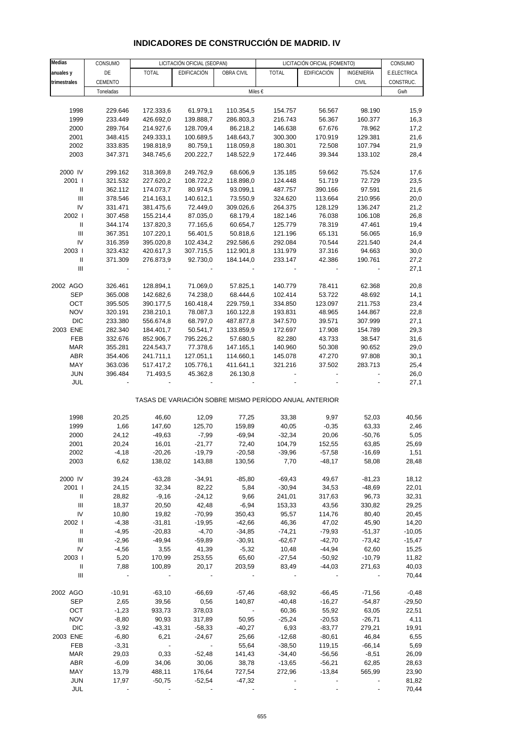# INDICADORES DE CONSTRUCCIÓN DE MADRID. IV

| Medias anuales y trimestrales | CONSUMO DE CEMENTO | LICITACIÓN OFICIAL (SEOPAN) | | | LICITACIÓN OFICIAL (FOMENTO) | | | CONSUMO E.ELECTRICA CONSTRUC. |
|---|---|---|---|---|---|---|---|---|
| | | TOTAL | EDIFICACIÓN | OBRA CIVIL | TOTAL | EDIFICACIÓN | INGENIERÍA CIVIL | |
| | Toneladas | Miles € | | | | | | Gwh |
| 1998 | 229.646 | 172.333,6 | 61.979,1 | 110.354,5 | 154.757 | 56.567 | 98.190 | 15,9 |
| 1999 | 233.449 | 426.692,0 | 139.888,7 | 286.803,3 | 216.743 | 56.367 | 160.377 | 16,3 |
| 2000 | 289.764 | 214.927,6 | 128.709,4 | 86.218,2 | 146.638 | 67.676 | 78.962 | 17,2 |
| 2001 | 348.415 | 249.333,1 | 100.689,5 | 148.643,7 | 300.300 | 170.919 | 129.381 | 21,6 |
| 2002 | 333.835 | 198.818,9 | 80.759,1 | 118.059,8 | 180.301 | 72.508 | 107.794 | 21,9 |
| 2003 | 347.371 | 348.745,6 | 200.222,7 | 148.522,9 | 172.446 | 39.344 | 133.102 | 28,4 |
| 2000 IV | 299.162 | 318.369,8 | 249.762,9 | 68.606,9 | 135.185 | 59.662 | 75.524 | 17,6 |
| 2001 I | 321.532 | 227.620,2 | 108.722,2 | 118.898,0 | 124.448 | 51.719 | 72.729 | 23,5 |
| II | 362.112 | 174.073,7 | 80.974,5 | 93.099,1 | 487.757 | 390.166 | 97.591 | 21,6 |
| III | 378.546 | 214.163,1 | 140.612,1 | 73.550,9 | 324.620 | 113.664 | 210.956 | 20,0 |
| IV | 331.471 | 381.475,6 | 72.449,0 | 309.026,6 | 264.375 | 128.129 | 136.247 | 21,2 |
| 2002 I | 307.458 | 155.214,4 | 87.035,0 | 68.179,4 | 182.146 | 76.038 | 106.108 | 26,8 |
| II | 344.174 | 137.820,3 | 77.165,6 | 60.654,7 | 125.779 | 78.319 | 47.461 | 19,4 |
| III | 367.351 | 107.220,1 | 56.401,5 | 50.818,6 | 121.196 | 65.131 | 56.065 | 16,9 |
| IV | 316.359 | 395.020,8 | 102.434,2 | 292.586,6 | 292.084 | 70.544 | 221.540 | 24,4 |
| 2003 I | 323.432 | 420.617,3 | 307.715,5 | 112.901,8 | 131.979 | 37.316 | 94.663 | 30,0 |
| II | 371.309 | 276.873,9 | 92.730,0 | 184.144,0 | 233.147 | 42.386 | 190.761 | 27,2 |
| III | - | - | - | - | - | - | - | 27,1 |
| 2002 AGO | 326.461 | 128.894,1 | 71.069,0 | 57.825,1 | 140.779 | 78.411 | 62.368 | 20,8 |
| SEP | 365.008 | 142.682,6 | 74.238,0 | 68.444,6 | 102.414 | 53.722 | 48.692 | 14,1 |
| OCT | 395.505 | 390.177,5 | 160.418,4 | 229.759,1 | 334.850 | 123.097 | 211.753 | 23,4 |
| NOV | 320.191 | 238.210,1 | 78.087,3 | 160.122,8 | 193.831 | 48.965 | 144.867 | 22,8 |
| DIC | 233.380 | 556.674,8 | 68.797,0 | 487.877,8 | 347.570 | 39.571 | 307.999 | 27,1 |
| 2003 ENE | 282.340 | 184.401,7 | 50.541,7 | 133.859,9 | 172.697 | 17.908 | 154.789 | 29,3 |
| FEB | 332.676 | 852.906,7 | 795.226,2 | 57.680,5 | 82.280 | 43.733 | 38.547 | 31,6 |
| MAR | 355.281 | 224.543,7 | 77.378,6 | 147.165,1 | 140.960 | 50.308 | 90.652 | 29,0 |
| ABR | 354.406 | 241.711,1 | 127.051,1 | 114.660,1 | 145.078 | 47.270 | 97.808 | 30,1 |
| MAY | 363.036 | 517.417,2 | 105.776,1 | 411.641,1 | 321.216 | 37.502 | 283.713 | 25,4 |
| JUN | 396.484 | 71.493,5 | 45.362,8 | 26.130,8 | - | - | - | 26,0 |
| JUL | - | - | - | - | - | - | - | 27,1 |

TASAS DE VARIACIÓN SOBRE MISMO PERÍODO ANUAL ANTERIOR

| Medias anuales y trimestrales | CONSUMO DE CEMENTO | SEOPAN TOTAL | SEOPAN EDIFICACIÓN | SEOPAN OBRA CIVIL | FOMENTO TOTAL | FOMENTO EDIFICACIÓN | FOMENTO INGENIERÍA CIVIL | CONSUMO E.ELECTRICA CONSTRUC. |
|---|---|---|---|---|---|---|---|---|
| 1998 | 20,25 | 46,60 | 12,09 | 77,25 | 33,38 | 9,97 | 52,03 | 40,56 |
| 1999 | 1,66 | 147,60 | 125,70 | 159,89 | 40,05 | -0,35 | 63,33 | 2,46 |
| 2000 | 24,12 | -49,63 | -7,99 | -69,94 | -32,34 | 20,06 | -50,76 | 5,05 |
| 2001 | 20,24 | 16,01 | -21,77 | 72,40 | 104,79 | 152,55 | 63,85 | 25,69 |
| 2002 | -4,18 | -20,26 | -19,79 | -20,58 | -39,96 | -57,58 | -16,69 | 1,51 |
| 2003 | 6,62 | 138,02 | 143,88 | 130,56 | 7,70 | -48,17 | 58,08 | 28,48 |
| 2000 IV | 39,24 | -63,28 | -34,91 | -85,80 | -69,43 | 49,67 | -81,23 | 18,12 |
| 2001 I | 24,15 | 32,34 | 82,22 | 5,84 | -30,94 | 34,53 | -48,69 | 22,01 |
| II | 28,82 | -9,16 | -24,12 | 9,66 | 241,01 | 317,63 | 96,73 | 32,31 |
| III | 18,37 | 20,50 | 42,48 | -6,94 | 153,33 | 43,56 | 330,82 | 29,25 |
| IV | 10,80 | 19,82 | -70,99 | 350,43 | 95,57 | 114,76 | 80,40 | 20,45 |
| 2002 I | -4,38 | -31,81 | -19,95 | -42,66 | 46,36 | 47,02 | 45,90 | 14,20 |
| II | -4,95 | -20,83 | -4,70 | -34,85 | -74,21 | -79,93 | -51,37 | -10,05 |
| III | -2,96 | -49,94 | -59,89 | -30,91 | -62,67 | -42,70 | -73,42 | -15,47 |
| IV | -4,56 | 3,55 | 41,39 | -5,32 | 10,48 | -44,94 | 62,60 | 15,25 |
| 2003 I | 5,20 | 170,99 | 253,55 | 65,60 | -27,54 | -50,92 | -10,79 | 11,82 |
| II | 7,88 | 100,89 | 20,17 | 203,59 | 83,49 | -44,03 | 271,63 | 40,03 |
| III | - | - | - | - | - | - | - | 70,44 |
| 2002 AGO | -10,91 | -63,10 | -66,69 | -57,46 | -68,92 | -66,45 | -71,56 | -0,48 |
| SEP | 2,65 | 39,56 | 0,56 | 140,87 | -40,48 | -16,27 | -54,87 | -29,50 |
| OCT | -1,23 | 933,73 | 378,03 | - | 60,36 | 55,92 | 63,05 | 22,51 |
| NOV | -8,80 | 90,93 | 317,89 | 50,95 | -25,24 | -20,53 | -26,71 | 4,11 |
| DIC | -3,92 | -43,31 | -58,33 | -40,27 | 6,93 | -83,77 | 279,21 | 19,91 |
| 2003 ENE | -6,80 | 6,21 | -24,67 | 25,66 | -12,68 | -80,61 | 46,84 | 6,55 |
| FEB | -3,31 | - | - | 55,64 | -38,50 | 119,15 | -66,14 | 5,69 |
| MAR | 29,03 | 0,33 | -52,48 | 141,43 | -34,40 | -56,56 | -8,51 | 26,09 |
| ABR | -6,09 | 34,06 | 30,06 | 38,78 | -13,65 | -56,21 | 62,85 | 28,63 |
| MAY | 13,79 | 488,11 | 176,64 | 727,54 | 272,96 | -13,84 | 565,99 | 23,90 |
| JUN | 17,97 | -50,75 | -52,54 | -47,32 | - | - | - | 81,82 |
| JUL | - | - | - | - | - | - | - | 70,44 |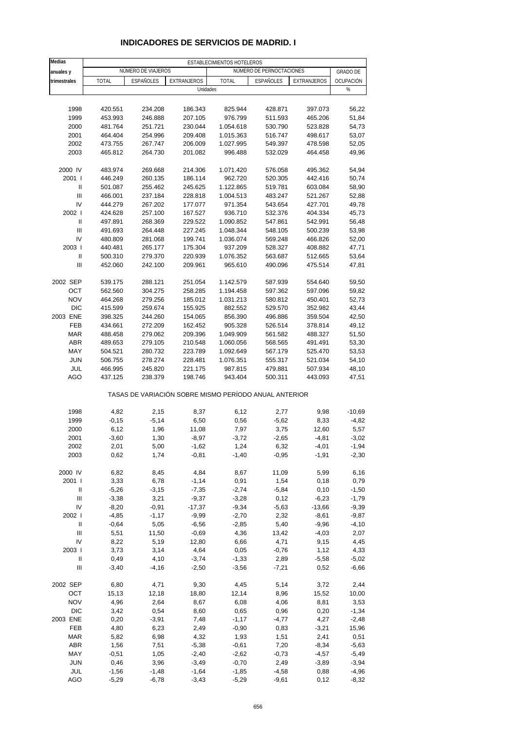# INDICADORES DE SERVICIOS DE MADRID. I

| Medias anuales y trimestrales | ESTABLECIMIENTOS HOTELEROS | | | | | | |
|---|---|---|---|---|---|---|---|
| | NÚMERO DE VIAJEROS | | | NÚMERO DE PERNOCTACIONES | | | GRADO DE OCUPACIÓN |
| | TOTAL | ESPAÑOLES | EXTRANJEROS | TOTAL | ESPAÑOLES | EXTRANJEROS | |
| | Unidades | | | | | | % |
| 1998 | 420.551 | 234.208 | 186.343 | 825.944 | 428.871 | 397.073 | 56,22 |
| 1999 | 453.993 | 246.888 | 207.105 | 976.799 | 511.593 | 465.206 | 51,84 |
| 2000 | 481.764 | 251.721 | 230.044 | 1.054.618 | 530.790 | 523.828 | 54,73 |
| 2001 | 464.404 | 254.996 | 209.408 | 1.015.363 | 516.747 | 498.617 | 53,07 |
| 2002 | 473.755 | 267.747 | 206.009 | 1.027.995 | 549.397 | 478.598 | 52,05 |
| 2003 | 465.812 | 264.730 | 201.082 | 996.488 | 532.029 | 464.458 | 49,96 |
| 2000 IV | 483.974 | 269.668 | 214.306 | 1.071.420 | 576.058 | 495.362 | 54,94 |
| 2001 I | 446.249 | 260.135 | 186.114 | 962.720 | 520.305 | 442.416 | 50,74 |
| II | 501.087 | 255.462 | 245.625 | 1.122.865 | 519.781 | 603.084 | 58,90 |
| III | 466.001 | 237.184 | 228.818 | 1.004.513 | 483.247 | 521.267 | 52,88 |
| IV | 444.279 | 267.202 | 177.077 | 971.354 | 543.654 | 427.701 | 49,78 |
| 2002 I | 424.628 | 257.100 | 167.527 | 936.710 | 532.376 | 404.334 | 45,73 |
| II | 497.891 | 268.369 | 229.522 | 1.090.852 | 547.861 | 542.991 | 56,48 |
| III | 491.693 | 264.448 | 227.245 | 1.048.344 | 548.105 | 500.239 | 53,98 |
| IV | 480.809 | 281.068 | 199.741 | 1.036.074 | 569.248 | 466.826 | 52,00 |
| 2003 I | 440.481 | 265.177 | 175.304 | 937.209 | 528.327 | 408.882 | 47,71 |
| II | 500.310 | 279.370 | 220.939 | 1.076.352 | 563.687 | 512.665 | 53,64 |
| III | 452.060 | 242.100 | 209.961 | 965.610 | 490.096 | 475.514 | 47,81 |
| 2002 SEP | 539.175 | 288.121 | 251.054 | 1.142.579 | 587.939 | 554.640 | 59,50 |
| OCT | 562.560 | 304.275 | 258.285 | 1.194.458 | 597.362 | 597.096 | 59,82 |
| NOV | 464.268 | 279.256 | 185.012 | 1.031.213 | 580.812 | 450.401 | 52,73 |
| DIC | 415.599 | 259.674 | 155.925 | 882.552 | 529.570 | 352.982 | 43,44 |
| 2003 ENE | 398.325 | 244.260 | 154.065 | 856.390 | 496.886 | 359.504 | 42,50 |
| FEB | 434.661 | 272.209 | 162.452 | 905.328 | 526.514 | 378.814 | 49,12 |
| MAR | 488.458 | 279.062 | 209.396 | 1.049.909 | 561.582 | 488.327 | 51,50 |
| ABR | 489.653 | 279.105 | 210.548 | 1.060.056 | 568.565 | 491.491 | 53,30 |
| MAY | 504.521 | 280.732 | 223.789 | 1.092.649 | 567.179 | 525.470 | 53,53 |
| JUN | 506.755 | 278.274 | 228.481 | 1.076.351 | 555.317 | 521.034 | 54,10 |
| JUL | 466.995 | 245.820 | 221.175 | 987.815 | 479.881 | 507.934 | 48,10 |
| AGO | 437.125 | 238.379 | 198.746 | 943.404 | 500.311 | 443.093 | 47,51 |
| | TASAS DE VARIACIÓN SOBRE MISMO PERÍODO ANUAL ANTERIOR | | | | | | |
| 1998 | 4,82 | 2,15 | 8,37 | 6,12 | 2,77 | 9,98 | -10,69 |
| 1999 | -0,15 | -5,14 | 6,50 | 0,56 | -5,62 | 8,33 | -4,82 |
| 2000 | 6,12 | 1,96 | 11,08 | 7,97 | 3,75 | 12,60 | 5,57 |
| 2001 | -3,60 | 1,30 | -8,97 | -3,72 | -2,65 | -4,81 | -3,02 |
| 2002 | 2,01 | 5,00 | -1,62 | 1,24 | 6,32 | -4,01 | -1,94 |
| 2003 | 0,62 | 1,74 | -0,81 | -1,40 | -0,95 | -1,91 | -2,30 |
| 2000 IV | 6,82 | 8,45 | 4,84 | 8,67 | 11,09 | 5,99 | 6,16 |
| 2001 I | 3,33 | 6,78 | -1,14 | 0,91 | 1,54 | 0,18 | 0,79 |
| II | -5,26 | -3,15 | -7,35 | -2,74 | -5,84 | 0,10 | -1,50 |
| III | -3,38 | 3,21 | -9,37 | -3,28 | 0,12 | -6,23 | -1,79 |
| IV | -8,20 | -0,91 | -17,37 | -9,34 | -5,63 | -13,66 | -9,39 |
| 2002 I | -4,85 | -1,17 | -9,99 | -2,70 | 2,32 | -8,61 | -9,87 |
| II | -0,64 | 5,05 | -6,56 | -2,85 | 5,40 | -9,96 | -4,10 |
| III | 5,51 | 11,50 | -0,69 | 4,36 | 13,42 | -4,03 | 2,07 |
| IV | 8,22 | 5,19 | 12,80 | 6,66 | 4,71 | 9,15 | 4,45 |
| 2003 I | 3,73 | 3,14 | 4,64 | 0,05 | -0,76 | 1,12 | 4,33 |
| II | 0,49 | 4,10 | -3,74 | -1,33 | 2,89 | -5,58 | -5,02 |
| III | -3,40 | -4,16 | -2,50 | -3,56 | -7,21 | 0,52 | -6,66 |
| 2002 SEP | 6,80 | 4,71 | 9,30 | 4,45 | 5,14 | 3,72 | 2,44 |
| OCT | 15,13 | 12,18 | 18,80 | 12,14 | 8,96 | 15,52 | 10,00 |
| NOV | 4,96 | 2,64 | 8,67 | 6,08 | 4,06 | 8,81 | 3,53 |
| DIC | 3,42 | 0,54 | 8,60 | 0,65 | 0,96 | 0,20 | -1,34 |
| 2003 ENE | 0,20 | -3,91 | 7,48 | -1,17 | -4,77 | 4,27 | -2,48 |
| FEB | 4,80 | 6,23 | 2,49 | -0,90 | 0,83 | -3,21 | 15,96 |
| MAR | 5,82 | 6,98 | 4,32 | 1,93 | 1,51 | 2,41 | 0,51 |
| ABR | 1,56 | 7,51 | -5,38 | -0,61 | 7,20 | -8,34 | -5,63 |
| MAY | -0,51 | 1,05 | -2,40 | -2,62 | -0,73 | -4,57 | -5,49 |
| JUN | 0,46 | 3,96 | -3,49 | -0,70 | 2,49 | -3,89 | -3,94 |
| JUL | -1,56 | -1,48 | -1,64 | -1,85 | -4,58 | 0,88 | -4,96 |
| AGO | -5,29 | -6,78 | -3,43 | -5,29 | -9,61 | 0,12 | -8,32 |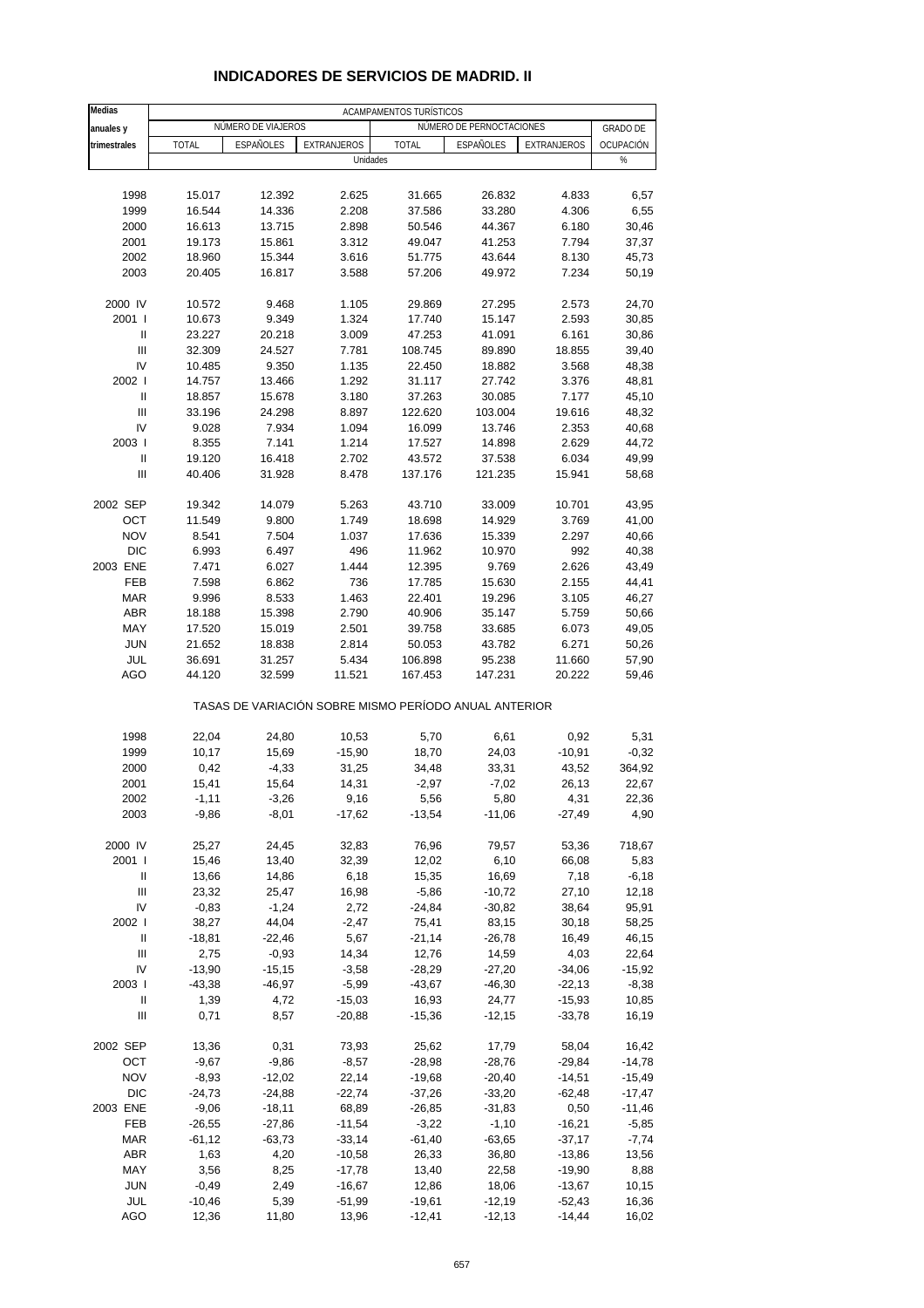# INDICADORES DE SERVICIOS DE MADRID. II

| Medias anuales y trimestrales | ACAMPAMENTOS TURÍSTICOS | | | | | | |
|---|---|---|---|---|---|---|---|
| | NÚMERO DE VIAJEROS | | | NÚMERO DE PERNOCTACIONES | | | GRADO DE OCUPACIÓN |
| | TOTAL | ESPAÑOLES | EXTRANJEROS | TOTAL | ESPAÑOLES | EXTRANJEROS | |
| | Unidades | | | | | | % |
| 1998 | 15.017 | 12.392 | 2.625 | 31.665 | 26.832 | 4.833 | 6,57 |
| 1999 | 16.544 | 14.336 | 2.208 | 37.586 | 33.280 | 4.306 | 6,55 |
| 2000 | 16.613 | 13.715 | 2.898 | 50.546 | 44.367 | 6.180 | 30,46 |
| 2001 | 19.173 | 15.861 | 3.312 | 49.047 | 41.253 | 7.794 | 37,37 |
| 2002 | 18.960 | 15.344 | 3.616 | 51.775 | 43.644 | 8.130 | 45,73 |
| 2003 | 20.405 | 16.817 | 3.588 | 57.206 | 49.972 | 7.234 | 50,19 |
| 2000 IV | 10.572 | 9.468 | 1.105 | 29.869 | 27.295 | 2.573 | 24,70 |
| 2001 I | 10.673 | 9.349 | 1.324 | 17.740 | 15.147 | 2.593 | 30,85 |
| II | 23.227 | 20.218 | 3.009 | 47.253 | 41.091 | 6.161 | 30,86 |
| III | 32.309 | 24.527 | 7.781 | 108.745 | 89.890 | 18.855 | 39,40 |
| IV | 10.485 | 9.350 | 1.135 | 22.450 | 18.882 | 3.568 | 48,38 |
| 2002 I | 14.757 | 13.466 | 1.292 | 31.117 | 27.742 | 3.376 | 48,81 |
| II | 18.857 | 15.678 | 3.180 | 37.263 | 30.085 | 7.177 | 45,10 |
| III | 33.196 | 24.298 | 8.897 | 122.620 | 103.004 | 19.616 | 48,32 |
| IV | 9.028 | 7.934 | 1.094 | 16.099 | 13.746 | 2.353 | 40,68 |
| 2003 I | 8.355 | 7.141 | 1.214 | 17.527 | 14.898 | 2.629 | 44,72 |
| II | 19.120 | 16.418 | 2.702 | 43.572 | 37.538 | 6.034 | 49,99 |
| III | 40.406 | 31.928 | 8.478 | 137.176 | 121.235 | 15.941 | 58,68 |
| 2002 SEP | 19.342 | 14.079 | 5.263 | 43.710 | 33.009 | 10.701 | 43,95 |
| OCT | 11.549 | 9.800 | 1.749 | 18.698 | 14.929 | 3.769 | 41,00 |
| NOV | 8.541 | 7.504 | 1.037 | 17.636 | 15.339 | 2.297 | 40,66 |
| DIC | 6.993 | 6.497 | 496 | 11.962 | 10.970 | 992 | 40,38 |
| 2003 ENE | 7.471 | 6.027 | 1.444 | 12.395 | 9.769 | 2.626 | 43,49 |
| FEB | 7.598 | 6.862 | 736 | 17.785 | 15.630 | 2.155 | 44,41 |
| MAR | 9.996 | 8.533 | 1.463 | 22.401 | 19.296 | 3.105 | 46,27 |
| ABR | 18.188 | 15.398 | 2.790 | 40.906 | 35.147 | 5.759 | 50,66 |
| MAY | 17.520 | 15.019 | 2.501 | 39.758 | 33.685 | 6.073 | 49,05 |
| JUN | 21.652 | 18.838 | 2.814 | 50.053 | 43.782 | 6.271 | 50,26 |
| JUL | 36.691 | 31.257 | 5.434 | 106.898 | 95.238 | 11.660 | 57,90 |
| AGO | 44.120 | 32.599 | 11.521 | 167.453 | 147.231 | 20.222 | 59,46 |
| | TASAS DE VARIACIÓN SOBRE MISMO PERÍODO ANUAL ANTERIOR | | | | | | |
| 1998 | 22,04 | 24,80 | 10,53 | 5,70 | 6,61 | 0,92 | 5,31 |
| 1999 | 10,17 | 15,69 | -15,90 | 18,70 | 24,03 | -10,91 | -0,32 |
| 2000 | 0,42 | -4,33 | 31,25 | 34,48 | 33,31 | 43,52 | 364,92 |
| 2001 | 15,41 | 15,64 | 14,31 | -2,97 | -7,02 | 26,13 | 22,67 |
| 2002 | -1,11 | -3,26 | 9,16 | 5,56 | 5,80 | 4,31 | 22,36 |
| 2003 | -9,86 | -8,01 | -17,62 | -13,54 | -11,06 | -27,49 | 4,90 |
| 2000 IV | 25,27 | 24,45 | 32,83 | 76,96 | 79,57 | 53,36 | 718,67 |
| 2001 I | 15,46 | 13,40 | 32,39 | 12,02 | 6,10 | 66,08 | 5,83 |
| II | 13,66 | 14,86 | 6,18 | 15,35 | 16,69 | 7,18 | -6,18 |
| III | 23,32 | 25,47 | 16,98 | -5,86 | -10,72 | 27,10 | 12,18 |
| IV | -0,83 | -1,24 | 2,72 | -24,84 | -30,82 | 38,64 | 95,91 |
| 2002 I | 38,27 | 44,04 | -2,47 | 75,41 | 83,15 | 30,18 | 58,25 |
| II | -18,81 | -22,46 | 5,67 | -21,14 | -26,78 | 16,49 | 46,15 |
| III | 2,75 | -0,93 | 14,34 | 12,76 | 14,59 | 4,03 | 22,64 |
| IV | -13,90 | -15,15 | -3,58 | -28,29 | -27,20 | -34,06 | -15,92 |
| 2003 I | -43,38 | -46,97 | -5,99 | -43,67 | -46,30 | -22,13 | -8,38 |
| II | 1,39 | 4,72 | -15,03 | 16,93 | 24,77 | -15,93 | 10,85 |
| III | 0,71 | 8,57 | -20,88 | -15,36 | -12,15 | -33,78 | 16,19 |
| 2002 SEP | 13,36 | 0,31 | 73,93 | 25,62 | 17,79 | 58,04 | 16,42 |
| OCT | -9,67 | -9,86 | -8,57 | -28,98 | -28,76 | -29,84 | -14,78 |
| NOV | -8,93 | -12,02 | 22,14 | -19,68 | -20,40 | -14,51 | -15,49 |
| DIC | -24,73 | -24,88 | -22,74 | -37,26 | -33,20 | -62,48 | -17,47 |
| 2003 ENE | -9,06 | -18,11 | 68,89 | -26,85 | -31,83 | 0,50 | -11,46 |
| FEB | -26,55 | -27,86 | -11,54 | -3,22 | -1,10 | -16,21 | -5,85 |
| MAR | -61,12 | -63,73 | -33,14 | -61,40 | -63,65 | -37,17 | -7,74 |
| ABR | 1,63 | 4,20 | -10,58 | 26,33 | 36,80 | -13,86 | 13,56 |
| MAY | 3,56 | 8,25 | -17,78 | 13,40 | 22,58 | -19,90 | 8,88 |
| JUN | -0,49 | 2,49 | -16,67 | 12,86 | 18,06 | -13,67 | 10,15 |
| JUL | -10,46 | 5,39 | -51,99 | -19,61 | -12,19 | -52,43 | 16,36 |
| AGO | 12,36 | 11,80 | 13,96 | -12,41 | -12,13 | -14,44 | 16,02 |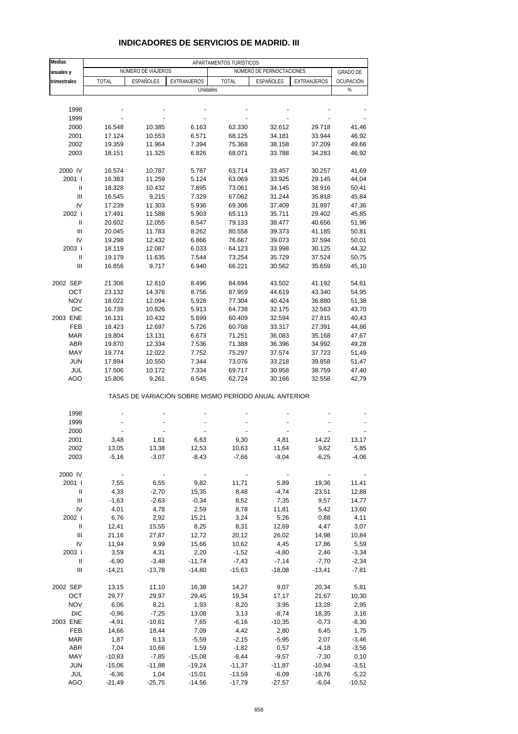## INDICADORES DE SERVICIOS DE MADRID. III

| Medias anuales y trimestrales | APARTAMENTOS TURÍSTICOS | | | | | | |
|---|---|---|---|---|---|---|---|
| | NÚMERO DE VIAJEROS | | | NÚMERO DE PERNOCTACIONES | | | GRADO DE OCUPACIÓN |
| | TOTAL | ESPAÑOLES | EXTRANJEROS | TOTAL | ESPAÑOLES | EXTRANJEROS | |
| | Unidades | | | | | | % |
| 1998 | - | - | - | - | - | - | - |
| 1999 | - | - | - | - | - | - | - |
| 2000 | 16.548 | 10.385 | 6.163 | 62.330 | 32.612 | 29.718 | 41,46 |
| 2001 | 17.124 | 10.553 | 6.571 | 68.125 | 34.181 | 33.944 | 46,92 |
| 2002 | 19.359 | 11.964 | 7.394 | 75.368 | 38.158 | 37.209 | 49,66 |
| 2003 | 18.151 | 11.325 | 6.826 | 68.071 | 33.788 | 34.283 | 46,92 |
| 2000 IV | 16.574 | 10.787 | 5.787 | 63.714 | 33.457 | 30.257 | 41,69 |
| 2001 I | 16.383 | 11.259 | 5.124 | 63.069 | 33.925 | 29.145 | 44,04 |
| II | 18.328 | 10.432 | 7.895 | 73.061 | 34.145 | 38.916 | 50,41 |
| III | 16.545 | 9.215 | 7.329 | 67.062 | 31.244 | 35.818 | 45,84 |
| IV | 17.239 | 11.303 | 5.936 | 69.306 | 37.409 | 31.897 | 47,36 |
| 2002 I | 17.491 | 11.588 | 5.903 | 65.113 | 35.711 | 29.402 | 45,85 |
| II | 20.602 | 12.055 | 8.547 | 79.133 | 38.477 | 40.656 | 51,96 |
| III | 20.045 | 11.783 | 8.262 | 80.558 | 39.373 | 41.185 | 50,81 |
| IV | 19.298 | 12.432 | 6.866 | 76.667 | 39.073 | 37.594 | 50,01 |
| 2003 I | 18.119 | 12.087 | 6.033 | 64.123 | 33.998 | 30.125 | 44,32 |
| II | 19.179 | 11.635 | 7.544 | 73.254 | 35.729 | 37.524 | 50,75 |
| III | 16.656 | 9.717 | 6.940 | 66.221 | 30.562 | 35.659 | 45,10 |
| 2002 SEP | 21.306 | 12.810 | 8.496 | 84.694 | 43.502 | 41.192 | 54,61 |
| OCT | 23.132 | 14.376 | 8.756 | 87.959 | 44.619 | 43.340 | 54,95 |
| NOV | 18.022 | 12.094 | 5.928 | 77.304 | 40.424 | 36.880 | 51,38 |
| DIC | 16.739 | 10.826 | 5.913 | 64.738 | 32.175 | 32.563 | 43,70 |
| 2003 ENE | 16.131 | 10.432 | 5.699 | 60.409 | 32.594 | 27.815 | 40,43 |
| FEB | 18.423 | 12.697 | 5.726 | 60.708 | 33.317 | 27.391 | 44,86 |
| MAR | 19.804 | 13.131 | 6.673 | 71.251 | 36.083 | 35.168 | 47,67 |
| ABR | 19.870 | 12.334 | 7.536 | 71.388 | 36.396 | 34.992 | 49,28 |
| MAY | 19.774 | 12.022 | 7.752 | 75.297 | 37.574 | 37.723 | 51,49 |
| JUN | 17.894 | 10.550 | 7.344 | 73.076 | 33.218 | 39.858 | 51,47 |
| JUL | 17.506 | 10.172 | 7.334 | 69.717 | 30.958 | 38.759 | 47,40 |
| AGO | 15.806 | 9.261 | 6.545 | 62.724 | 30.166 | 32.558 | 42,79 |
| | TASAS DE VARIACIÓN SOBRE MISMO PERÍODO ANUAL ANTERIOR | | | | | | |
| 1998 | - | - | - | - | - | - | - |
| 1999 | - | - | - | - | - | - | - |
| 2000 | - | - | - | - | - | - | - |
| 2001 | 3,48 | 1,61 | 6,63 | 9,30 | 4,81 | 14,22 | 13,17 |
| 2002 | 13,05 | 13,38 | 12,53 | 10,63 | 11,64 | 9,62 | 5,85 |
| 2003 | -5,16 | -3,07 | -8,43 | -7,66 | -9,04 | -6,25 | -4,06 |
| 2000 IV | - | - | - | - | - | - | - |
| 2001 I | 7,55 | 6,55 | 9,82 | 11,71 | 5,89 | 19,36 | 11,41 |
| II | 4,33 | -2,70 | 15,35 | 8,48 | -4,74 | 23,51 | 12,88 |
| III | -1,63 | -2,63 | -0,34 | 8,52 | 7,35 | 9,57 | 14,77 |
| IV | 4,01 | 4,78 | 2,59 | 8,78 | 11,81 | 5,42 | 13,60 |
| 2002 I | 6,76 | 2,92 | 15,21 | 3,24 | 5,26 | 0,88 | 4,11 |
| II | 12,41 | 15,55 | 8,25 | 8,31 | 12,69 | 4,47 | 3,07 |
| III | 21,16 | 27,87 | 12,72 | 20,12 | 26,02 | 14,98 | 10,84 |
| IV | 11,94 | 9,99 | 15,66 | 10,62 | 4,45 | 17,86 | 5,59 |
| 2003 I | 3,59 | 4,31 | 2,20 | -1,52 | -4,80 | 2,46 | -3,34 |
| II | -6,90 | -3,48 | -11,74 | -7,43 | -7,14 | -7,70 | -2,34 |
| III | -14,21 | -13,78 | -14,80 | -15,63 | -18,08 | -13,41 | -7,81 |
| 2002 SEP | 13,15 | 11,10 | 16,38 | 14,27 | 9,07 | 20,34 | 5,81 |
| OCT | 29,77 | 29,97 | 29,45 | 19,34 | 17,17 | 21,67 | 10,30 |
| NOV | 6,06 | 8,21 | 1,93 | 8,20 | 3,95 | 13,28 | 2,95 |
| DIC | -0,96 | -7,25 | 13,08 | 3,13 | -8,74 | 18,35 | 3,16 |
| 2003 ENE | -4,91 | -10,61 | 7,65 | -6,16 | -10,35 | -0,73 | -8,30 |
| FEB | 14,66 | 18,44 | 7,09 | 4,42 | 2,80 | 6,45 | 1,75 |
| MAR | 1,87 | 6,13 | -5,59 | -2,15 | -5,95 | 2,07 | -3,46 |
| ABR | 7,04 | 10,66 | 1,59 | -1,82 | 0,57 | -4,18 | -3,56 |
| MAY | -10,83 | -7,85 | -15,08 | -8,44 | -9,57 | -7,30 | 0,10 |
| JUN | -15,06 | -11,88 | -19,24 | -11,37 | -11,87 | -10,94 | -3,51 |
| JUL | -6,36 | 1,04 | -15,01 | -13,59 | -6,09 | -18,76 | -5,22 |
| AGO | -21,49 | -25,75 | -14,56 | -17,79 | -27,57 | -6,04 | -10,52 |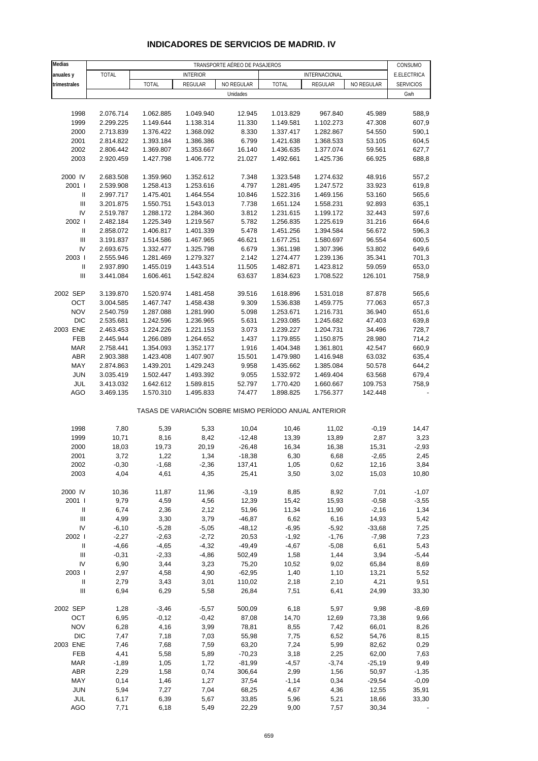# INDICADORES DE SERVICIOS DE MADRID. IV

| Medias anuales y trimestrales | TRANSPORTE AÉREO DE PASAJEROS | | | | | | | CONSUMO E.ELECTRICA SERVICIOS |
|---|---|---|---|---|---|---|---|---|
| | TOTAL | INTERIOR | | | INTERNACIONAL | | | |
| | | TOTAL | REGULAR | NO REGULAR | TOTAL | REGULAR | NO REGULAR | |
| | Unidades | | | | | | | Gwh |
| 1998 | 2.076.714 | 1.062.885 | 1.049.940 | 12.945 | 1.013.829 | 967.840 | 45.989 | 588,9 |
| 1999 | 2.299.225 | 1.149.644 | 1.138.314 | 11.330 | 1.149.581 | 1.102.273 | 47.308 | 607,9 |
| 2000 | 2.713.839 | 1.376.422 | 1.368.092 | 8.330 | 1.337.417 | 1.282.867 | 54.550 | 590,1 |
| 2001 | 2.814.822 | 1.393.184 | 1.386.386 | 6.799 | 1.421.638 | 1.368.533 | 53.105 | 604,5 |
| 2002 | 2.806.442 | 1.369.807 | 1.353.667 | 16.140 | 1.436.635 | 1.377.074 | 59.561 | 627,7 |
| 2003 | 2.920.459 | 1.427.798 | 1.406.772 | 21.027 | 1.492.661 | 1.425.736 | 66.925 | 688,8 |
| 2000 IV | 2.683.508 | 1.359.960 | 1.352.612 | 7.348 | 1.323.548 | 1.274.632 | 48.916 | 557,2 |
| 2001 I | 2.539.908 | 1.258.413 | 1.253.616 | 4.797 | 1.281.495 | 1.247.572 | 33.923 | 619,8 |
| II | 2.997.717 | 1.475.401 | 1.464.554 | 10.846 | 1.522.316 | 1.469.156 | 53.160 | 565,6 |
| III | 3.201.875 | 1.550.751 | 1.543.013 | 7.738 | 1.651.124 | 1.558.231 | 92.893 | 635,1 |
| IV | 2.519.787 | 1.288.172 | 1.284.360 | 3.812 | 1.231.615 | 1.199.172 | 32.443 | 597,6 |
| 2002 I | 2.482.184 | 1.225.349 | 1.219.567 | 5.782 | 1.256.835 | 1.225.619 | 31.216 | 664,6 |
| II | 2.858.072 | 1.406.817 | 1.401.339 | 5.478 | 1.451.256 | 1.394.584 | 56.672 | 596,3 |
| III | 3.191.837 | 1.514.586 | 1.467.965 | 46.621 | 1.677.251 | 1.580.697 | 96.554 | 600,5 |
| IV | 2.693.675 | 1.332.477 | 1.325.798 | 6.679 | 1.361.198 | 1.307.396 | 53.802 | 649,6 |
| 2003 I | 2.555.946 | 1.281.469 | 1.279.327 | 2.142 | 1.274.477 | 1.239.136 | 35.341 | 701,3 |
| II | 2.937.890 | 1.455.019 | 1.443.514 | 11.505 | 1.482.871 | 1.423.812 | 59.059 | 653,0 |
| III | 3.441.084 | 1.606.461 | 1.542.824 | 63.637 | 1.834.623 | 1.708.522 | 126.101 | 758,9 |
| 2002 SEP | 3.139.870 | 1.520.974 | 1.481.458 | 39.516 | 1.618.896 | 1.531.018 | 87.878 | 565,6 |
| OCT | 3.004.585 | 1.467.747 | 1.458.438 | 9.309 | 1.536.838 | 1.459.775 | 77.063 | 657,3 |
| NOV | 2.540.759 | 1.287.088 | 1.281.990 | 5.098 | 1.253.671 | 1.216.731 | 36.940 | 651,6 |
| DIC | 2.535.681 | 1.242.596 | 1.236.965 | 5.631 | 1.293.085 | 1.245.682 | 47.403 | 639,8 |
| 2003 ENE | 2.463.453 | 1.224.226 | 1.221.153 | 3.073 | 1.239.227 | 1.204.731 | 34.496 | 728,7 |
| FEB | 2.445.944 | 1.266.089 | 1.264.652 | 1.437 | 1.179.855 | 1.150.875 | 28.980 | 714,2 |
| MAR | 2.758.441 | 1.354.093 | 1.352.177 | 1.916 | 1.404.348 | 1.361.801 | 42.547 | 660,9 |
| ABR | 2.903.388 | 1.423.408 | 1.407.907 | 15.501 | 1.479.980 | 1.416.948 | 63.032 | 635,4 |
| MAY | 2.874.863 | 1.439.201 | 1.429.243 | 9.958 | 1.435.662 | 1.385.084 | 50.578 | 644,2 |
| JUN | 3.035.419 | 1.502.447 | 1.493.392 | 9.055 | 1.532.972 | 1.469.404 | 63.568 | 679,4 |
| JUL | 3.413.032 | 1.642.612 | 1.589.815 | 52.797 | 1.770.420 | 1.660.667 | 109.753 | 758,9 |
| AGO | 3.469.135 | 1.570.310 | 1.495.833 | 74.477 | 1.898.825 | 1.756.377 | 142.448 | - |
| | TASAS DE VARIACIÓN SOBRE MISMO PERÍODO ANUAL ANTERIOR | | | | | | | |
| 1998 | 7,80 | 5,39 | 5,33 | 10,04 | 10,46 | 11,02 | -0,19 | 14,47 |
| 1999 | 10,71 | 8,16 | 8,42 | -12,48 | 13,39 | 13,89 | 2,87 | 3,23 |
| 2000 | 18,03 | 19,73 | 20,19 | -26,48 | 16,34 | 16,38 | 15,31 | -2,93 |
| 2001 | 3,72 | 1,22 | 1,34 | -18,38 | 6,30 | 6,68 | -2,65 | 2,45 |
| 2002 | -0,30 | -1,68 | -2,36 | 137,41 | 1,05 | 0,62 | 12,16 | 3,84 |
| 2003 | 4,04 | 4,61 | 4,35 | 25,41 | 3,50 | 3,02 | 15,03 | 10,80 |
| 2000 IV | 10,36 | 11,87 | 11,96 | -3,19 | 8,85 | 8,92 | 7,01 | -1,07 |
| 2001 I | 9,79 | 4,59 | 4,56 | 12,39 | 15,42 | 15,93 | -0,58 | -3,55 |
| II | 6,74 | 2,36 | 2,12 | 51,96 | 11,34 | 11,90 | -2,16 | 1,34 |
| III | 4,99 | 3,30 | 3,79 | -46,87 | 6,62 | 6,16 | 14,93 | 5,42 |
| IV | -6,10 | -5,28 | -5,05 | -48,12 | -6,95 | -5,92 | -33,68 | 7,25 |
| 2002 I | -2,27 | -2,63 | -2,72 | 20,53 | -1,92 | -1,76 | -7,98 | 7,23 |
| II | -4,66 | -4,65 | -4,32 | -49,49 | -4,67 | -5,08 | 6,61 | 5,43 |
| III | -0,31 | -2,33 | -4,86 | 502,49 | 1,58 | 1,44 | 3,94 | -5,44 |
| IV | 6,90 | 3,44 | 3,23 | 75,20 | 10,52 | 9,02 | 65,84 | 8,69 |
| 2003 I | 2,97 | 4,58 | 4,90 | -62,95 | 1,40 | 1,10 | 13,21 | 5,52 |
| II | 2,79 | 3,43 | 3,01 | 110,02 | 2,18 | 2,10 | 4,21 | 9,51 |
| III | 6,94 | 6,29 | 5,58 | 26,84 | 7,51 | 6,41 | 24,99 | 33,30 |
| 2002 SEP | 1,28 | -3,46 | -5,57 | 500,09 | 6,18 | 5,97 | 9,98 | -8,69 |
| OCT | 6,95 | -0,12 | -0,42 | 87,08 | 14,70 | 12,69 | 73,38 | 9,66 |
| NOV | 6,28 | 4,16 | 3,99 | 78,81 | 8,55 | 7,42 | 66,01 | 8,26 |
| DIC | 7,47 | 7,18 | 7,03 | 55,98 | 7,75 | 6,52 | 54,76 | 8,15 |
| 2003 ENE | 7,46 | 7,68 | 7,59 | 63,20 | 7,24 | 5,99 | 82,62 | 0,29 |
| FEB | 4,41 | 5,58 | 5,89 | -70,23 | 3,18 | 2,25 | 62,00 | 7,63 |
| MAR | -1,89 | 1,05 | 1,72 | -81,99 | -4,57 | -3,74 | -25,19 | 9,49 |
| ABR | 2,29 | 1,58 | 0,74 | 306,64 | 2,99 | 1,56 | 50,97 | -1,35 |
| MAY | 0,14 | 1,46 | 1,27 | 37,54 | -1,14 | 0,34 | -29,54 | -0,09 |
| JUN | 5,94 | 7,27 | 7,04 | 68,25 | 4,67 | 4,36 | 12,55 | 35,91 |
| JUL | 6,17 | 6,39 | 5,67 | 33,85 | 5,96 | 5,21 | 18,66 | 33,30 |
| AGO | 7,71 | 6,18 | 5,49 | 22,29 | 9,00 | 7,57 | 30,34 | - |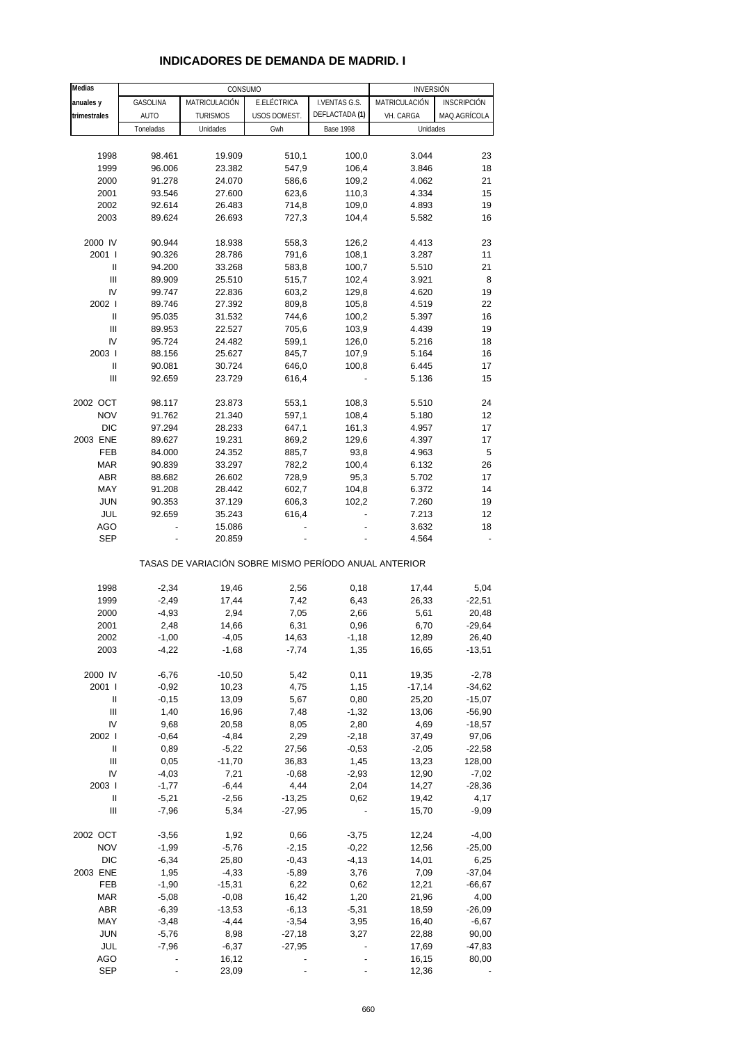# INDICADORES DE DEMANDA DE MADRID. I

| Medias anuales y trimestrales | CONSUMO | | | | INVERSIÓN | |
|---|---|---|---|---|---|---|
| | GASOLINA AUTO | MATRICULACIÓN TURISMOS | E.ELÉCTRICA USOS DOMEST. | I.VENTAS G.S. DEFLACTADA (1) | MATRICULACIÓN VH. CARGA | INSCRIPCIÓN MAQ.AGRÍCOLA |
| | Toneladas | Unidades | Gwh | Base 1998 | Unidades | |
| 1998 | 98.461 | 19.909 | 510,1 | 100,0 | 3.044 | 23 |
| 1999 | 96.006 | 23.382 | 547,9 | 106,4 | 3.846 | 18 |
| 2000 | 91.278 | 24.070 | 586,6 | 109,2 | 4.062 | 21 |
| 2001 | 93.546 | 27.600 | 623,6 | 110,3 | 4.334 | 15 |
| 2002 | 92.614 | 26.483 | 714,8 | 109,0 | 4.893 | 19 |
| 2003 | 89.624 | 26.693 | 727,3 | 104,4 | 5.582 | 16 |
| 2000 IV | 90.944 | 18.938 | 558,3 | 126,2 | 4.413 | 23 |
| 2001 I | 90.326 | 28.786 | 791,6 | 108,1 | 3.287 | 11 |
| II | 94.200 | 33.268 | 583,8 | 100,7 | 5.510 | 21 |
| III | 89.909 | 25.510 | 515,7 | 102,4 | 3.921 | 8 |
| IV | 99.747 | 22.836 | 603,2 | 129,8 | 4.620 | 19 |
| 2002 I | 89.746 | 27.392 | 809,8 | 105,8 | 4.519 | 22 |
| II | 95.035 | 31.532 | 744,6 | 100,2 | 5.397 | 16 |
| III | 89.953 | 22.527 | 705,6 | 103,9 | 4.439 | 19 |
| IV | 95.724 | 24.482 | 599,1 | 126,0 | 5.216 | 18 |
| 2003 I | 88.156 | 25.627 | 845,7 | 107,9 | 5.164 | 16 |
| II | 90.081 | 30.724 | 646,0 | 100,8 | 6.445 | 17 |
| III | 92.659 | 23.729 | 616,4 | - | 5.136 | 15 |
| 2002 OCT | 98.117 | 23.873 | 553,1 | 108,3 | 5.510 | 24 |
| NOV | 91.762 | 21.340 | 597,1 | 108,4 | 5.180 | 12 |
| DIC | 97.294 | 28.233 | 647,1 | 161,3 | 4.957 | 17 |
| 2003 ENE | 89.627 | 19.231 | 869,2 | 129,6 | 4.397 | 17 |
| FEB | 84.000 | 24.352 | 885,7 | 93,8 | 4.963 | 5 |
| MAR | 90.839 | 33.297 | 782,2 | 100,4 | 6.132 | 26 |
| ABR | 88.682 | 26.602 | 728,9 | 95,3 | 5.702 | 17 |
| MAY | 91.208 | 28.442 | 602,7 | 104,8 | 6.372 | 14 |
| JUN | 90.353 | 37.129 | 606,3 | 102,2 | 7.260 | 19 |
| JUL | 92.659 | 35.243 | 616,4 | - | 7.213 | 12 |
| AGO | - | 15.086 | - | - | 3.632 | 18 |
| SEP | - | 20.859 | - | - | 4.564 | - |
| TASAS DE VARIACIÓN SOBRE MISMO PERÍODO ANUAL ANTERIOR | | | | | | |
| 1998 | -2,34 | 19,46 | 2,56 | 0,18 | 17,44 | 5,04 |
| 1999 | -2,49 | 17,44 | 7,42 | 6,43 | 26,33 | -22,51 |
| 2000 | -4,93 | 2,94 | 7,05 | 2,66 | 5,61 | 20,48 |
| 2001 | 2,48 | 14,66 | 6,31 | 0,96 | 6,70 | -29,64 |
| 2002 | -1,00 | -4,05 | 14,63 | -1,18 | 12,89 | 26,40 |
| 2003 | -4,22 | -1,68 | -7,74 | 1,35 | 16,65 | -13,51 |
| 2000 IV | -6,76 | -10,50 | 5,42 | 0,11 | 19,35 | -2,78 |
| 2001 I | -0,92 | 10,23 | 4,75 | 1,15 | -17,14 | -34,62 |
| II | -0,15 | 13,09 | 5,67 | 0,80 | 25,20 | -15,07 |
| III | 1,40 | 16,96 | 7,48 | -1,32 | 13,06 | -56,90 |
| IV | 9,68 | 20,58 | 8,05 | 2,80 | 4,69 | -18,57 |
| 2002 I | -0,64 | -4,84 | 2,29 | -2,18 | 37,49 | 97,06 |
| II | 0,89 | -5,22 | 27,56 | -0,53 | -2,05 | -22,58 |
| III | 0,05 | -11,70 | 36,83 | 1,45 | 13,23 | 128,00 |
| IV | -4,03 | 7,21 | -0,68 | -2,93 | 12,90 | -7,02 |
| 2003 I | -1,77 | -6,44 | 4,44 | 2,04 | 14,27 | -28,36 |
| II | -5,21 | -2,56 | -13,25 | 0,62 | 19,42 | 4,17 |
| III | -7,96 | 5,34 | -27,95 | - | 15,70 | -9,09 |
| 2002 OCT | -3,56 | 1,92 | 0,66 | -3,75 | 12,24 | -4,00 |
| NOV | -1,99 | -5,76 | -2,15 | -0,22 | 12,56 | -25,00 |
| DIC | -6,34 | 25,80 | -0,43 | -4,13 | 14,01 | 6,25 |
| 2003 ENE | 1,95 | -4,33 | -5,89 | 3,76 | 7,09 | -37,04 |
| FEB | -1,90 | -15,31 | 6,22 | 0,62 | 12,21 | -66,67 |
| MAR | -5,08 | -0,08 | 16,42 | 1,20 | 21,96 | 4,00 |
| ABR | -6,39 | -13,53 | -6,13 | -5,31 | 18,59 | -26,09 |
| MAY | -3,48 | -4,44 | -3,54 | 3,95 | 16,40 | -6,67 |
| JUN | -5,76 | 8,98 | -27,18 | 3,27 | 22,88 | 90,00 |
| JUL | -7,96 | -6,37 | -27,95 | - | 17,69 | -47,83 |
| AGO | - | 16,12 | - | - | 16,15 | 80,00 |
| SEP | - | 23,09 | - | - | 12,36 | - |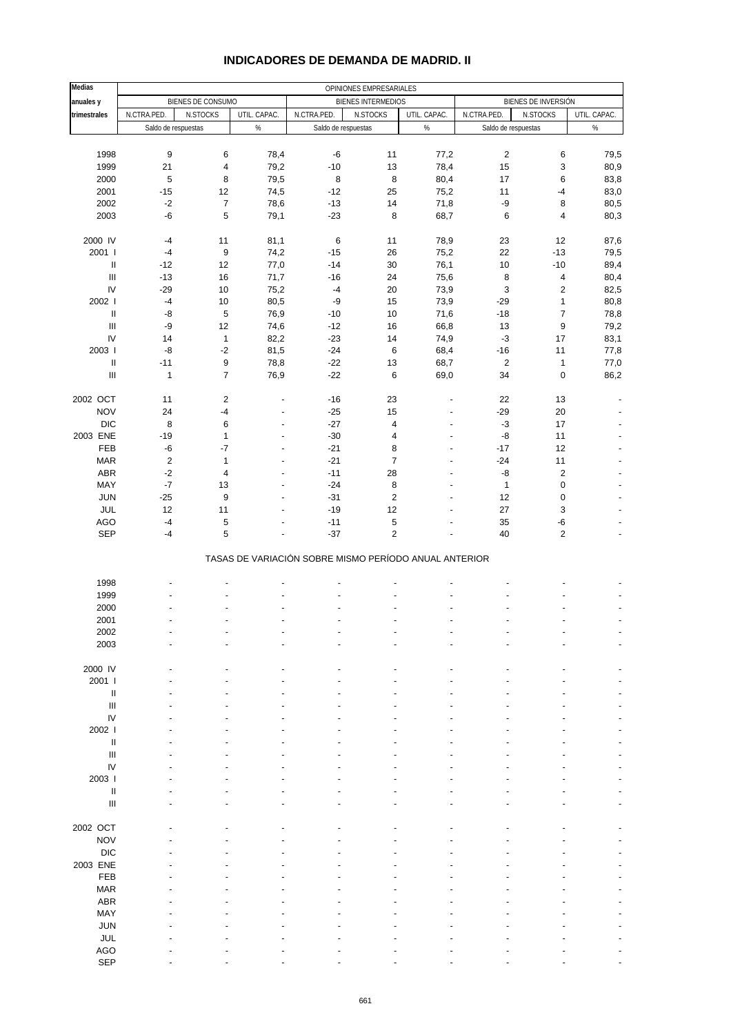# INDICADORES DE DEMANDA DE MADRID. II

| Medias anuales y trimestrales | OPINIONES EMPRESARIALES | | | | | | | | |
|---|---|---|---|---|---|---|---|---|---|
| | BIENES DE CONSUMO | | | BIENES INTERMEDIOS | | | BIENES DE INVERSIÓN | | |
| | N.CTRA.PED. | N.STOCKS | UTIL. CAPAC. | N.CTRA.PED. | N.STOCKS | UTIL. CAPAC. | N.CTRA.PED. | N.STOCKS | UTIL. CAPAC. |
| | Saldo de respuestas | | % | Saldo de respuestas | | % | Saldo de respuestas | | % |
| 1998 | 9 | 6 | 78,4 | -6 | 11 | 77,2 | 2 | 6 | 79,5 |
| 1999 | 21 | 4 | 79,2 | -10 | 13 | 78,4 | 15 | 3 | 80,9 |
| 2000 | 5 | 8 | 79,5 | 8 | 8 | 80,4 | 17 | 6 | 83,8 |
| 2001 | -15 | 12 | 74,5 | -12 | 25 | 75,2 | 11 | -4 | 83,0 |
| 2002 | -2 | 7 | 78,6 | -13 | 14 | 71,8 | -9 | 8 | 80,5 |
| 2003 | -6 | 5 | 79,1 | -23 | 8 | 68,7 | 6 | 4 | 80,3 |
| 2000 IV | -4 | 11 | 81,1 | 6 | 11 | 78,9 | 23 | 12 | 87,6 |
| 2001 I | -4 | 9 | 74,2 | -15 | 26 | 75,2 | 22 | -13 | 79,5 |
| II | -12 | 12 | 77,0 | -14 | 30 | 76,1 | 10 | -10 | 89,4 |
| III | -13 | 16 | 71,7 | -16 | 24 | 75,6 | 8 | 4 | 80,4 |
| IV | -29 | 10 | 75,2 | -4 | 20 | 73,9 | 3 | 2 | 82,5 |
| 2002 I | -4 | 10 | 80,5 | -9 | 15 | 73,9 | -29 | 1 | 80,8 |
| II | -8 | 5 | 76,9 | -10 | 10 | 71,6 | -18 | 7 | 78,8 |
| III | -9 | 12 | 74,6 | -12 | 16 | 66,8 | 13 | 9 | 79,2 |
| IV | 14 | 1 | 82,2 | -23 | 14 | 74,9 | -3 | 17 | 83,1 |
| 2003 I | -8 | -2 | 81,5 | -24 | 6 | 68,4 | -16 | 11 | 77,8 |
| II | -11 | 9 | 78,8 | -22 | 13 | 68,7 | 2 | 1 | 77,0 |
| III | 1 | 7 | 76,9 | -22 | 6 | 69,0 | 34 | 0 | 86,2 |
| 2002 OCT | 11 | 2 | - | -16 | 23 | - | 22 | 13 | - |
| NOV | 24 | -4 | - | -25 | 15 | - | -29 | 20 | - |
| DIC | 8 | 6 | - | -27 | 4 | - | -3 | 17 | - |
| 2003 ENE | -19 | 1 | - | -30 | 4 | - | -8 | 11 | - |
| FEB | -6 | -7 | - | -21 | 8 | - | -17 | 12 | - |
| MAR | 2 | 1 | - | -21 | 7 | - | -24 | 11 | - |
| ABR | -2 | 4 | - | -11 | 28 | - | -8 | 2 | - |
| MAY | -7 | 13 | - | -24 | 8 | - | 1 | 0 | - |
| JUN | -25 | 9 | - | -31 | 2 | - | 12 | 0 | - |
| JUL | 12 | 11 | - | -19 | 12 | - | 27 | 3 | - |
| AGO | -4 | 5 | - | -11 | 5 | - | 35 | -6 | - |
| SEP | -4 | 5 | - | -37 | 2 | - | 40 | 2 | - |
| | TASAS DE VARIACIÓN SOBRE MISMO PERÍODO ANUAL ANTERIOR | | | | | | | | |
| 1998 | - | - | - | - | - | - | - | - | - |
| 1999 | - | - | - | - | - | - | - | - | - |
| 2000 | - | - | - | - | - | - | - | - | - |
| 2001 | - | - | - | - | - | - | - | - | - |
| 2002 | - | - | - | - | - | - | - | - | - |
| 2003 | - | - | - | - | - | - | - | - | - |
| 2000 IV | - | - | - | - | - | - | - | - | - |
| 2001 I | - | - | - | - | - | - | - | - | - |
| II | - | - | - | - | - | - | - | - | - |
| III | - | - | - | - | - | - | - | - | - |
| IV | - | - | - | - | - | - | - | - | - |
| 2002 I | - | - | - | - | - | - | - | - | - |
| II | - | - | - | - | - | - | - | - | - |
| III | - | - | - | - | - | - | - | - | - |
| IV | - | - | - | - | - | - | - | - | - |
| 2003 I | - | - | - | - | - | - | - | - | - |
| II | - | - | - | - | - | - | - | - | - |
| III | - | - | - | - | - | - | - | - | - |
| 2002 OCT | - | - | - | - | - | - | - | - | - |
| NOV | - | - | - | - | - | - | - | - | - |
| DIC | - | - | - | - | - | - | - | - | - |
| 2003 ENE | - | - | - | - | - | - | - | - | - |
| FEB | - | - | - | - | - | - | - | - | - |
| MAR | - | - | - | - | - | - | - | - | - |
| ABR | - | - | - | - | - | - | - | - | - |
| MAY | - | - | - | - | - | - | - | - | - |
| JUN | - | - | - | - | - | - | - | - | - |
| JUL | - | - | - | - | - | - | - | - | - |
| AGO | - | - | - | - | - | - | - | - | - |
| SEP | - | - | - | - | - | - | - | - | - |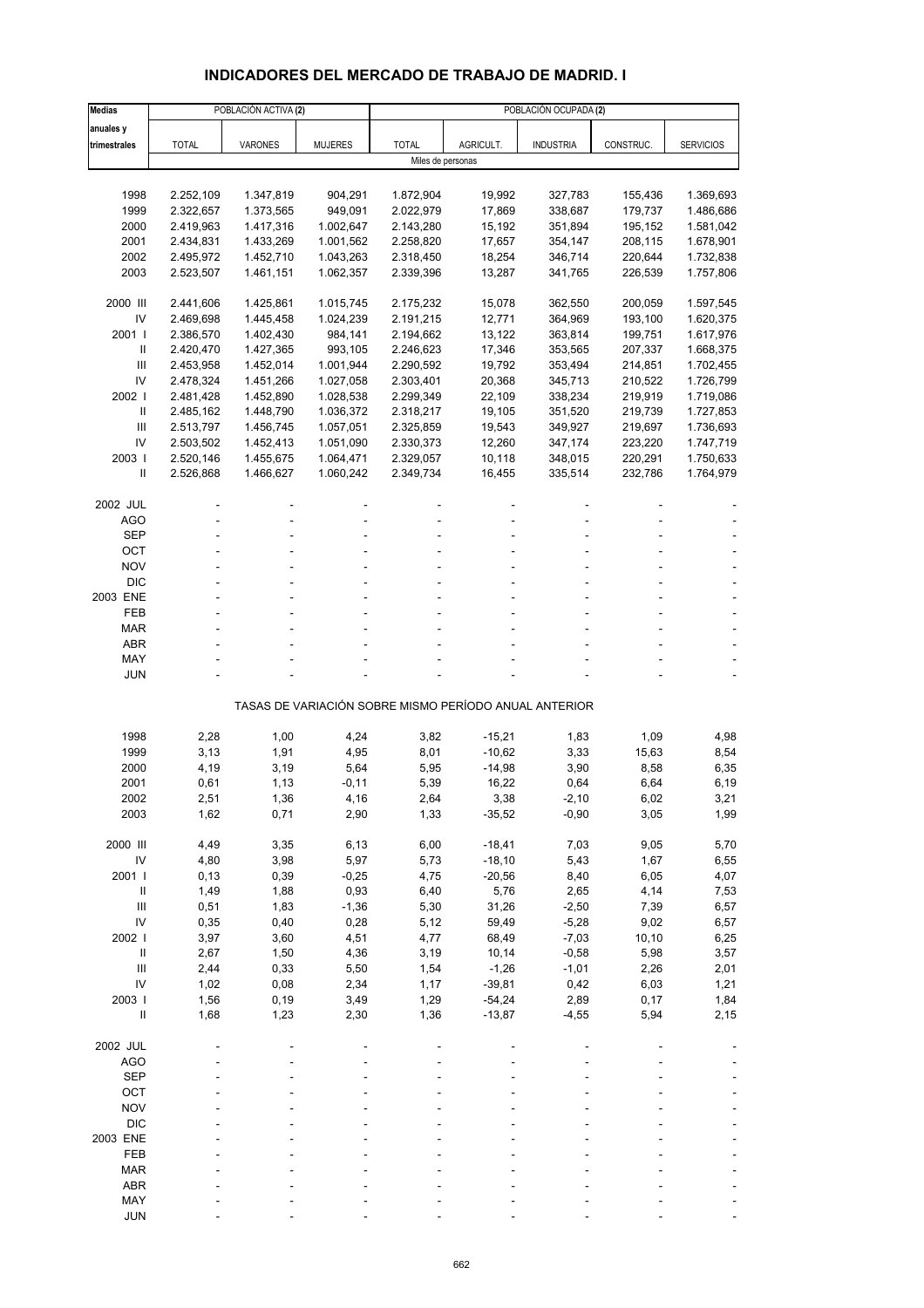## INDICADORES DEL MERCADO DE TRABAJO DE MADRID. I

| Medias anuales y trimestrales | POBLACIÓN ACTIVA (2) | | | POBLACIÓN OCUPADA (2) | | | | |
|---|---|---|---|---|---|---|---|---|
| | TOTAL | VARONES | MUJERES | TOTAL | AGRICULT. | INDUSTRIA | CONSTRUC. | SERVICIOS |
| | Miles de personas | | | | | | | |
| 1998 | 2.252,109 | 1.347,819 | 904,291 | 1.872,904 | 19,992 | 327,783 | 155,436 | 1.369,693 |
| 1999 | 2.322,657 | 1.373,565 | 949,091 | 2.022,979 | 17,869 | 338,687 | 179,737 | 1.486,686 |
| 2000 | 2.419,963 | 1.417,316 | 1.002,647 | 2.143,280 | 15,192 | 351,894 | 195,152 | 1.581,042 |
| 2001 | 2.434,831 | 1.433,269 | 1.001,562 | 2.258,820 | 17,657 | 354,147 | 208,115 | 1.678,901 |
| 2002 | 2.495,972 | 1.452,710 | 1.043,263 | 2.318,450 | 18,254 | 346,714 | 220,644 | 1.732,838 |
| 2003 | 2.523,507 | 1.461,151 | 1.062,357 | 2.339,396 | 13,287 | 341,765 | 226,539 | 1.757,806 |
| 2000 III | 2.441,606 | 1.425,861 | 1.015,745 | 2.175,232 | 15,078 | 362,550 | 200,059 | 1.597,545 |
| IV | 2.469,698 | 1.445,458 | 1.024,239 | 2.191,215 | 12,771 | 364,969 | 193,100 | 1.620,375 |
| 2001 I | 2.386,570 | 1.402,430 | 984,141 | 2.194,662 | 13,122 | 363,814 | 199,751 | 1.617,976 |
| II | 2.420,470 | 1.427,365 | 993,105 | 2.246,623 | 17,346 | 353,565 | 207,337 | 1.668,375 |
| III | 2.453,958 | 1.452,014 | 1.001,944 | 2.290,592 | 19,792 | 353,494 | 214,851 | 1.702,455 |
| IV | 2.478,324 | 1.451,266 | 1.027,058 | 2.303,401 | 20,368 | 345,713 | 210,522 | 1.726,799 |
| 2002 I | 2.481,428 | 1.452,890 | 1.028,538 | 2.299,349 | 22,109 | 338,234 | 219,919 | 1.719,086 |
| II | 2.485,162 | 1.448,790 | 1.036,372 | 2.318,217 | 19,105 | 351,520 | 219,739 | 1.727,853 |
| III | 2.513,797 | 1.456,745 | 1.057,051 | 2.325,859 | 19,543 | 349,927 | 219,697 | 1.736,693 |
| IV | 2.503,502 | 1.452,413 | 1.051,090 | 2.330,373 | 12,260 | 347,174 | 223,220 | 1.747,719 |
| 2003 I | 2.520,146 | 1.455,675 | 1.064,471 | 2.329,057 | 10,118 | 348,015 | 220,291 | 1.750,633 |
| II | 2.526,868 | 1.466,627 | 1.060,242 | 2.349,734 | 16,455 | 335,514 | 232,786 | 1.764,979 |
| 2002 JUL | - | - | - | - | - | - | - | - |
| AGO | - | - | - | - | - | - | - | - |
| SEP | - | - | - | - | - | - | - | - |
| OCT | - | - | - | - | - | - | - | - |
| NOV | - | - | - | - | - | - | - | - |
| DIC | - | - | - | - | - | - | - | - |
| 2003 ENE | - | - | - | - | - | - | - | - |
| FEB | - | - | - | - | - | - | - | - |
| MAR | - | - | - | - | - | - | - | - |
| ABR | - | - | - | - | - | - | - | - |
| MAY | - | - | - | - | - | - | - | - |
| JUN | - | - | - | - | - | - | - | - |
| | TASAS DE VARIACIÓN SOBRE MISMO PERÍODO ANUAL ANTERIOR | | | | | | | |
| 1998 | 2,28 | 1,00 | 4,24 | 3,82 | -15,21 | 1,83 | 1,09 | 4,98 |
| 1999 | 3,13 | 1,91 | 4,95 | 8,01 | -10,62 | 3,33 | 15,63 | 8,54 |
| 2000 | 4,19 | 3,19 | 5,64 | 5,95 | -14,98 | 3,90 | 8,58 | 6,35 |
| 2001 | 0,61 | 1,13 | -0,11 | 5,39 | 16,22 | 0,64 | 6,64 | 6,19 |
| 2002 | 2,51 | 1,36 | 4,16 | 2,64 | 3,38 | -2,10 | 6,02 | 3,21 |
| 2003 | 1,62 | 0,71 | 2,90 | 1,33 | -35,52 | -0,90 | 3,05 | 1,99 |
| 2000 III | 4,49 | 3,35 | 6,13 | 6,00 | -18,41 | 7,03 | 9,05 | 5,70 |
| IV | 4,80 | 3,98 | 5,97 | 5,73 | -18,10 | 5,43 | 1,67 | 6,55 |
| 2001 I | 0,13 | 0,39 | -0,25 | 4,75 | -20,56 | 8,40 | 6,05 | 4,07 |
| II | 1,49 | 1,88 | 0,93 | 6,40 | 5,76 | 2,65 | 4,14 | 7,53 |
| III | 0,51 | 1,83 | -1,36 | 5,30 | 31,26 | -2,50 | 7,39 | 6,57 |
| IV | 0,35 | 0,40 | 0,28 | 5,12 | 59,49 | -5,28 | 9,02 | 6,57 |
| 2002 I | 3,97 | 3,60 | 4,51 | 4,77 | 68,49 | -7,03 | 10,10 | 6,25 |
| II | 2,67 | 1,50 | 4,36 | 3,19 | 10,14 | -0,58 | 5,98 | 3,57 |
| III | 2,44 | 0,33 | 5,50 | 1,54 | -1,26 | -1,01 | 2,26 | 2,01 |
| IV | 1,02 | 0,08 | 2,34 | 1,17 | -39,81 | 0,42 | 6,03 | 1,21 |
| 2003 I | 1,56 | 0,19 | 3,49 | 1,29 | -54,24 | 2,89 | 0,17 | 1,84 |
| II | 1,68 | 1,23 | 2,30 | 1,36 | -13,87 | -4,55 | 5,94 | 2,15 |
| 2002 JUL | - | - | - | - | - | - | - | - |
| AGO | - | - | - | - | - | - | - | - |
| SEP | - | - | - | - | - | - | - | - |
| OCT | - | - | - | - | - | - | - | - |
| NOV | - | - | - | - | - | - | - | - |
| DIC | - | - | - | - | - | - | - | - |
| 2003 ENE | - | - | - | - | - | - | - | - |
| FEB | - | - | - | - | - | - | - | - |
| MAR | - | - | - | - | - | - | - | - |
| ABR | - | - | - | - | - | - | - | - |
| MAY | - | - | - | - | - | - | - | - |
| JUN | - | - | - | - | - | - | - | - |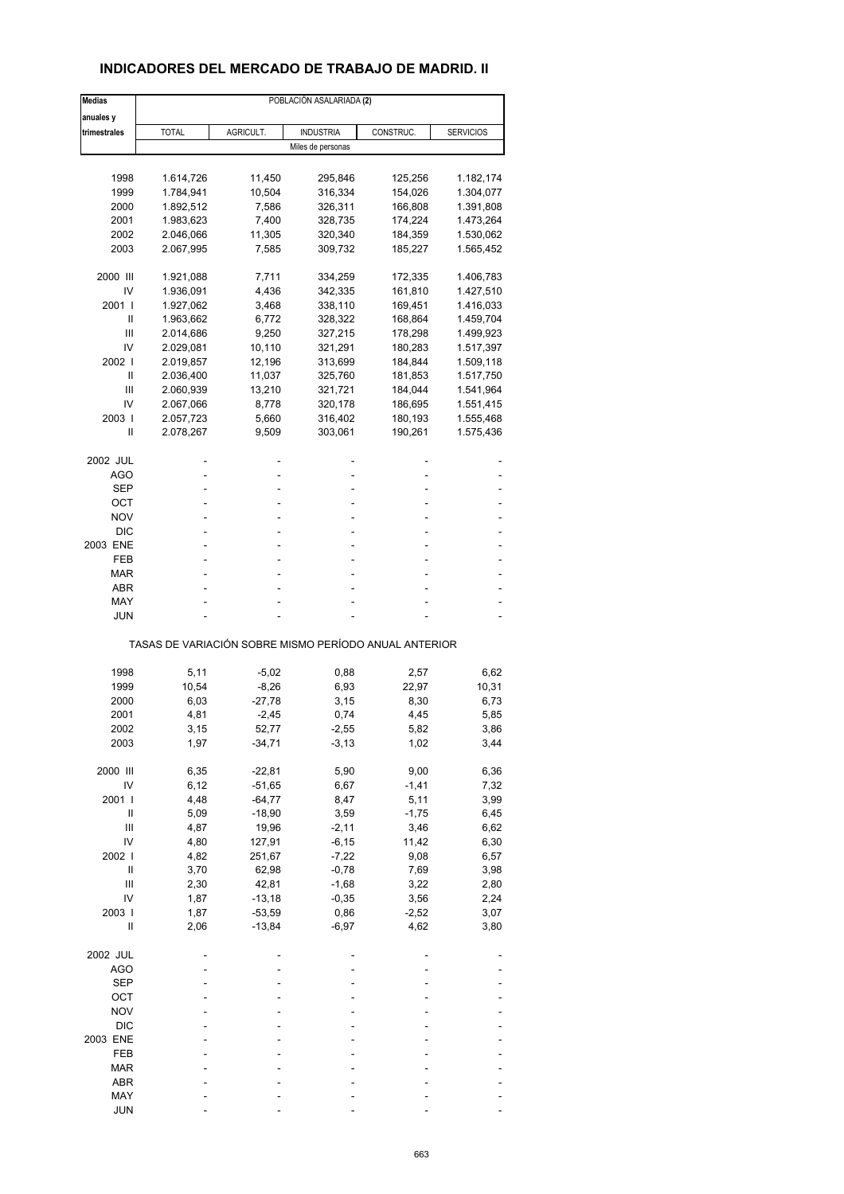## INDICADORES DEL MERCADO DE TRABAJO DE MADRID. II

| Medias anuales y trimestrales | POBLACIÓN ASALARIADA (2) | | | | |
|---|---|---|---|---|---|
| | TOTAL | AGRICULT. | INDUSTRIA | CONSTRUC. | SERVICIOS |
| | Miles de personas | | | | |
| 1998 | 1.614,726 | 11,450 | 295,846 | 125,256 | 1.182,174 |
| 1999 | 1.784,941 | 10,504 | 316,334 | 154,026 | 1.304,077 |
| 2000 | 1.892,512 | 7,586 | 326,311 | 166,808 | 1.391,808 |
| 2001 | 1.983,623 | 7,400 | 328,735 | 174,224 | 1.473,264 |
| 2002 | 2.046,066 | 11,305 | 320,340 | 184,359 | 1.530,062 |
| 2003 | 2.067,995 | 7,585 | 309,732 | 185,227 | 1.565,452 |
| 2000 III | 1.921,088 | 7,711 | 334,259 | 172,335 | 1.406,783 |
| IV | 1.936,091 | 4,436 | 342,335 | 161,810 | 1.427,510 |
| 2001 I | 1.927,062 | 3,468 | 338,110 | 169,451 | 1.416,033 |
| II | 1.963,662 | 6,772 | 328,322 | 168,864 | 1.459,704 |
| III | 2.014,686 | 9,250 | 327,215 | 178,298 | 1.499,923 |
| IV | 2.029,081 | 10,110 | 321,291 | 180,283 | 1.517,397 |
| 2002 I | 2.019,857 | 12,196 | 313,699 | 184,844 | 1.509,118 |
| II | 2.036,400 | 11,037 | 325,760 | 181,853 | 1.517,750 |
| III | 2.060,939 | 13,210 | 321,721 | 184,044 | 1.541,964 |
| IV | 2.067,066 | 8,778 | 320,178 | 186,695 | 1.551,415 |
| 2003 I | 2.057,723 | 5,660 | 316,402 | 180,193 | 1.555,468 |
| II | 2.078,267 | 9,509 | 303,061 | 190,261 | 1.575,436 |
| 2002 JUL | - | - | - | - | - |
| AGO | - | - | - | - | - |
| SEP | - | - | - | - | - |
| OCT | - | - | - | - | - |
| NOV | - | - | - | - | - |
| DIC | - | - | - | - | - |
| 2003 ENE | - | - | - | - | - |
| FEB | - | - | - | - | - |
| MAR | - | - | - | - | - |
| ABR | - | - | - | - | - |
| MAY | - | - | - | - | - |
| JUN | - | - | - | - | - |
| | TASAS DE VARIACIÓN SOBRE MISMO PERÍODO ANUAL ANTERIOR | | | | |
| 1998 | 5,11 | -5,02 | 0,88 | 2,57 | 6,62 |
| 1999 | 10,54 | -8,26 | 6,93 | 22,97 | 10,31 |
| 2000 | 6,03 | -27,78 | 3,15 | 8,30 | 6,73 |
| 2001 | 4,81 | -2,45 | 0,74 | 4,45 | 5,85 |
| 2002 | 3,15 | 52,77 | -2,55 | 5,82 | 3,86 |
| 2003 | 1,97 | -34,71 | -3,13 | 1,02 | 3,44 |
| 2000 III | 6,35 | -22,81 | 5,90 | 9,00 | 6,36 |
| IV | 6,12 | -51,65 | 6,67 | -1,41 | 7,32 |
| 2001 I | 4,48 | -64,77 | 8,47 | 5,11 | 3,99 |
| II | 5,09 | -18,90 | 3,59 | -1,75 | 6,45 |
| III | 4,87 | 19,96 | -2,11 | 3,46 | 6,62 |
| IV | 4,80 | 127,91 | -6,15 | 11,42 | 6,30 |
| 2002 I | 4,82 | 251,67 | -7,22 | 9,08 | 6,57 |
| II | 3,70 | 62,98 | -0,78 | 7,69 | 3,98 |
| III | 2,30 | 42,81 | -1,68 | 3,22 | 2,80 |
| IV | 1,87 | -13,18 | -0,35 | 3,56 | 2,24 |
| 2003 I | 1,87 | -53,59 | 0,86 | -2,52 | 3,07 |
| II | 2,06 | -13,84 | -6,97 | 4,62 | 3,80 |
| 2002 JUL | - | - | - | - | - |
| AGO | - | - | - | - | - |
| SEP | - | - | - | - | - |
| OCT | - | - | - | - | - |
| NOV | - | - | - | - | - |
| DIC | - | - | - | - | - |
| 2003 ENE | - | - | - | - | - |
| FEB | - | - | - | - | - |
| MAR | - | - | - | - | - |
| ABR | - | - | - | - | - |
| MAY | - | - | - | - | - |
| JUN | - | - | - | - | - |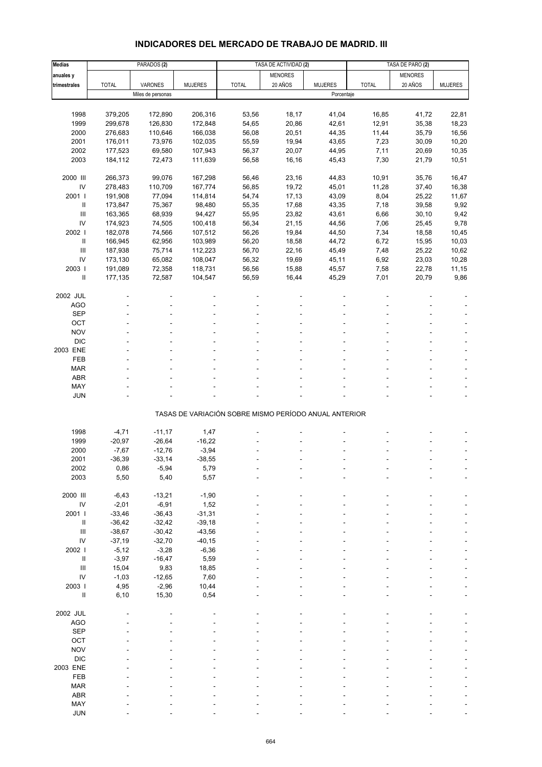## INDICADORES DEL MERCADO DE TRABAJO DE MADRID. III

| Medias anuales y trimestrales | PARADOS (2) | | | TASA DE ACTIVIDAD (2) | | | TASA DE PARO (2) | | |
|---|---|---|---|---|---|---|---|---|---|
| | TOTAL | VARONES | MUJERES | TOTAL | MENORES 20 AÑOS | MUJERES | TOTAL | MENORES 20 AÑOS | MUJERES |
| | Miles de personas | | | Porcentaje | | | | | |
| 1998 | 379,205 | 172,890 | 206,316 | 53,56 | 18,17 | 41,04 | 16,85 | 41,72 | 22,81 |
| 1999 | 299,678 | 126,830 | 172,848 | 54,65 | 20,86 | 42,61 | 12,91 | 35,38 | 18,23 |
| 2000 | 276,683 | 110,646 | 166,038 | 56,08 | 20,51 | 44,35 | 11,44 | 35,79 | 16,56 |
| 2001 | 176,011 | 73,976 | 102,035 | 55,59 | 19,94 | 43,65 | 7,23 | 30,09 | 10,20 |
| 2002 | 177,523 | 69,580 | 107,943 | 56,37 | 20,07 | 44,95 | 7,11 | 20,69 | 10,35 |
| 2003 | 184,112 | 72,473 | 111,639 | 56,58 | 16,16 | 45,43 | 7,30 | 21,79 | 10,51 |
| 2000 III | 266,373 | 99,076 | 167,298 | 56,46 | 23,16 | 44,83 | 10,91 | 35,76 | 16,47 |
| IV | 278,483 | 110,709 | 167,774 | 56,85 | 19,72 | 45,01 | 11,28 | 37,40 | 16,38 |
| 2001 I | 191,908 | 77,094 | 114,814 | 54,74 | 17,13 | 43,09 | 8,04 | 25,22 | 11,67 |
| II | 173,847 | 75,367 | 98,480 | 55,35 | 17,68 | 43,35 | 7,18 | 39,58 | 9,92 |
| III | 163,365 | 68,939 | 94,427 | 55,95 | 23,82 | 43,61 | 6,66 | 30,10 | 9,42 |
| IV | 174,923 | 74,505 | 100,418 | 56,34 | 21,15 | 44,56 | 7,06 | 25,45 | 9,78 |
| 2002 I | 182,078 | 74,566 | 107,512 | 56,26 | 19,84 | 44,50 | 7,34 | 18,58 | 10,45 |
| II | 166,945 | 62,956 | 103,989 | 56,20 | 18,58 | 44,72 | 6,72 | 15,95 | 10,03 |
| III | 187,938 | 75,714 | 112,223 | 56,70 | 22,16 | 45,49 | 7,48 | 25,22 | 10,62 |
| IV | 173,130 | 65,082 | 108,047 | 56,32 | 19,69 | 45,11 | 6,92 | 23,03 | 10,28 |
| 2003 I | 191,089 | 72,358 | 118,731 | 56,56 | 15,88 | 45,57 | 7,58 | 22,78 | 11,15 |
| II | 177,135 | 72,587 | 104,547 | 56,59 | 16,44 | 45,29 | 7,01 | 20,79 | 9,86 |
| 2002 JUL | - | - | - | - | - | - | - | - | - |
| AGO | - | - | - | - | - | - | - | - | - |
| SEP | - | - | - | - | - | - | - | - | - |
| OCT | - | - | - | - | - | - | - | - | - |
| NOV | - | - | - | - | - | - | - | - | - |
| DIC | - | - | - | - | - | - | - | - | - |
| 2003 ENE | - | - | - | - | - | - | - | - | - |
| FEB | - | - | - | - | - | - | - | - | - |
| MAR | - | - | - | - | - | - | - | - | - |
| ABR | - | - | - | - | - | - | - | - | - |
| MAY | - | - | - | - | - | - | - | - | - |
| JUN | - | - | - | - | - | - | - | - | - |
| | TASAS DE VARIACIÓN SOBRE MISMO PERÍODO ANUAL ANTERIOR | | | | | | | | |
| 1998 | -4,71 | -11,17 | 1,47 | - | - | - | - | - | - |
| 1999 | -20,97 | -26,64 | -16,22 | - | - | - | - | - | - |
| 2000 | -7,67 | -12,76 | -3,94 | - | - | - | - | - | - |
| 2001 | -36,39 | -33,14 | -38,55 | - | - | - | - | - | - |
| 2002 | 0,86 | -5,94 | 5,79 | - | - | - | - | - | - |
| 2003 | 5,50 | 5,40 | 5,57 | - | - | - | - | - | - |
| 2000 III | -6,43 | -13,21 | -1,90 | - | - | - | - | - | - |
| IV | -2,01 | -6,91 | 1,52 | - | - | - | - | - | - |
| 2001 I | -33,46 | -36,43 | -31,31 | - | - | - | - | - | - |
| II | -36,42 | -32,42 | -39,18 | - | - | - | - | - | - |
| III | -38,67 | -30,42 | -43,56 | - | - | - | - | - | - |
| IV | -37,19 | -32,70 | -40,15 | - | - | - | - | - | - |
| 2002 I | -5,12 | -3,28 | -6,36 | - | - | - | - | - | - |
| II | -3,97 | -16,47 | 5,59 | - | - | - | - | - | - |
| III | 15,04 | 9,83 | 18,85 | - | - | - | - | - | - |
| IV | -1,03 | -12,65 | 7,60 | - | - | - | - | - | - |
| 2003 I | 4,95 | -2,96 | 10,44 | - | - | - | - | - | - |
| II | 6,10 | 15,30 | 0,54 | - | - | - | - | - | - |
| 2002 JUL | - | - | - | - | - | - | - | - | - |
| AGO | - | - | - | - | - | - | - | - | - |
| SEP | - | - | - | - | - | - | - | - | - |
| OCT | - | - | - | - | - | - | - | - | - |
| NOV | - | - | - | - | - | - | - | - | - |
| DIC | - | - | - | - | - | - | - | - | - |
| 2003 ENE | - | - | - | - | - | - | - | - | - |
| FEB | - | - | - | - | - | - | - | - | - |
| MAR | - | - | - | - | - | - | - | - | - |
| ABR | - | - | - | - | - | - | - | - | - |
| MAY | - | - | - | - | - | - | - | - | - |
| JUN | - | - | - | - | - | - | - | - | - |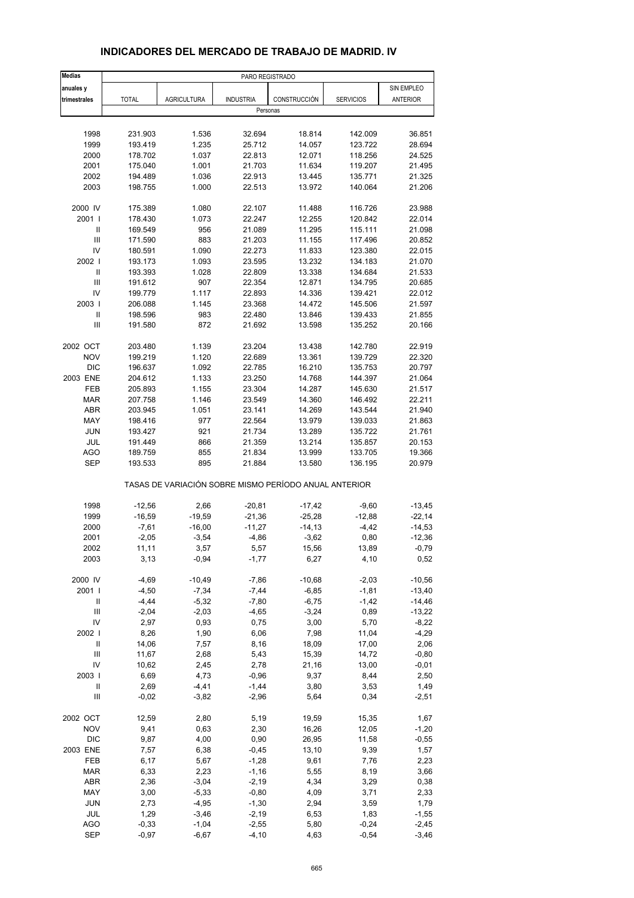## INDICADORES DEL MERCADO DE TRABAJO DE MADRID. IV

| Medias anuales y trimestrales | PARO REGISTRADO | | | | | |
|---|---|---|---|---|---|---|
| | TOTAL | AGRICULTURA | INDUSTRIA | CONSTRUCCIÓN | SERVICIOS | SIN EMPLEO ANTERIOR |
| | Personas | | | | | |
| 1998 | 231.903 | 1.536 | 32.694 | 18.814 | 142.009 | 36.851 |
| 1999 | 193.419 | 1.235 | 25.712 | 14.057 | 123.722 | 28.694 |
| 2000 | 178.702 | 1.037 | 22.813 | 12.071 | 118.256 | 24.525 |
| 2001 | 175.040 | 1.001 | 21.703 | 11.634 | 119.207 | 21.495 |
| 2002 | 194.489 | 1.036 | 22.913 | 13.445 | 135.771 | 21.325 |
| 2003 | 198.755 | 1.000 | 22.513 | 13.972 | 140.064 | 21.206 |
| 2000 IV | 175.389 | 1.080 | 22.107 | 11.488 | 116.726 | 23.988 |
| 2001 I | 178.430 | 1.073 | 22.247 | 12.255 | 120.842 | 22.014 |
| II | 169.549 | 956 | 21.089 | 11.295 | 115.111 | 21.098 |
| III | 171.590 | 883 | 21.203 | 11.155 | 117.496 | 20.852 |
| IV | 180.591 | 1.090 | 22.273 | 11.833 | 123.380 | 22.015 |
| 2002 I | 193.173 | 1.093 | 23.595 | 13.232 | 134.183 | 21.070 |
| II | 193.393 | 1.028 | 22.809 | 13.338 | 134.684 | 21.533 |
| III | 191.612 | 907 | 22.354 | 12.871 | 134.795 | 20.685 |
| IV | 199.779 | 1.117 | 22.893 | 14.336 | 139.421 | 22.012 |
| 2003 I | 206.088 | 1.145 | 23.368 | 14.472 | 145.506 | 21.597 |
| II | 198.596 | 983 | 22.480 | 13.846 | 139.433 | 21.855 |
| III | 191.580 | 872 | 21.692 | 13.598 | 135.252 | 20.166 |
| 2002 OCT | 203.480 | 1.139 | 23.204 | 13.438 | 142.780 | 22.919 |
| NOV | 199.219 | 1.120 | 22.689 | 13.361 | 139.729 | 22.320 |
| DIC | 196.637 | 1.092 | 22.785 | 16.210 | 135.753 | 20.797 |
| 2003 ENE | 204.612 | 1.133 | 23.250 | 14.768 | 144.397 | 21.064 |
| FEB | 205.893 | 1.155 | 23.304 | 14.287 | 145.630 | 21.517 |
| MAR | 207.758 | 1.146 | 23.549 | 14.360 | 146.492 | 22.211 |
| ABR | 203.945 | 1.051 | 23.141 | 14.269 | 143.544 | 21.940 |
| MAY | 198.416 | 977 | 22.564 | 13.979 | 139.033 | 21.863 |
| JUN | 193.427 | 921 | 21.734 | 13.289 | 135.722 | 21.761 |
| JUL | 191.449 | 866 | 21.359 | 13.214 | 135.857 | 20.153 |
| AGO | 189.759 | 855 | 21.834 | 13.999 | 133.705 | 19.366 |
| SEP | 193.533 | 895 | 21.884 | 13.580 | 136.195 | 20.979 |
| | TASAS DE VARIACIÓN SOBRE MISMO PERÍODO ANUAL ANTERIOR | | | | | |
| 1998 | -12,56 | 2,66 | -20,81 | -17,42 | -9,60 | -13,45 |
| 1999 | -16,59 | -19,59 | -21,36 | -25,28 | -12,88 | -22,14 |
| 2000 | -7,61 | -16,00 | -11,27 | -14,13 | -4,42 | -14,53 |
| 2001 | -2,05 | -3,54 | -4,86 | -3,62 | 0,80 | -12,36 |
| 2002 | 11,11 | 3,57 | 5,57 | 15,56 | 13,89 | -0,79 |
| 2003 | 3,13 | -0,94 | -1,77 | 6,27 | 4,10 | 0,52 |
| 2000 IV | -4,69 | -10,49 | -7,86 | -10,68 | -2,03 | -10,56 |
| 2001 I | -4,50 | -7,34 | -7,44 | -6,85 | -1,81 | -13,40 |
| II | -4,44 | -5,32 | -7,80 | -6,75 | -1,42 | -14,46 |
| III | -2,04 | -2,03 | -4,65 | -3,24 | 0,89 | -13,22 |
| IV | 2,97 | 0,93 | 0,75 | 3,00 | 5,70 | -8,22 |
| 2002 I | 8,26 | 1,90 | 6,06 | 7,98 | 11,04 | -4,29 |
| II | 14,06 | 7,57 | 8,16 | 18,09 | 17,00 | 2,06 |
| III | 11,67 | 2,68 | 5,43 | 15,39 | 14,72 | -0,80 |
| IV | 10,62 | 2,45 | 2,78 | 21,16 | 13,00 | -0,01 |
| 2003 I | 6,69 | 4,73 | -0,96 | 9,37 | 8,44 | 2,50 |
| II | 2,69 | -4,41 | -1,44 | 3,80 | 3,53 | 1,49 |
| III | -0,02 | -3,82 | -2,96 | 5,64 | 0,34 | -2,51 |
| 2002 OCT | 12,59 | 2,80 | 5,19 | 19,59 | 15,35 | 1,67 |
| NOV | 9,41 | 0,63 | 2,30 | 16,26 | 12,05 | -1,20 |
| DIC | 9,87 | 4,00 | 0,90 | 26,95 | 11,58 | -0,55 |
| 2003 ENE | 7,57 | 6,38 | -0,45 | 13,10 | 9,39 | 1,57 |
| FEB | 6,17 | 5,67 | -1,28 | 9,61 | 7,76 | 2,23 |
| MAR | 6,33 | 2,23 | -1,16 | 5,55 | 8,19 | 3,66 |
| ABR | 2,36 | -3,04 | -2,19 | 4,34 | 3,29 | 0,38 |
| MAY | 3,00 | -5,33 | -0,80 | 4,09 | 3,71 | 2,33 |
| JUN | 2,73 | -4,95 | -1,30 | 2,94 | 3,59 | 1,79 |
| JUL | 1,29 | -3,46 | -2,19 | 6,53 | 1,83 | -1,55 |
| AGO | -0,33 | -1,04 | -2,55 | 5,80 | -0,24 | -2,45 |
| SEP | -0,97 | -6,67 | -4,10 | 4,63 | -0,54 | -3,46 |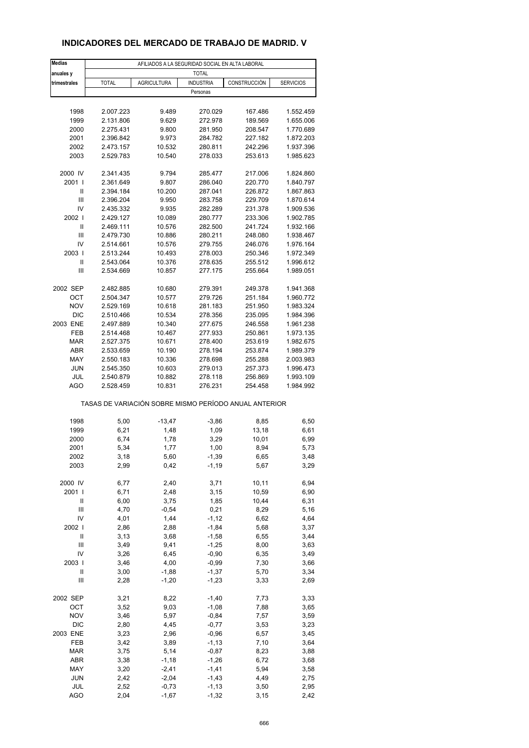## INDICADORES DEL MERCADO DE TRABAJO DE MADRID. V

| Medias anuales y trimestrales | AFILIADOS A LA SEGURIDAD SOCIAL EN ALTA LABORAL | | | | |
|---|---|---|---|---|---|
| | TOTAL | | | | |
| | TOTAL | AGRICULTURA | INDUSTRIA | CONSTRUCCIÓN | SERVICIOS |
| | Personas | | | | |
| 1998 | 2.007.223 | 9.489 | 270.029 | 167.486 | 1.552.459 |
| 1999 | 2.131.806 | 9.629 | 272.978 | 189.569 | 1.655.006 |
| 2000 | 2.275.431 | 9.800 | 281.950 | 208.547 | 1.770.689 |
| 2001 | 2.396.842 | 9.973 | 284.782 | 227.182 | 1.872.203 |
| 2002 | 2.473.157 | 10.532 | 280.811 | 242.296 | 1.937.396 |
| 2003 | 2.529.783 | 10.540 | 278.033 | 253.613 | 1.985.623 |
| 2000 IV | 2.341.435 | 9.794 | 285.477 | 217.006 | 1.824.860 |
| 2001 I | 2.361.649 | 9.807 | 286.040 | 220.770 | 1.840.797 |
| II | 2.394.184 | 10.200 | 287.041 | 226.872 | 1.867.863 |
| III | 2.396.204 | 9.950 | 283.758 | 229.709 | 1.870.614 |
| IV | 2.435.332 | 9.935 | 282.289 | 231.378 | 1.909.536 |
| 2002 I | 2.429.127 | 10.089 | 280.777 | 233.306 | 1.902.785 |
| II | 2.469.111 | 10.576 | 282.500 | 241.724 | 1.932.166 |
| III | 2.479.730 | 10.886 | 280.211 | 248.080 | 1.938.467 |
| IV | 2.514.661 | 10.576 | 279.755 | 246.076 | 1.976.164 |
| 2003 I | 2.513.244 | 10.493 | 278.003 | 250.346 | 1.972.349 |
| II | 2.543.064 | 10.376 | 278.635 | 255.512 | 1.996.612 |
| III | 2.534.669 | 10.857 | 277.175 | 255.664 | 1.989.051 |
| 2002 SEP | 2.482.885 | 10.680 | 279.391 | 249.378 | 1.941.368 |
| OCT | 2.504.347 | 10.577 | 279.726 | 251.184 | 1.960.772 |
| NOV | 2.529.169 | 10.618 | 281.183 | 251.950 | 1.983.324 |
| DIC | 2.510.466 | 10.534 | 278.356 | 235.095 | 1.984.396 |
| 2003 ENE | 2.497.889 | 10.340 | 277.675 | 246.558 | 1.961.238 |
| FEB | 2.514.468 | 10.467 | 277.933 | 250.861 | 1.973.135 |
| MAR | 2.527.375 | 10.671 | 278.400 | 253.619 | 1.982.675 |
| ABR | 2.533.659 | 10.190 | 278.194 | 253.874 | 1.989.379 |
| MAY | 2.550.183 | 10.336 | 278.698 | 255.288 | 2.003.983 |
| JUN | 2.545.350 | 10.603 | 279.013 | 257.373 | 1.996.473 |
| JUL | 2.540.879 | 10.882 | 278.118 | 256.869 | 1.993.109 |
| AGO | 2.528.459 | 10.831 | 276.231 | 254.458 | 1.984.992 |
| | TASAS DE VARIACIÓN SOBRE MISMO PERÍODO ANUAL ANTERIOR | | | | |
| 1998 | 5,00 | -13,47 | -3,86 | 8,85 | 6,50 |
| 1999 | 6,21 | 1,48 | 1,09 | 13,18 | 6,61 |
| 2000 | 6,74 | 1,78 | 3,29 | 10,01 | 6,99 |
| 2001 | 5,34 | 1,77 | 1,00 | 8,94 | 5,73 |
| 2002 | 3,18 | 5,60 | -1,39 | 6,65 | 3,48 |
| 2003 | 2,99 | 0,42 | -1,19 | 5,67 | 3,29 |
| 2000 IV | 6,77 | 2,40 | 3,71 | 10,11 | 6,94 |
| 2001 I | 6,71 | 2,48 | 3,15 | 10,59 | 6,90 |
| II | 6,00 | 3,75 | 1,85 | 10,44 | 6,31 |
| III | 4,70 | -0,54 | 0,21 | 8,29 | 5,16 |
| IV | 4,01 | 1,44 | -1,12 | 6,62 | 4,64 |
| 2002 I | 2,86 | 2,88 | -1,84 | 5,68 | 3,37 |
| II | 3,13 | 3,68 | -1,58 | 6,55 | 3,44 |
| III | 3,49 | 9,41 | -1,25 | 8,00 | 3,63 |
| IV | 3,26 | 6,45 | -0,90 | 6,35 | 3,49 |
| 2003 I | 3,46 | 4,00 | -0,99 | 7,30 | 3,66 |
| II | 3,00 | -1,88 | -1,37 | 5,70 | 3,34 |
| III | 2,28 | -1,20 | -1,23 | 3,33 | 2,69 |
| 2002 SEP | 3,21 | 8,22 | -1,40 | 7,73 | 3,33 |
| OCT | 3,52 | 9,03 | -1,08 | 7,88 | 3,65 |
| NOV | 3,46 | 5,97 | -0,84 | 7,57 | 3,59 |
| DIC | 2,80 | 4,45 | -0,77 | 3,53 | 3,23 |
| 2003 ENE | 3,23 | 2,96 | -0,96 | 6,57 | 3,45 |
| FEB | 3,42 | 3,89 | -1,13 | 7,10 | 3,64 |
| MAR | 3,75 | 5,14 | -0,87 | 8,23 | 3,88 |
| ABR | 3,38 | -1,18 | -1,26 | 6,72 | 3,68 |
| MAY | 3,20 | -2,41 | -1,41 | 5,94 | 3,58 |
| JUN | 2,42 | -2,04 | -1,43 | 4,49 | 2,75 |
| JUL | 2,52 | -0,73 | -1,13 | 3,50 | 2,95 |
| AGO | 2,04 | -1,67 | -1,32 | 3,15 | 2,42 |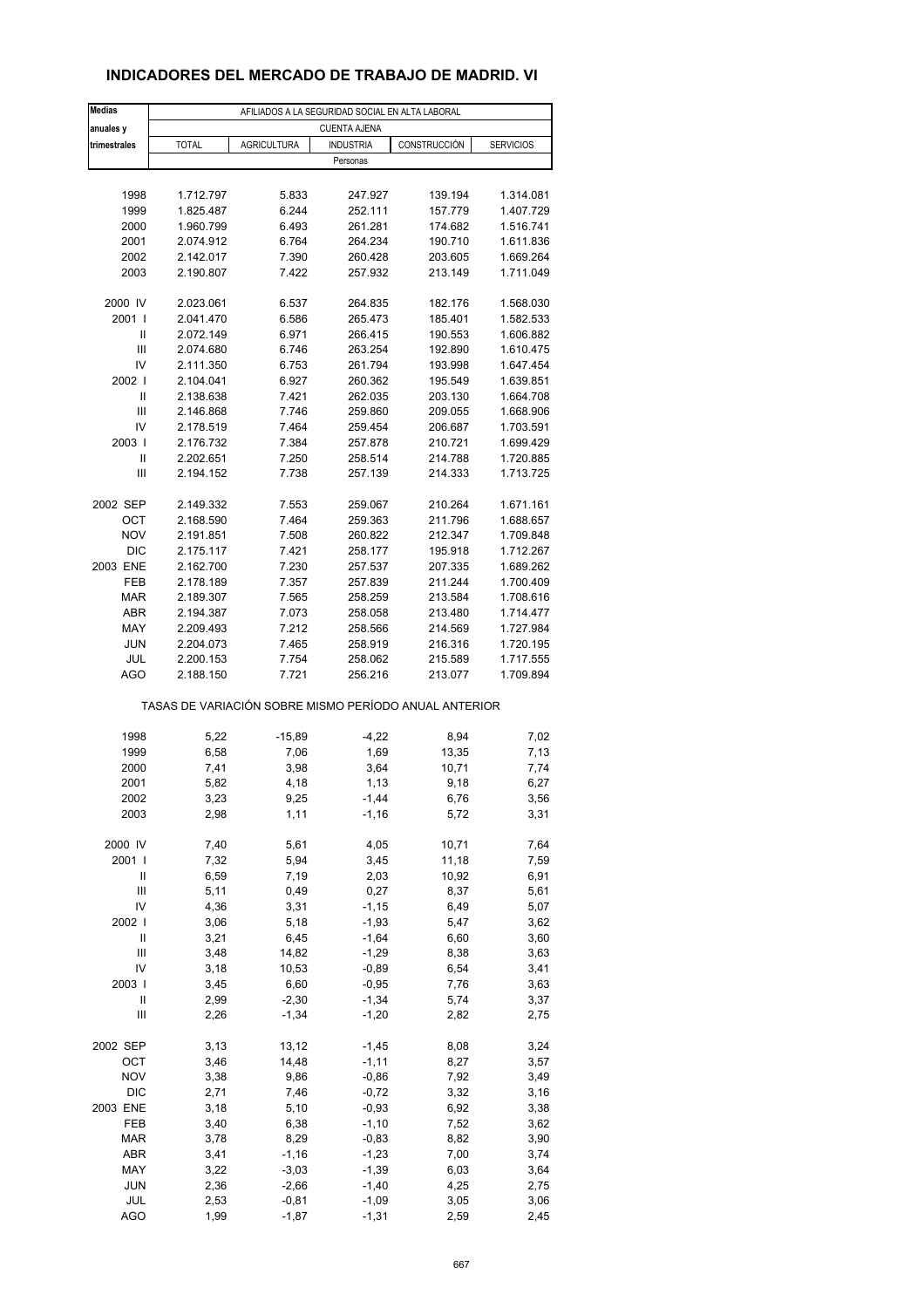## INDICADORES DEL MERCADO DE TRABAJO DE MADRID. VI

| Medias anuales y trimestrales | AFILIADOS A LA SEGURIDAD SOCIAL EN ALTA LABORAL | | | | |
|---|---|---|---|---|---|
| | CUENTA AJENA | | | | |
| | TOTAL | AGRICULTURA | INDUSTRIA | CONSTRUCCIÓN | SERVICIOS |
| | Personas | | | | |
| 1998 | 1.712.797 | 5.833 | 247.927 | 139.194 | 1.314.081 |
| 1999 | 1.825.487 | 6.244 | 252.111 | 157.779 | 1.407.729 |
| 2000 | 1.960.799 | 6.493 | 261.281 | 174.682 | 1.516.741 |
| 2001 | 2.074.912 | 6.764 | 264.234 | 190.710 | 1.611.836 |
| 2002 | 2.142.017 | 7.390 | 260.428 | 203.605 | 1.669.264 |
| 2003 | 2.190.807 | 7.422 | 257.932 | 213.149 | 1.711.049 |
| 2000 IV | 2.023.061 | 6.537 | 264.835 | 182.176 | 1.568.030 |
| 2001 I | 2.041.470 | 6.586 | 265.473 | 185.401 | 1.582.533 |
| II | 2.072.149 | 6.971 | 266.415 | 190.553 | 1.606.882 |
| III | 2.074.680 | 6.746 | 263.254 | 192.890 | 1.610.475 |
| IV | 2.111.350 | 6.753 | 261.794 | 193.998 | 1.647.454 |
| 2002 I | 2.104.041 | 6.927 | 260.362 | 195.549 | 1.639.851 |
| II | 2.138.638 | 7.421 | 262.035 | 203.130 | 1.664.708 |
| III | 2.146.868 | 7.746 | 259.860 | 209.055 | 1.668.906 |
| IV | 2.178.519 | 7.464 | 259.454 | 206.687 | 1.703.591 |
| 2003 I | 2.176.732 | 7.384 | 257.878 | 210.721 | 1.699.429 |
| II | 2.202.651 | 7.250 | 258.514 | 214.788 | 1.720.885 |
| III | 2.194.152 | 7.738 | 257.139 | 214.333 | 1.713.725 |
| 2002 SEP | 2.149.332 | 7.553 | 259.067 | 210.264 | 1.671.161 |
| OCT | 2.168.590 | 7.464 | 259.363 | 211.796 | 1.688.657 |
| NOV | 2.191.851 | 7.508 | 260.822 | 212.347 | 1.709.848 |
| DIC | 2.175.117 | 7.421 | 258.177 | 195.918 | 1.712.267 |
| 2003 ENE | 2.162.700 | 7.230 | 257.537 | 207.335 | 1.689.262 |
| FEB | 2.178.189 | 7.357 | 257.839 | 211.244 | 1.700.409 |
| MAR | 2.189.307 | 7.565 | 258.259 | 213.584 | 1.708.616 |
| ABR | 2.194.387 | 7.073 | 258.058 | 213.480 | 1.714.477 |
| MAY | 2.209.493 | 7.212 | 258.566 | 214.569 | 1.727.984 |
| JUN | 2.204.073 | 7.465 | 258.919 | 216.316 | 1.720.195 |
| JUL | 2.200.153 | 7.754 | 258.062 | 215.589 | 1.717.555 |
| AGO | 2.188.150 | 7.721 | 256.216 | 213.077 | 1.709.894 |
| | TASAS DE VARIACIÓN SOBRE MISMO PERÍODO ANUAL ANTERIOR | | | | |
| 1998 | 5,22 | -15,89 | -4,22 | 8,94 | 7,02 |
| 1999 | 6,58 | 7,06 | 1,69 | 13,35 | 7,13 |
| 2000 | 7,41 | 3,98 | 3,64 | 10,71 | 7,74 |
| 2001 | 5,82 | 4,18 | 1,13 | 9,18 | 6,27 |
| 2002 | 3,23 | 9,25 | -1,44 | 6,76 | 3,56 |
| 2003 | 2,98 | 1,11 | -1,16 | 5,72 | 3,31 |
| 2000 IV | 7,40 | 5,61 | 4,05 | 10,71 | 7,64 |
| 2001 I | 7,32 | 5,94 | 3,45 | 11,18 | 7,59 |
| II | 6,59 | 7,19 | 2,03 | 10,92 | 6,91 |
| III | 5,11 | 0,49 | 0,27 | 8,37 | 5,61 |
| IV | 4,36 | 3,31 | -1,15 | 6,49 | 5,07 |
| 2002 I | 3,06 | 5,18 | -1,93 | 5,47 | 3,62 |
| II | 3,21 | 6,45 | -1,64 | 6,60 | 3,60 |
| III | 3,48 | 14,82 | -1,29 | 8,38 | 3,63 |
| IV | 3,18 | 10,53 | -0,89 | 6,54 | 3,41 |
| 2003 I | 3,45 | 6,60 | -0,95 | 7,76 | 3,63 |
| II | 2,99 | -2,30 | -1,34 | 5,74 | 3,37 |
| III | 2,26 | -1,34 | -1,20 | 2,82 | 2,75 |
| 2002 SEP | 3,13 | 13,12 | -1,45 | 8,08 | 3,24 |
| OCT | 3,46 | 14,48 | -1,11 | 8,27 | 3,57 |
| NOV | 3,38 | 9,86 | -0,86 | 7,92 | 3,49 |
| DIC | 2,71 | 7,46 | -0,72 | 3,32 | 3,16 |
| 2003 ENE | 3,18 | 5,10 | -0,93 | 6,92 | 3,38 |
| FEB | 3,40 | 6,38 | -1,10 | 7,52 | 3,62 |
| MAR | 3,78 | 8,29 | -0,83 | 8,82 | 3,90 |
| ABR | 3,41 | -1,16 | -1,23 | 7,00 | 3,74 |
| MAY | 3,22 | -3,03 | -1,39 | 6,03 | 3,64 |
| JUN | 2,36 | -2,66 | -1,40 | 4,25 | 2,75 |
| JUL | 2,53 | -0,81 | -1,09 | 3,05 | 3,06 |
| AGO | 1,99 | -1,87 | -1,31 | 2,59 | 2,45 |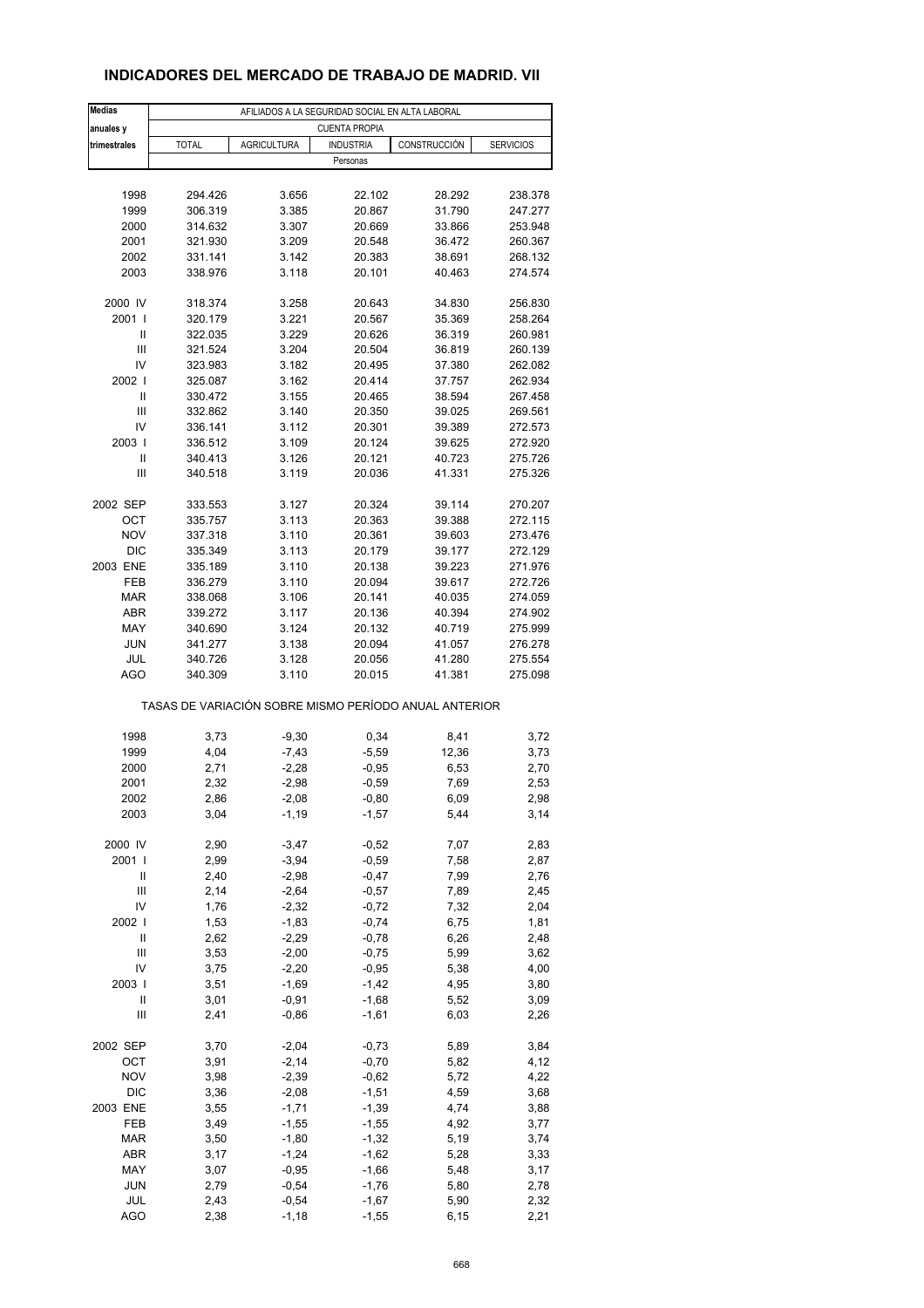## INDICADORES DEL MERCADO DE TRABAJO DE MADRID. VII

| Medias anuales y trimestrales | AFILIADOS A LA SEGURIDAD SOCIAL EN ALTA LABORAL | | | | |
|---|---|---|---|---|---|
| | CUENTA PROPIA | | | | |
| | TOTAL | AGRICULTURA | INDUSTRIA | CONSTRUCCIÓN | SERVICIOS |
| | Personas | | | | |
| 1998 | 294.426 | 3.656 | 22.102 | 28.292 | 238.378 |
| 1999 | 306.319 | 3.385 | 20.867 | 31.790 | 247.277 |
| 2000 | 314.632 | 3.307 | 20.669 | 33.866 | 253.948 |
| 2001 | 321.930 | 3.209 | 20.548 | 36.472 | 260.367 |
| 2002 | 331.141 | 3.142 | 20.383 | 38.691 | 268.132 |
| 2003 | 338.976 | 3.118 | 20.101 | 40.463 | 274.574 |
| 2000 IV | 318.374 | 3.258 | 20.643 | 34.830 | 256.830 |
| 2001 I | 320.179 | 3.221 | 20.567 | 35.369 | 258.264 |
| II | 322.035 | 3.229 | 20.626 | 36.319 | 260.981 |
| III | 321.524 | 3.204 | 20.504 | 36.819 | 260.139 |
| IV | 323.983 | 3.182 | 20.495 | 37.380 | 262.082 |
| 2002 I | 325.087 | 3.162 | 20.414 | 37.757 | 262.934 |
| II | 330.472 | 3.155 | 20.465 | 38.594 | 267.458 |
| III | 332.862 | 3.140 | 20.350 | 39.025 | 269.561 |
| IV | 336.141 | 3.112 | 20.301 | 39.389 | 272.573 |
| 2003 I | 336.512 | 3.109 | 20.124 | 39.625 | 272.920 |
| II | 340.413 | 3.126 | 20.121 | 40.723 | 275.726 |
| III | 340.518 | 3.119 | 20.036 | 41.331 | 275.326 |
| 2002 SEP | 333.553 | 3.127 | 20.324 | 39.114 | 270.207 |
| OCT | 335.757 | 3.113 | 20.363 | 39.388 | 272.115 |
| NOV | 337.318 | 3.110 | 20.361 | 39.603 | 273.476 |
| DIC | 335.349 | 3.113 | 20.179 | 39.177 | 272.129 |
| 2003 ENE | 335.189 | 3.110 | 20.138 | 39.223 | 271.976 |
| FEB | 336.279 | 3.110 | 20.094 | 39.617 | 272.726 |
| MAR | 338.068 | 3.106 | 20.141 | 40.035 | 274.059 |
| ABR | 339.272 | 3.117 | 20.136 | 40.394 | 274.902 |
| MAY | 340.690 | 3.124 | 20.132 | 40.719 | 275.999 |
| JUN | 341.277 | 3.138 | 20.094 | 41.057 | 276.278 |
| JUL | 340.726 | 3.128 | 20.056 | 41.280 | 275.554 |
| AGO | 340.309 | 3.110 | 20.015 | 41.381 | 275.098 |
| | TASAS DE VARIACIÓN SOBRE MISMO PERÍODO ANUAL ANTERIOR | | | | |
| 1998 | 3,73 | -9,30 | 0,34 | 8,41 | 3,72 |
| 1999 | 4,04 | -7,43 | -5,59 | 12,36 | 3,73 |
| 2000 | 2,71 | -2,28 | -0,95 | 6,53 | 2,70 |
| 2001 | 2,32 | -2,98 | -0,59 | 7,69 | 2,53 |
| 2002 | 2,86 | -2,08 | -0,80 | 6,09 | 2,98 |
| 2003 | 3,04 | -1,19 | -1,57 | 5,44 | 3,14 |
| 2000 IV | 2,90 | -3,47 | -0,52 | 7,07 | 2,83 |
| 2001 I | 2,99 | -3,94 | -0,59 | 7,58 | 2,87 |
| II | 2,40 | -2,98 | -0,47 | 7,99 | 2,76 |
| III | 2,14 | -2,64 | -0,57 | 7,89 | 2,45 |
| IV | 1,76 | -2,32 | -0,72 | 7,32 | 2,04 |
| 2002 I | 1,53 | -1,83 | -0,74 | 6,75 | 1,81 |
| II | 2,62 | -2,29 | -0,78 | 6,26 | 2,48 |
| III | 3,53 | -2,00 | -0,75 | 5,99 | 3,62 |
| IV | 3,75 | -2,20 | -0,95 | 5,38 | 4,00 |
| 2003 I | 3,51 | -1,69 | -1,42 | 4,95 | 3,80 |
| II | 3,01 | -0,91 | -1,68 | 5,52 | 3,09 |
| III | 2,41 | -0,86 | -1,61 | 6,03 | 2,26 |
| 2002 SEP | 3,70 | -2,04 | -0,73 | 5,89 | 3,84 |
| OCT | 3,91 | -2,14 | -0,70 | 5,82 | 4,12 |
| NOV | 3,98 | -2,39 | -0,62 | 5,72 | 4,22 |
| DIC | 3,36 | -2,08 | -1,51 | 4,59 | 3,68 |
| 2003 ENE | 3,55 | -1,71 | -1,39 | 4,74 | 3,88 |
| FEB | 3,49 | -1,55 | -1,55 | 4,92 | 3,77 |
| MAR | 3,50 | -1,80 | -1,32 | 5,19 | 3,74 |
| ABR | 3,17 | -1,24 | -1,62 | 5,28 | 3,33 |
| MAY | 3,07 | -0,95 | -1,66 | 5,48 | 3,17 |
| JUN | 2,79 | -0,54 | -1,76 | 5,80 | 2,78 |
| JUL | 2,43 | -0,54 | -1,67 | 5,90 | 2,32 |
| AGO | 2,38 | -1,18 | -1,55 | 6,15 | 2,21 |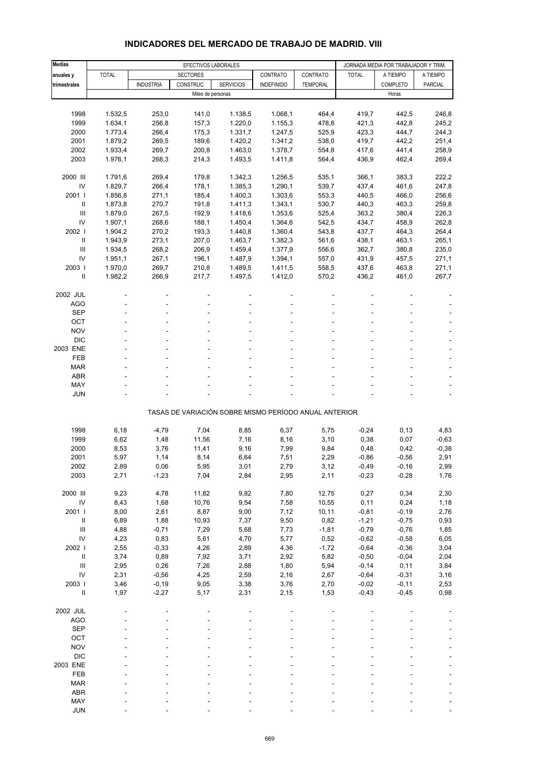# INDICADORES DEL MERCADO DE TRABAJO DE MADRID. VIII

| Medias anuales y trimestrales | EFECTIVOS LABORALES | | | | | | JORNADA MEDIA POR TRABAJADOR Y TRIM. | | |
|---|---|---|---|---|---|---|---|---|---|
| | TOTAL | SECTORES | | | CONTRATO | CONTRATO | TOTAL | A TIEMPO | A TIEMPO |
| | | INDUSTRIA | CONSTRUC. | SERVICIOS | INDEFINIDO | TEMPORAL | | COMPLETO | PARCIAL |
| | Miles de personas | | | | | | Horas | | |
| 1998 | 1.532,5 | 253,0 | 141,0 | 1.138,5 | 1.068,1 | 464,4 | 419,7 | 442,5 | 246,8 |
| 1999 | 1.634,1 | 256,8 | 157,3 | 1.220,0 | 1.155,3 | 478,8 | 421,3 | 442,8 | 245,2 |
| 2000 | 1.773,4 | 266,4 | 175,3 | 1.331,7 | 1.247,5 | 525,9 | 423,3 | 444,7 | 244,3 |
| 2001 | 1.879,2 | 269,5 | 189,6 | 1.420,2 | 1.341,2 | 538,0 | 419,7 | 442,2 | 251,4 |
| 2002 | 1.933,4 | 269,7 | 200,8 | 1.463,0 | 1.378,7 | 554,8 | 417,6 | 441,4 | 258,9 |
| 2003 | 1.976,1 | 268,3 | 214,3 | 1.493,5 | 1.411,8 | 564,4 | 436,9 | 462,4 | 269,4 |
| 2000 III | 1.791,6 | 269,4 | 179,8 | 1.342,3 | 1.256,5 | 535,1 | 366,1 | 383,3 | 222,2 |
| IV | 1.829,7 | 266,4 | 178,1 | 1.385,3 | 1.290,1 | 539,7 | 437,4 | 461,6 | 247,8 |
| 2001 I | 1.856,8 | 271,1 | 185,4 | 1.400,3 | 1.303,6 | 553,3 | 440,5 | 466,0 | 256,6 |
| II | 1.873,8 | 270,7 | 191,8 | 1.411,3 | 1.343,1 | 530,7 | 440,3 | 463,3 | 259,8 |
| III | 1.879,0 | 267,5 | 192,9 | 1.418,6 | 1.353,6 | 525,4 | 363,2 | 380,4 | 226,3 |
| IV | 1.907,1 | 268,6 | 188,1 | 1.450,4 | 1.364,6 | 542,5 | 434,7 | 458,9 | 262,8 |
| 2002 I | 1.904,2 | 270,2 | 193,3 | 1.440,8 | 1.360,4 | 543,8 | 437,7 | 464,3 | 264,4 |
| II | 1.943,9 | 273,1 | 207,0 | 1.463,7 | 1.382,3 | 561,6 | 438,1 | 463,1 | 265,1 |
| III | 1.934,5 | 268,2 | 206,9 | 1.459,4 | 1.377,9 | 556,6 | 362,7 | 380,8 | 235,0 |
| IV | 1.951,1 | 267,1 | 196,1 | 1.487,9 | 1.394,1 | 557,0 | 431,9 | 457,5 | 271,1 |
| 2003 I | 1.970,0 | 269,7 | 210,8 | 1.489,5 | 1.411,5 | 558,5 | 437,6 | 463,8 | 271,1 |
| II | 1.982,2 | 266,9 | 217,7 | 1.497,5 | 1.412,0 | 570,2 | 436,2 | 461,0 | 267,7 |
| 2002 JUL | - | - | - | - | - | - | - | - | - |
| AGO | - | - | - | - | - | - | - | - | - |
| SEP | - | - | - | - | - | - | - | - | - |
| OCT | - | - | - | - | - | - | - | - | - |
| NOV | - | - | - | - | - | - | - | - | - |
| DIC | - | - | - | - | - | - | - | - | - |
| 2003 ENE | - | - | - | - | - | - | - | - | - |
| FEB | - | - | - | - | - | - | - | - | - |
| MAR | - | - | - | - | - | - | - | - | - |
| ABR | - | - | - | - | - | - | - | - | - |
| MAY | - | - | - | - | - | - | - | - | - |
| JUN | - | - | - | - | - | - | - | - | - |
| TASAS DE VARIACIÓN SOBRE MISMO PERÍODO ANUAL ANTERIOR | | | | | | | | | |
| 1998 | 6,18 | -4,79 | 7,04 | 8,85 | 6,37 | 5,75 | -0,24 | 0,13 | 4,83 |
| 1999 | 6,62 | 1,48 | 11,56 | 7,16 | 8,16 | 3,10 | 0,38 | 0,07 | -0,63 |
| 2000 | 8,53 | 3,76 | 11,41 | 9,16 | 7,99 | 9,84 | 0,48 | 0,42 | -0,38 |
| 2001 | 5,97 | 1,14 | 8,14 | 6,64 | 7,51 | 2,29 | -0,86 | -0,56 | 2,91 |
| 2002 | 2,89 | 0,06 | 5,95 | 3,01 | 2,79 | 3,12 | -0,49 | -0,16 | 2,99 |
| 2003 | 2,71 | -1,23 | 7,04 | 2,84 | 2,95 | 2,11 | -0,23 | -0,28 | 1,76 |
| 2000 III | 9,23 | 4,78 | 11,82 | 9,82 | 7,80 | 12,75 | 0,27 | 0,34 | 2,30 |
| IV | 8,43 | 1,68 | 10,76 | 9,54 | 7,58 | 10,55 | 0,11 | 0,24 | 1,18 |
| 2001 I | 8,00 | 2,61 | 8,87 | 9,00 | 7,12 | 10,11 | -0,81 | -0,19 | 2,76 |
| II | 6,89 | 1,88 | 10,93 | 7,37 | 9,50 | 0,82 | -1,21 | -0,75 | 0,93 |
| III | 4,88 | -0,71 | 7,29 | 5,68 | 7,73 | -1,81 | -0,79 | -0,76 | 1,85 |
| IV | 4,23 | 0,83 | 5,61 | 4,70 | 5,77 | 0,52 | -0,62 | -0,58 | 6,05 |
| 2002 I | 2,55 | -0,33 | 4,26 | 2,89 | 4,36 | -1,72 | -0,64 | -0,36 | 3,04 |
| II | 3,74 | 0,89 | 7,92 | 3,71 | 2,92 | 5,82 | -0,50 | -0,04 | 2,04 |
| III | 2,95 | 0,26 | 7,26 | 2,88 | 1,80 | 5,94 | -0,14 | 0,11 | 3,84 |
| IV | 2,31 | -0,56 | 4,25 | 2,59 | 2,16 | 2,67 | -0,64 | -0,31 | 3,16 |
| 2003 I | 3,46 | -0,19 | 9,05 | 3,38 | 3,76 | 2,70 | -0,02 | -0,11 | 2,53 |
| II | 1,97 | -2,27 | 5,17 | 2,31 | 2,15 | 1,53 | -0,43 | -0,45 | 0,98 |
| 2002 JUL | - | - | - | - | - | - | - | - | - |
| AGO | - | - | - | - | - | - | - | - | - |
| SEP | - | - | - | - | - | - | - | - | - |
| OCT | - | - | - | - | - | - | - | - | - |
| NOV | - | - | - | - | - | - | - | - | - |
| DIC | - | - | - | - | - | - | - | - | - |
| 2003 ENE | - | - | - | - | - | - | - | - | - |
| FEB | - | - | - | - | - | - | - | - | - |
| MAR | - | - | - | - | - | - | - | - | - |
| ABR | - | - | - | - | - | - | - | - | - |
| MAY | - | - | - | - | - | - | - | - | - |
| JUN | - | - | - | - | - | - | - | - | - |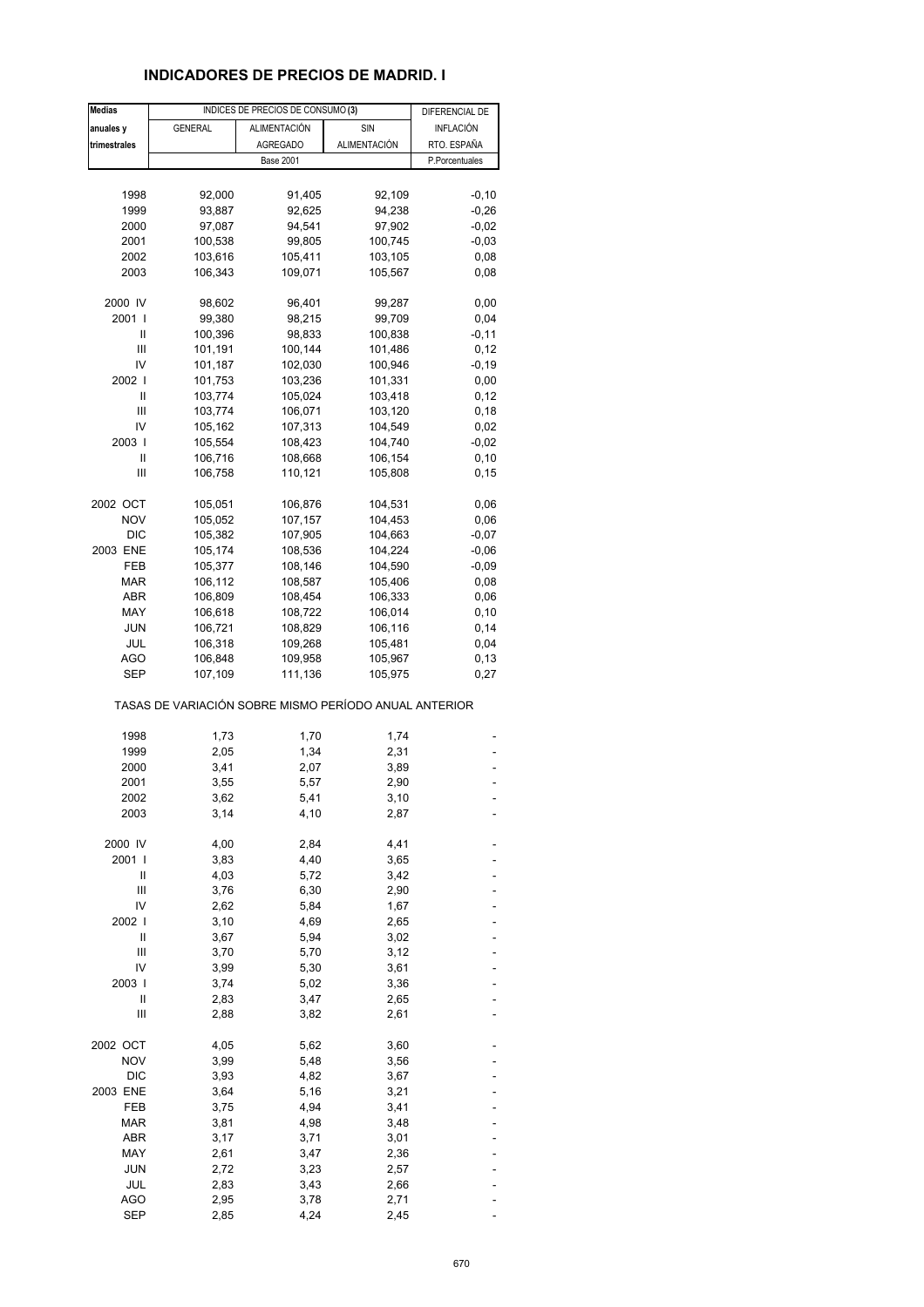# INDICADORES DE PRECIOS DE MADRID. I

| Medias anuales y trimestrales | INDICES DE PRECIOS DE CONSUMO (3) | | | DIFERENCIAL DE INFLACIÓN RTO. ESPAÑA |
|---|---|---|---|---|
| | GENERAL | ALIMENTACIÓN AGREGADO | SIN ALIMENTACIÓN | |
| | Base 2001 | | | P.Porcentuales |
| 1998 | 92,000 | 91,405 | 92,109 | -0,10 |
| 1999 | 93,887 | 92,625 | 94,238 | -0,26 |
| 2000 | 97,087 | 94,541 | 97,902 | -0,02 |
| 2001 | 100,538 | 99,805 | 100,745 | -0,03 |
| 2002 | 103,616 | 105,411 | 103,105 | 0,08 |
| 2003 | 106,343 | 109,071 | 105,567 | 0,08 |
| 2000 IV | 98,602 | 96,401 | 99,287 | 0,00 |
| 2001 I | 99,380 | 98,215 | 99,709 | 0,04 |
| II | 100,396 | 98,833 | 100,838 | -0,11 |
| III | 101,191 | 100,144 | 101,486 | 0,12 |
| IV | 101,187 | 102,030 | 100,946 | -0,19 |
| 2002 I | 101,753 | 103,236 | 101,331 | 0,00 |
| II | 103,774 | 105,024 | 103,418 | 0,12 |
| III | 103,774 | 106,071 | 103,120 | 0,18 |
| IV | 105,162 | 107,313 | 104,549 | 0,02 |
| 2003 I | 105,554 | 108,423 | 104,740 | -0,02 |
| II | 106,716 | 108,668 | 106,154 | 0,10 |
| III | 106,758 | 110,121 | 105,808 | 0,15 |
| 2002 OCT | 105,051 | 106,876 | 104,531 | 0,06 |
| NOV | 105,052 | 107,157 | 104,453 | 0,06 |
| DIC | 105,382 | 107,905 | 104,663 | -0,07 |
| 2003 ENE | 105,174 | 108,536 | 104,224 | -0,06 |
| FEB | 105,377 | 108,146 | 104,590 | -0,09 |
| MAR | 106,112 | 108,587 | 105,406 | 0,08 |
| ABR | 106,809 | 108,454 | 106,333 | 0,06 |
| MAY | 106,618 | 108,722 | 106,014 | 0,10 |
| JUN | 106,721 | 108,829 | 106,116 | 0,14 |
| JUL | 106,318 | 109,268 | 105,481 | 0,04 |
| AGO | 106,848 | 109,958 | 105,967 | 0,13 |
| SEP | 107,109 | 111,136 | 105,975 | 0,27 |
| TASAS DE VARIACIÓN SOBRE MISMO PERÍODO ANUAL ANTERIOR | | | | |
| 1998 | 1,73 | 1,70 | 1,74 | - |
| 1999 | 2,05 | 1,34 | 2,31 | - |
| 2000 | 3,41 | 2,07 | 3,89 | - |
| 2001 | 3,55 | 5,57 | 2,90 | - |
| 2002 | 3,62 | 5,41 | 3,10 | - |
| 2003 | 3,14 | 4,10 | 2,87 | - |
| 2000 IV | 4,00 | 2,84 | 4,41 | - |
| 2001 I | 3,83 | 4,40 | 3,65 | - |
| II | 4,03 | 5,72 | 3,42 | - |
| III | 3,76 | 6,30 | 2,90 | - |
| IV | 2,62 | 5,84 | 1,67 | - |
| 2002 I | 3,10 | 4,69 | 2,65 | - |
| II | 3,67 | 5,94 | 3,02 | - |
| III | 3,70 | 5,70 | 3,12 | - |
| IV | 3,99 | 5,30 | 3,61 | - |
| 2003 I | 3,74 | 5,02 | 3,36 | - |
| II | 2,83 | 3,47 | 2,65 | - |
| III | 2,88 | 3,82 | 2,61 | - |
| 2002 OCT | 4,05 | 5,62 | 3,60 | - |
| NOV | 3,99 | 5,48 | 3,56 | - |
| DIC | 3,93 | 4,82 | 3,67 | - |
| 2003 ENE | 3,64 | 5,16 | 3,21 | - |
| FEB | 3,75 | 4,94 | 3,41 | - |
| MAR | 3,81 | 4,98 | 3,48 | - |
| ABR | 3,17 | 3,71 | 3,01 | - |
| MAY | 2,61 | 3,47 | 2,36 | - |
| JUN | 2,72 | 3,23 | 2,57 | - |
| JUL | 2,83 | 3,43 | 2,66 | - |
| AGO | 2,95 | 3,78 | 2,71 | - |
| SEP | 2,85 | 4,24 | 2,45 | - |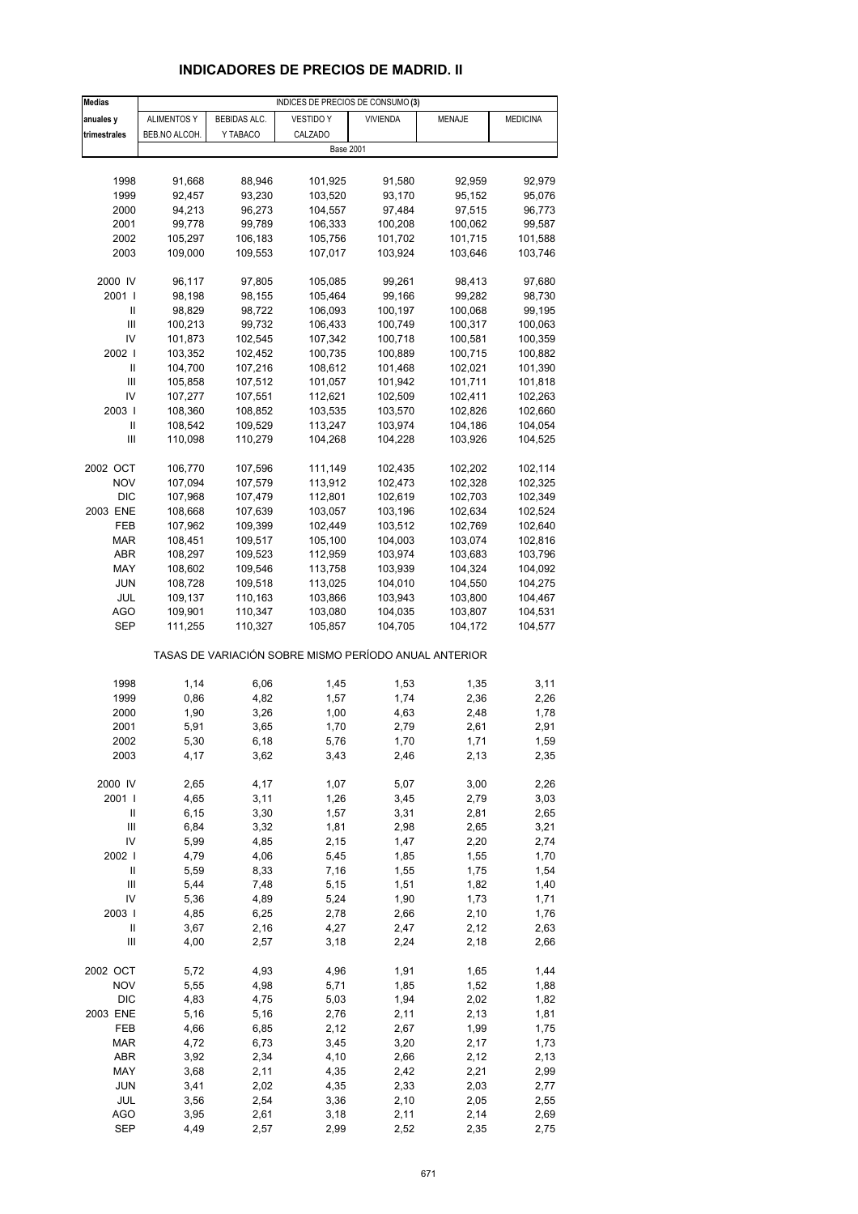## INDICADORES DE PRECIOS DE MADRID. II

| Medias anuales y trimestrales | INDICES DE PRECIOS DE CONSUMO (3) | | | | | |
|---|---|---|---|---|---|---|
| | ALIMENTOS Y BEB.NO ALCOH. | BEBIDAS ALC. Y TABACO | VESTIDO Y CALZADO | VIVIENDA | MENAJE | MEDICINA |
| | Base 2001 | | | | | |
| 1998 | 91,668 | 88,946 | 101,925 | 91,580 | 92,959 | 92,979 |
| 1999 | 92,457 | 93,230 | 103,520 | 93,170 | 95,152 | 95,076 |
| 2000 | 94,213 | 96,273 | 104,557 | 97,484 | 97,515 | 96,773 |
| 2001 | 99,778 | 99,789 | 106,333 | 100,208 | 100,062 | 99,587 |
| 2002 | 105,297 | 106,183 | 105,756 | 101,702 | 101,715 | 101,588 |
| 2003 | 109,000 | 109,553 | 107,017 | 103,924 | 103,646 | 103,746 |
| 2000 IV | 96,117 | 97,805 | 105,085 | 99,261 | 98,413 | 97,680 |
| 2001 I | 98,198 | 98,155 | 105,464 | 99,166 | 99,282 | 98,730 |
| II | 98,829 | 98,722 | 106,093 | 100,197 | 100,068 | 99,195 |
| III | 100,213 | 99,732 | 106,433 | 100,749 | 100,317 | 100,063 |
| IV | 101,873 | 102,545 | 107,342 | 100,718 | 100,581 | 100,359 |
| 2002 I | 103,352 | 102,452 | 100,735 | 100,889 | 100,715 | 100,882 |
| II | 104,700 | 107,216 | 108,612 | 101,468 | 102,021 | 101,390 |
| III | 105,858 | 107,512 | 101,057 | 101,942 | 101,711 | 101,818 |
| IV | 107,277 | 107,551 | 112,621 | 102,509 | 102,411 | 102,263 |
| 2003 I | 108,360 | 108,852 | 103,535 | 103,570 | 102,826 | 102,660 |
| II | 108,542 | 109,529 | 113,247 | 103,974 | 104,186 | 104,054 |
| III | 110,098 | 110,279 | 104,268 | 104,228 | 103,926 | 104,525 |
| 2002 OCT | 106,770 | 107,596 | 111,149 | 102,435 | 102,202 | 102,114 |
| NOV | 107,094 | 107,579 | 113,912 | 102,473 | 102,328 | 102,325 |
| DIC | 107,968 | 107,479 | 112,801 | 102,619 | 102,703 | 102,349 |
| 2003 ENE | 108,668 | 107,639 | 103,057 | 103,196 | 102,634 | 102,524 |
| FEB | 107,962 | 109,399 | 102,449 | 103,512 | 102,769 | 102,640 |
| MAR | 108,451 | 109,517 | 105,100 | 104,003 | 103,074 | 102,816 |
| ABR | 108,297 | 109,523 | 112,959 | 103,974 | 103,683 | 103,796 |
| MAY | 108,602 | 109,546 | 113,758 | 103,939 | 104,324 | 104,092 |
| JUN | 108,728 | 109,518 | 113,025 | 104,010 | 104,550 | 104,275 |
| JUL | 109,137 | 110,163 | 103,866 | 103,943 | 103,800 | 104,467 |
| AGO | 109,901 | 110,347 | 103,080 | 104,035 | 103,807 | 104,531 |
| SEP | 111,255 | 110,327 | 105,857 | 104,705 | 104,172 | 104,577 |
| | TASAS DE VARIACIÓN SOBRE MISMO PERÍODO ANUAL ANTERIOR | | | | | |
| 1998 | 1,14 | 6,06 | 1,45 | 1,53 | 1,35 | 3,11 |
| 1999 | 0,86 | 4,82 | 1,57 | 1,74 | 2,36 | 2,26 |
| 2000 | 1,90 | 3,26 | 1,00 | 4,63 | 2,48 | 1,78 |
| 2001 | 5,91 | 3,65 | 1,70 | 2,79 | 2,61 | 2,91 |
| 2002 | 5,30 | 6,18 | 5,76 | 1,70 | 1,71 | 1,59 |
| 2003 | 4,17 | 3,62 | 3,43 | 2,46 | 2,13 | 2,35 |
| 2000 IV | 2,65 | 4,17 | 1,07 | 5,07 | 3,00 | 2,26 |
| 2001 I | 4,65 | 3,11 | 1,26 | 3,45 | 2,79 | 3,03 |
| II | 6,15 | 3,30 | 1,57 | 3,31 | 2,81 | 2,65 |
| III | 6,84 | 3,32 | 1,81 | 2,98 | 2,65 | 3,21 |
| IV | 5,99 | 4,85 | 2,15 | 1,47 | 2,20 | 2,74 |
| 2002 I | 4,79 | 4,06 | 5,45 | 1,85 | 1,55 | 1,70 |
| II | 5,59 | 8,33 | 7,16 | 1,55 | 1,75 | 1,54 |
| III | 5,44 | 7,48 | 5,15 | 1,51 | 1,82 | 1,40 |
| IV | 5,36 | 4,89 | 5,24 | 1,90 | 1,73 | 1,71 |
| 2003 I | 4,85 | 6,25 | 2,78 | 2,66 | 2,10 | 1,76 |
| II | 3,67 | 2,16 | 4,27 | 2,47 | 2,12 | 2,63 |
| III | 4,00 | 2,57 | 3,18 | 2,24 | 2,18 | 2,66 |
| 2002 OCT | 5,72 | 4,93 | 4,96 | 1,91 | 1,65 | 1,44 |
| NOV | 5,55 | 4,98 | 5,71 | 1,85 | 1,52 | 1,88 |
| DIC | 4,83 | 4,75 | 5,03 | 1,94 | 2,02 | 1,82 |
| 2003 ENE | 5,16 | 5,16 | 2,76 | 2,11 | 2,13 | 1,81 |
| FEB | 4,66 | 6,85 | 2,12 | 2,67 | 1,99 | 1,75 |
| MAR | 4,72 | 6,73 | 3,45 | 3,20 | 2,17 | 1,73 |
| ABR | 3,92 | 2,34 | 4,10 | 2,66 | 2,12 | 2,13 |
| MAY | 3,68 | 2,11 | 4,35 | 2,42 | 2,21 | 2,99 |
| JUN | 3,41 | 2,02 | 4,35 | 2,33 | 2,03 | 2,77 |
| JUL | 3,56 | 2,54 | 3,36 | 2,10 | 2,05 | 2,55 |
| AGO | 3,95 | 2,61 | 3,18 | 2,11 | 2,14 | 2,69 |
| SEP | 4,49 | 2,57 | 2,99 | 2,52 | 2,35 | 2,75 |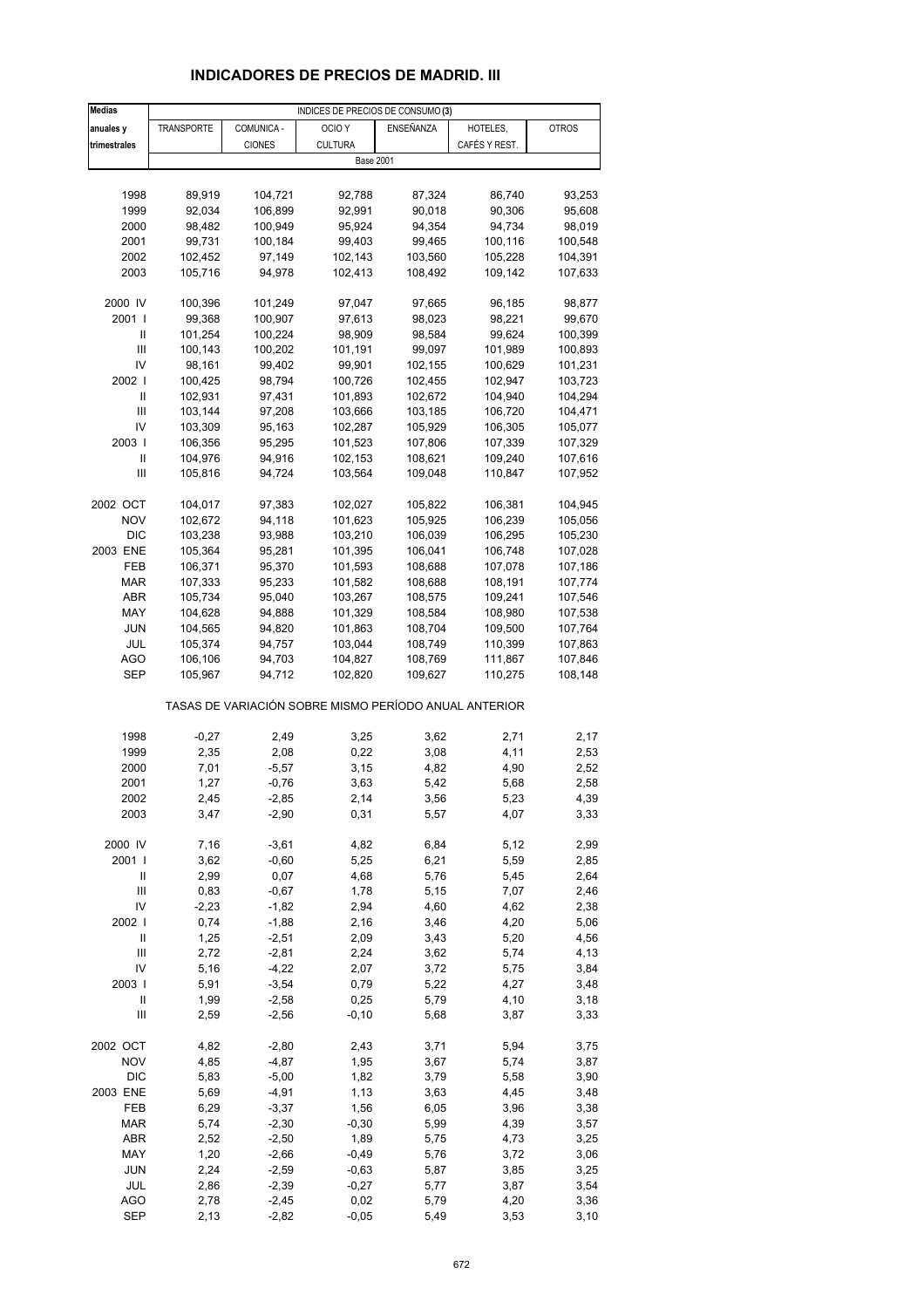# INDICADORES DE PRECIOS DE MADRID. III

| Medias anuales y trimestrales | INDICES DE PRECIOS DE CONSUMO (3) | | | | | |
|---|---|---|---|---|---|---|
| | TRANSPORTE | COMUNICA - CIONES | OCIO Y CULTURA | ENSEÑANZA | HOTELES, CAFÉS Y REST. | OTROS |
| | Base 2001 | | | | | |
| 1998 | 89,919 | 104,721 | 92,788 | 87,324 | 86,740 | 93,253 |
| 1999 | 92,034 | 106,899 | 92,991 | 90,018 | 90,306 | 95,608 |
| 2000 | 98,482 | 100,949 | 95,924 | 94,354 | 94,734 | 98,019 |
| 2001 | 99,731 | 100,184 | 99,403 | 99,465 | 100,116 | 100,548 |
| 2002 | 102,452 | 97,149 | 102,143 | 103,560 | 105,228 | 104,391 |
| 2003 | 105,716 | 94,978 | 102,413 | 108,492 | 109,142 | 107,633 |
| 2000 IV | 100,396 | 101,249 | 97,047 | 97,665 | 96,185 | 98,877 |
| 2001 I | 99,368 | 100,907 | 97,613 | 98,023 | 98,221 | 99,670 |
| II | 101,254 | 100,224 | 98,909 | 98,584 | 99,624 | 100,399 |
| III | 100,143 | 100,202 | 101,191 | 99,097 | 101,989 | 100,893 |
| IV | 98,161 | 99,402 | 99,901 | 102,155 | 100,629 | 101,231 |
| 2002 I | 100,425 | 98,794 | 100,726 | 102,455 | 102,947 | 103,723 |
| II | 102,931 | 97,431 | 101,893 | 102,672 | 104,940 | 104,294 |
| III | 103,144 | 97,208 | 103,666 | 103,185 | 106,720 | 104,471 |
| IV | 103,309 | 95,163 | 102,287 | 105,929 | 106,305 | 105,077 |
| 2003 I | 106,356 | 95,295 | 101,523 | 107,806 | 107,339 | 107,329 |
| II | 104,976 | 94,916 | 102,153 | 108,621 | 109,240 | 107,616 |
| III | 105,816 | 94,724 | 103,564 | 109,048 | 110,847 | 107,952 |
| 2002 OCT | 104,017 | 97,383 | 102,027 | 105,822 | 106,381 | 104,945 |
| NOV | 102,672 | 94,118 | 101,623 | 105,925 | 106,239 | 105,056 |
| DIC | 103,238 | 93,988 | 103,210 | 106,039 | 106,295 | 105,230 |
| 2003 ENE | 105,364 | 95,281 | 101,395 | 106,041 | 106,748 | 107,028 |
| FEB | 106,371 | 95,370 | 101,593 | 108,688 | 107,078 | 107,186 |
| MAR | 107,333 | 95,233 | 101,582 | 108,688 | 108,191 | 107,774 |
| ABR | 105,734 | 95,040 | 103,267 | 108,575 | 109,241 | 107,546 |
| MAY | 104,628 | 94,888 | 101,329 | 108,584 | 108,980 | 107,538 |
| JUN | 104,565 | 94,820 | 101,863 | 108,704 | 109,500 | 107,764 |
| JUL | 105,374 | 94,757 | 103,044 | 108,749 | 110,399 | 107,863 |
| AGO | 106,106 | 94,703 | 104,827 | 108,769 | 111,867 | 107,846 |
| SEP | 105,967 | 94,712 | 102,820 | 109,627 | 110,275 | 108,148 |
| | TASAS DE VARIACIÓN SOBRE MISMO PERÍODO ANUAL ANTERIOR | | | | | |
| 1998 | -0,27 | 2,49 | 3,25 | 3,62 | 2,71 | 2,17 |
| 1999 | 2,35 | 2,08 | 0,22 | 3,08 | 4,11 | 2,53 |
| 2000 | 7,01 | -5,57 | 3,15 | 4,82 | 4,90 | 2,52 |
| 2001 | 1,27 | -0,76 | 3,63 | 5,42 | 5,68 | 2,58 |
| 2002 | 2,45 | -2,85 | 2,14 | 3,56 | 5,23 | 4,39 |
| 2003 | 3,47 | -2,90 | 0,31 | 5,57 | 4,07 | 3,33 |
| 2000 IV | 7,16 | -3,61 | 4,82 | 6,84 | 5,12 | 2,99 |
| 2001 I | 3,62 | -0,60 | 5,25 | 6,21 | 5,59 | 2,85 |
| II | 2,99 | 0,07 | 4,68 | 5,76 | 5,45 | 2,64 |
| III | 0,83 | -0,67 | 1,78 | 5,15 | 7,07 | 2,46 |
| IV | -2,23 | -1,82 | 2,94 | 4,60 | 4,62 | 2,38 |
| 2002 I | 0,74 | -1,88 | 2,16 | 3,46 | 4,20 | 5,06 |
| II | 1,25 | -2,51 | 2,09 | 3,43 | 5,20 | 4,56 |
| III | 2,72 | -2,81 | 2,24 | 3,62 | 5,74 | 4,13 |
| IV | 5,16 | -4,22 | 2,07 | 3,72 | 5,75 | 3,84 |
| 2003 I | 5,91 | -3,54 | 0,79 | 5,22 | 4,27 | 3,48 |
| II | 1,99 | -2,58 | 0,25 | 5,79 | 4,10 | 3,18 |
| III | 2,59 | -2,56 | -0,10 | 5,68 | 3,87 | 3,33 |
| 2002 OCT | 4,82 | -2,80 | 2,43 | 3,71 | 5,94 | 3,75 |
| NOV | 4,85 | -4,87 | 1,95 | 3,67 | 5,74 | 3,87 |
| DIC | 5,83 | -5,00 | 1,82 | 3,79 | 5,58 | 3,90 |
| 2003 ENE | 5,69 | -4,91 | 1,13 | 3,63 | 4,45 | 3,48 |
| FEB | 6,29 | -3,37 | 1,56 | 6,05 | 3,96 | 3,38 |
| MAR | 5,74 | -2,30 | -0,30 | 5,99 | 4,39 | 3,57 |
| ABR | 2,52 | -2,50 | 1,89 | 5,75 | 4,73 | 3,25 |
| MAY | 1,20 | -2,66 | -0,49 | 5,76 | 3,72 | 3,06 |
| JUN | 2,24 | -2,59 | -0,63 | 5,87 | 3,85 | 3,25 |
| JUL | 2,86 | -2,39 | -0,27 | 5,77 | 3,87 | 3,54 |
| AGO | 2,78 | -2,45 | 0,02 | 5,79 | 4,20 | 3,36 |
| SEP | 2,13 | -2,82 | -0,05 | 5,49 | 3,53 | 3,10 |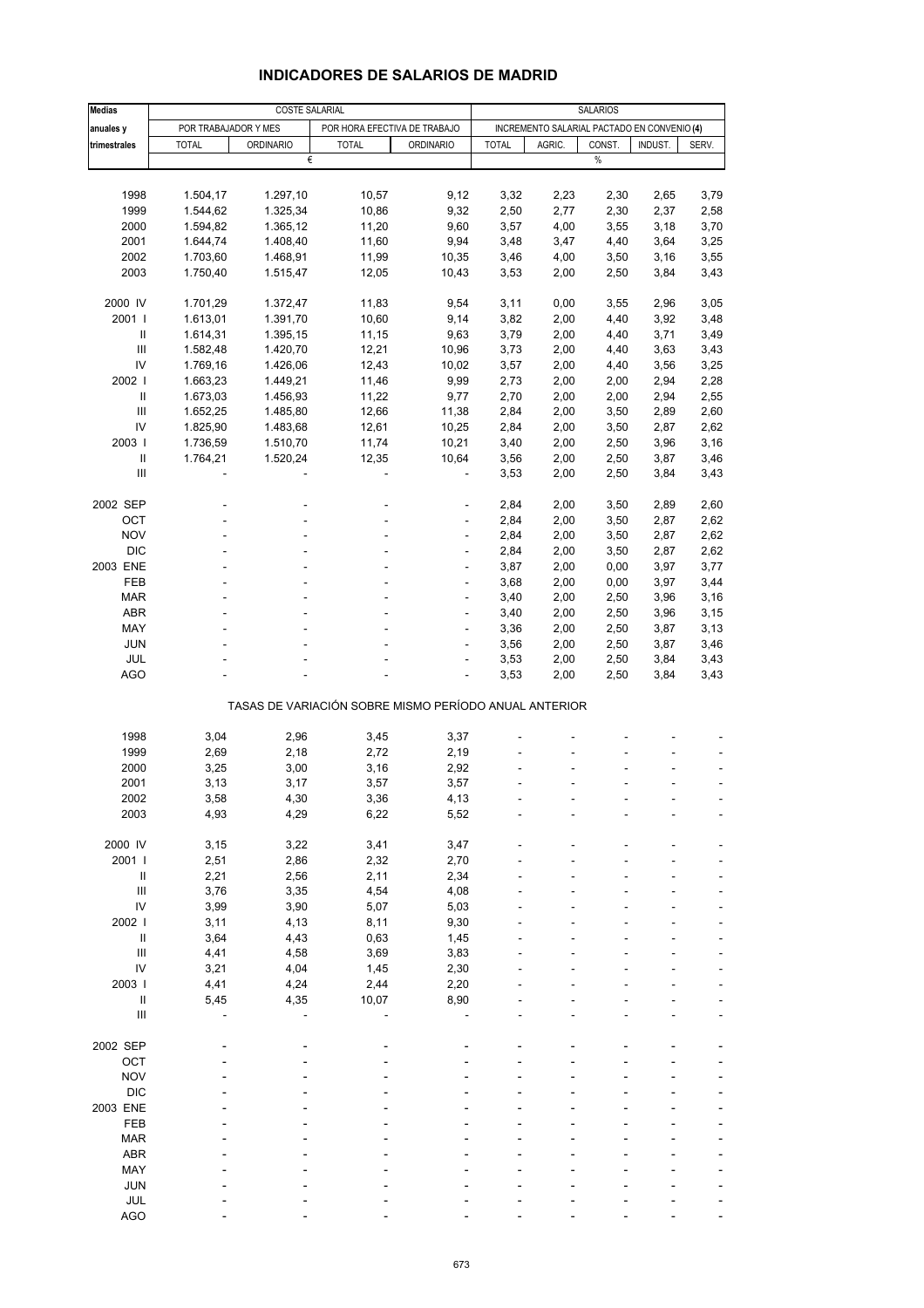# INDICADORES DE SALARIOS DE MADRID

| Medias anuales y trimestrales | COSTE SALARIAL | | | | SALARIOS | | | | |
|---|---|---|---|---|---|---|---|---|---|
| | POR TRABAJADOR Y MES | | POR HORA EFECTIVA DE TRABAJO | | INCREMENTO SALARIAL PACTADO EN CONVENIO (4) | | | | |
| | TOTAL | ORDINARIO | TOTAL | ORDINARIO | TOTAL | AGRIC. | CONST. | INDUST. | SERV. |
| | € | | | | % | | | | |
| 1998 | 1.504,17 | 1.297,10 | 10,57 | 9,12 | 3,32 | 2,23 | 2,30 | 2,65 | 3,79 |
| 1999 | 1.544,62 | 1.325,34 | 10,86 | 9,32 | 2,50 | 2,77 | 2,30 | 2,37 | 2,58 |
| 2000 | 1.594,82 | 1.365,12 | 11,20 | 9,60 | 3,57 | 4,00 | 3,55 | 3,18 | 3,70 |
| 2001 | 1.644,74 | 1.408,40 | 11,60 | 9,94 | 3,48 | 3,47 | 4,40 | 3,64 | 3,25 |
| 2002 | 1.703,60 | 1.468,91 | 11,99 | 10,35 | 3,46 | 4,00 | 3,50 | 3,16 | 3,55 |
| 2003 | 1.750,40 | 1.515,47 | 12,05 | 10,43 | 3,53 | 2,00 | 2,50 | 3,84 | 3,43 |
| 2000 IV | 1.701,29 | 1.372,47 | 11,83 | 9,54 | 3,11 | 0,00 | 3,55 | 2,96 | 3,05 |
| 2001 I | 1.613,01 | 1.391,70 | 10,60 | 9,14 | 3,82 | 2,00 | 4,40 | 3,92 | 3,48 |
| II | 1.614,31 | 1.395,15 | 11,15 | 9,63 | 3,79 | 2,00 | 4,40 | 3,71 | 3,49 |
| III | 1.582,48 | 1.420,70 | 12,21 | 10,96 | 3,73 | 2,00 | 4,40 | 3,63 | 3,43 |
| IV | 1.769,16 | 1.426,06 | 12,43 | 10,02 | 3,57 | 2,00 | 4,40 | 3,56 | 3,25 |
| 2002 I | 1.663,23 | 1.449,21 | 11,46 | 9,99 | 2,73 | 2,00 | 2,00 | 2,94 | 2,28 |
| II | 1.673,03 | 1.456,93 | 11,22 | 9,77 | 2,70 | 2,00 | 2,00 | 2,94 | 2,55 |
| III | 1.652,25 | 1.485,80 | 12,66 | 11,38 | 2,84 | 2,00 | 3,50 | 2,89 | 2,60 |
| IV | 1.825,90 | 1.483,68 | 12,61 | 10,25 | 2,84 | 2,00 | 3,50 | 2,87 | 2,62 |
| 2003 I | 1.736,59 | 1.510,70 | 11,74 | 10,21 | 3,40 | 2,00 | 2,50 | 3,96 | 3,16 |
| II | 1.764,21 | 1.520,24 | 12,35 | 10,64 | 3,56 | 2,00 | 2,50 | 3,87 | 3,46 |
| III | - | - | - | - | 3,53 | 2,00 | 2,50 | 3,84 | 3,43 |
| 2002 SEP | - | - | - | - | 2,84 | 2,00 | 3,50 | 2,89 | 2,60 |
| OCT | - | - | - | - | 2,84 | 2,00 | 3,50 | 2,87 | 2,62 |
| NOV | - | - | - | - | 2,84 | 2,00 | 3,50 | 2,87 | 2,62 |
| DIC | - | - | - | - | 2,84 | 2,00 | 3,50 | 2,87 | 2,62 |
| 2003 ENE | - | - | - | - | 3,87 | 2,00 | 0,00 | 3,97 | 3,77 |
| FEB | - | - | - | - | 3,68 | 2,00 | 0,00 | 3,97 | 3,44 |
| MAR | - | - | - | - | 3,40 | 2,00 | 2,50 | 3,96 | 3,16 |
| ABR | - | - | - | - | 3,40 | 2,00 | 2,50 | 3,96 | 3,15 |
| MAY | - | - | - | - | 3,36 | 2,00 | 2,50 | 3,87 | 3,13 |
| JUN | - | - | - | - | 3,56 | 2,00 | 2,50 | 3,87 | 3,46 |
| JUL | - | - | - | - | 3,53 | 2,00 | 2,50 | 3,84 | 3,43 |
| AGO | - | - | - | - | 3,53 | 2,00 | 2,50 | 3,84 | 3,43 |
| **TASAS DE VARIACIÓN SOBRE MISMO PERÍODO ANUAL ANTERIOR** | | | | | | | | | |
| 1998 | 3,04 | 2,96 | 3,45 | 3,37 | - | - | - | - | - |
| 1999 | 2,69 | 2,18 | 2,72 | 2,19 | - | - | - | - | - |
| 2000 | 3,25 | 3,00 | 3,16 | 2,92 | - | - | - | - | - |
| 2001 | 3,13 | 3,17 | 3,57 | 3,57 | - | - | - | - | - |
| 2002 | 3,58 | 4,30 | 3,36 | 4,13 | - | - | - | - | - |
| 2003 | 4,93 | 4,29 | 6,22 | 5,52 | - | - | - | - | - |
| 2000 IV | 3,15 | 3,22 | 3,41 | 3,47 | - | - | - | - | - |
| 2001 I | 2,51 | 2,86 | 2,32 | 2,70 | - | - | - | - | - |
| II | 2,21 | 2,56 | 2,11 | 2,34 | - | - | - | - | - |
| III | 3,76 | 3,35 | 4,54 | 4,08 | - | - | - | - | - |
| IV | 3,99 | 3,90 | 5,07 | 5,03 | - | - | - | - | - |
| 2002 I | 3,11 | 4,13 | 8,11 | 9,30 | - | - | - | - | - |
| II | 3,64 | 4,43 | 0,63 | 1,45 | - | - | - | - | - |
| III | 4,41 | 4,58 | 3,69 | 3,83 | - | - | - | - | - |
| IV | 3,21 | 4,04 | 1,45 | 2,30 | - | - | - | - | - |
| 2003 I | 4,41 | 4,24 | 2,44 | 2,20 | - | - | - | - | - |
| II | 5,45 | 4,35 | 10,07 | 8,90 | - | - | - | - | - |
| III | - | - | - | - | - | - | - | - | - |
| 2002 SEP | - | - | - | - | - | - | - | - | - |
| OCT | - | - | - | - | - | - | - | - | - |
| NOV | - | - | - | - | - | - | - | - | - |
| DIC | - | - | - | - | - | - | - | - | - |
| 2003 ENE | - | - | - | - | - | - | - | - | - |
| FEB | - | - | - | - | - | - | - | - | - |
| MAR | - | - | - | - | - | - | - | - | - |
| ABR | - | - | - | - | - | - | - | - | - |
| MAY | - | - | - | - | - | - | - | - | - |
| JUN | - | - | - | - | - | - | - | - | - |
| JUL | - | - | - | - | - | - | - | - | - |
| AGO | - | - | - | - | - | - | - | - | - |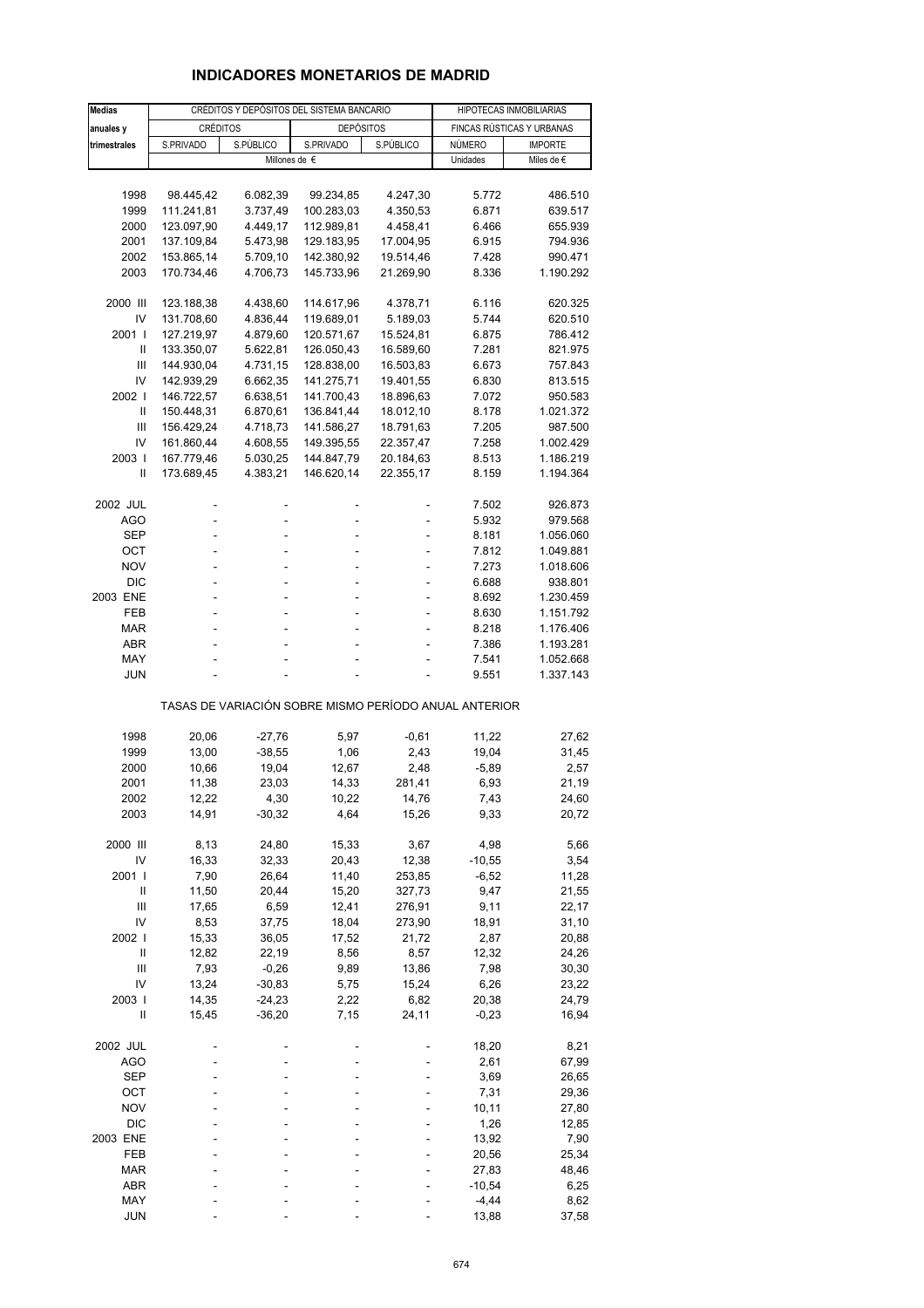# INDICADORES MONETARIOS DE MADRID

| Medias anuales y trimestrales | CRÉDITOS Y DEPÓSITOS DEL SISTEMA BANCARIO | | | | HIPOTECAS INMOBILIARIAS | |
|---|---|---|---|---|---|---|
| | CRÉDITOS | | DEPÓSITOS | | FINCAS RÚSTICAS Y URBANAS | |
| | S.PRIVADO | S.PÚBLICO | S.PRIVADO | S.PÚBLICO | NÚMERO | IMPORTE |
| | Millones de € | | | | Unidades | Miles de € |
| 1998 | 98.445,42 | 6.082,39 | 99.234,85 | 4.247,30 | 5.772 | 486.510 |
| 1999 | 111.241,81 | 3.737,49 | 100.283,03 | 4.350,53 | 6.871 | 639.517 |
| 2000 | 123.097,90 | 4.449,17 | 112.989,81 | 4.458,41 | 6.466 | 655.939 |
| 2001 | 137.109,84 | 5.473,98 | 129.183,95 | 17.004,95 | 6.915 | 794.936 |
| 2002 | 153.865,14 | 5.709,10 | 142.380,92 | 19.514,46 | 7.428 | 990.471 |
| 2003 | 170.734,46 | 4.706,73 | 145.733,96 | 21.269,90 | 8.336 | 1.190.292 |
| 2000 III | 123.188,38 | 4.438,60 | 114.617,96 | 4.378,71 | 6.116 | 620.325 |
| IV | 131.708,60 | 4.836,44 | 119.689,01 | 5.189,03 | 5.744 | 620.510 |
| 2001 I | 127.219,97 | 4.879,60 | 120.571,67 | 15.524,81 | 6.875 | 786.412 |
| II | 133.350,07 | 5.622,81 | 126.050,43 | 16.589,60 | 7.281 | 821.975 |
| III | 144.930,04 | 4.731,15 | 128.838,00 | 16.503,83 | 6.673 | 757.843 |
| IV | 142.939,29 | 6.662,35 | 141.275,71 | 19.401,55 | 6.830 | 813.515 |
| 2002 I | 146.722,57 | 6.638,51 | 141.700,43 | 18.896,63 | 7.072 | 950.583 |
| II | 150.448,31 | 6.870,61 | 136.841,44 | 18.012,10 | 8.178 | 1.021.372 |
| III | 156.429,24 | 4.718,73 | 141.586,27 | 18.791,63 | 7.205 | 987.500 |
| IV | 161.860,44 | 4.608,55 | 149.395,55 | 22.357,47 | 7.258 | 1.002.429 |
| 2003 I | 167.779,46 | 5.030,25 | 144.847,79 | 20.184,63 | 8.513 | 1.186.219 |
| II | 173.689,45 | 4.383,21 | 146.620,14 | 22.355,17 | 8.159 | 1.194.364 |
| 2002 JUL | - | - | - | - | 7.502 | 926.873 |
| AGO | - | - | - | - | 5.932 | 979.568 |
| SEP | - | - | - | - | 8.181 | 1.056.060 |
| OCT | - | - | - | - | 7.812 | 1.049.881 |
| NOV | - | - | - | - | 7.273 | 1.018.606 |
| DIC | - | - | - | - | 6.688 | 938.801 |
| 2003 ENE | - | - | - | - | 8.692 | 1.230.459 |
| FEB | - | - | - | - | 8.630 | 1.151.792 |
| MAR | - | - | - | - | 8.218 | 1.176.406 |
| ABR | - | - | - | - | 7.386 | 1.193.281 |
| MAY | - | - | - | - | 7.541 | 1.052.668 |
| JUN | - | - | - | - | 9.551 | 1.337.143 |
| **TASAS DE VARIACIÓN SOBRE MISMO PERÍODO ANUAL ANTERIOR** | | | | | | |
| 1998 | 20,06 | -27,76 | 5,97 | -0,61 | 11,22 | 27,62 |
| 1999 | 13,00 | -38,55 | 1,06 | 2,43 | 19,04 | 31,45 |
| 2000 | 10,66 | 19,04 | 12,67 | 2,48 | -5,89 | 2,57 |
| 2001 | 11,38 | 23,03 | 14,33 | 281,41 | 6,93 | 21,19 |
| 2002 | 12,22 | 4,30 | 10,22 | 14,76 | 7,43 | 24,60 |
| 2003 | 14,91 | -30,32 | 4,64 | 15,26 | 9,33 | 20,72 |
| 2000 III | 8,13 | 24,80 | 15,33 | 3,67 | 4,98 | 5,66 |
| IV | 16,33 | 32,33 | 20,43 | 12,38 | -10,55 | 3,54 |
| 2001 I | 7,90 | 26,64 | 11,40 | 253,85 | -6,52 | 11,28 |
| II | 11,50 | 20,44 | 15,20 | 327,73 | 9,47 | 21,55 |
| III | 17,65 | 6,59 | 12,41 | 276,91 | 9,11 | 22,17 |
| IV | 8,53 | 37,75 | 18,04 | 273,90 | 18,91 | 31,10 |
| 2002 I | 15,33 | 36,05 | 17,52 | 21,72 | 2,87 | 20,88 |
| II | 12,82 | 22,19 | 8,56 | 8,57 | 12,32 | 24,26 |
| III | 7,93 | -0,26 | 9,89 | 13,86 | 7,98 | 30,30 |
| IV | 13,24 | -30,83 | 5,75 | 15,24 | 6,26 | 23,22 |
| 2003 I | 14,35 | -24,23 | 2,22 | 6,82 | 20,38 | 24,79 |
| II | 15,45 | -36,20 | 7,15 | 24,11 | -0,23 | 16,94 |
| 2002 JUL | - | - | - | - | 18,20 | 8,21 |
| AGO | - | - | - | - | 2,61 | 67,99 |
| SEP | - | - | - | - | 3,69 | 26,65 |
| OCT | - | - | - | - | 7,31 | 29,36 |
| NOV | - | - | - | - | 10,11 | 27,80 |
| DIC | - | - | - | - | 1,26 | 12,85 |
| 2003 ENE | - | - | - | - | 13,92 | 7,90 |
| FEB | - | - | - | - | 20,56 | 25,34 |
| MAR | - | - | - | - | 27,83 | 48,46 |
| ABR | - | - | - | - | -10,54 | 6,25 |
| MAY | - | - | - | - | -4,44 | 8,62 |
| JUN | - | - | - | - | 13,88 | 37,58 |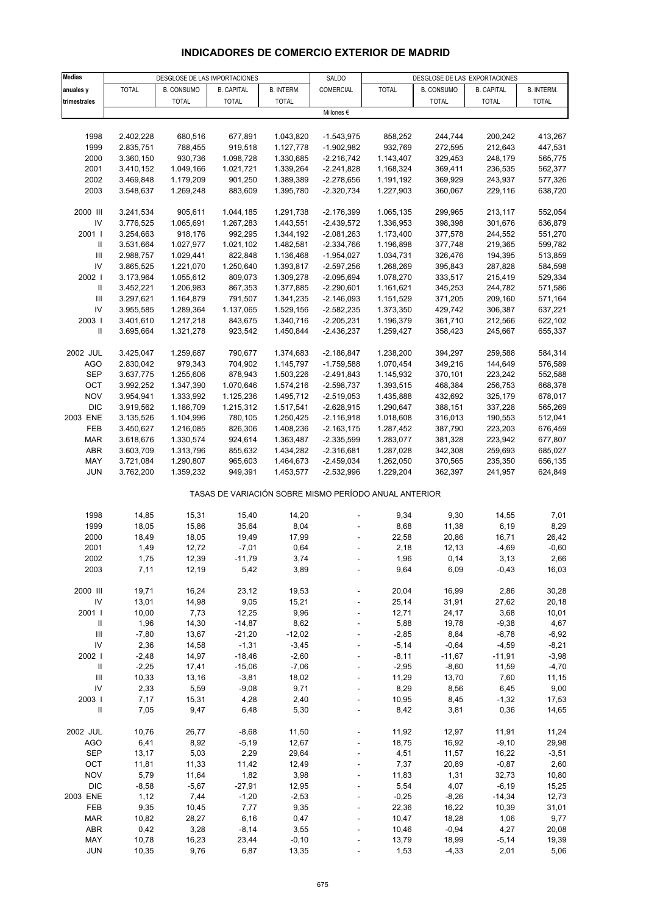# INDICADORES DE COMERCIO EXTERIOR DE MADRID

| Medias anuales y trimestrales | DESGLOSE DE LAS IMPORTACIONES | | | | SALDO | DESGLOSE DE LAS EXPORTACIONES | | | |
|---|---|---|---|---|---|---|---|---|---|
| | TOTAL | B. CONSUMO TOTAL | B. CAPITAL TOTAL | B. INTERM. TOTAL | COMERCIAL | TOTAL | B. CONSUMO TOTAL | B. CAPITAL TOTAL | B. INTERM. TOTAL |
| | | | | | Millones € | | | | |
| 1998 | 2.402,228 | 680,516 | 677,891 | 1.043,820 | -1.543,975 | 858,252 | 244,744 | 200,242 | 413,267 |
| 1999 | 2.835,751 | 788,455 | 919,518 | 1.127,778 | -1.902,982 | 932,769 | 272,595 | 212,643 | 447,531 |
| 2000 | 3.360,150 | 930,736 | 1.098,728 | 1.330,685 | -2.216,742 | 1.143,407 | 329,453 | 248,179 | 565,775 |
| 2001 | 3.410,152 | 1.049,166 | 1.021,721 | 1.339,264 | -2.241,828 | 1.168,324 | 369,411 | 236,535 | 562,377 |
| 2002 | 3.469,848 | 1.179,209 | 901,250 | 1.389,389 | -2.278,656 | 1.191,192 | 369,929 | 243,937 | 577,326 |
| 2003 | 3.548,637 | 1.269,248 | 883,609 | 1.395,780 | -2.320,734 | 1.227,903 | 360,067 | 229,116 | 638,720 |
| 2000 III | 3.241,534 | 905,611 | 1.044,185 | 1.291,738 | -2.176,399 | 1.065,135 | 299,965 | 213,117 | 552,054 |
| IV | 3.776,525 | 1.065,691 | 1.267,283 | 1.443,551 | -2.439,572 | 1.336,953 | 398,398 | 301,676 | 636,879 |
| 2001 I | 3.254,663 | 918,176 | 992,295 | 1.344,192 | -2.081,263 | 1.173,400 | 377,578 | 244,552 | 551,270 |
| II | 3.531,664 | 1.027,977 | 1.021,102 | 1.482,581 | -2.334,766 | 1.196,898 | 377,748 | 219,365 | 599,782 |
| III | 2.988,757 | 1.029,441 | 822,848 | 1.136,468 | -1.954,027 | 1.034,731 | 326,476 | 194,395 | 513,859 |
| IV | 3.865,525 | 1.221,070 | 1.250,640 | 1.393,817 | -2.597,256 | 1.268,269 | 395,843 | 287,828 | 584,598 |
| 2002 I | 3.173,964 | 1.055,612 | 809,073 | 1.309,278 | -2.095,694 | 1.078,270 | 333,517 | 215,419 | 529,334 |
| II | 3.452,221 | 1.206,983 | 867,353 | 1.377,885 | -2.290,601 | 1.161,621 | 345,253 | 244,782 | 571,586 |
| III | 3.297,621 | 1.164,879 | 791,507 | 1.341,235 | -2.146,093 | 1.151,529 | 371,205 | 209,160 | 571,164 |
| IV | 3.955,585 | 1.289,364 | 1.137,065 | 1.529,156 | -2.582,235 | 1.373,350 | 429,742 | 306,387 | 637,221 |
| 2003 I | 3.401,610 | 1.217,218 | 843,675 | 1.340,716 | -2.205,231 | 1.196,379 | 361,710 | 212,566 | 622,102 |
| II | 3.695,664 | 1.321,278 | 923,542 | 1.450,844 | -2.436,237 | 1.259,427 | 358,423 | 245,667 | 655,337 |
| 2002 JUL | 3.425,047 | 1.259,687 | 790,677 | 1.374,683 | -2.186,847 | 1.238,200 | 394,297 | 259,588 | 584,314 |
| AGO | 2.830,042 | 979,343 | 704,902 | 1.145,797 | -1.759,588 | 1.070,454 | 349,216 | 144,649 | 576,589 |
| SEP | 3.637,775 | 1.255,606 | 878,943 | 1.503,226 | -2.491,843 | 1.145,932 | 370,101 | 223,242 | 552,588 |
| OCT | 3.992,252 | 1.347,390 | 1.070,646 | 1.574,216 | -2.598,737 | 1.393,515 | 468,384 | 256,753 | 668,378 |
| NOV | 3.954,941 | 1.333,992 | 1.125,236 | 1.495,712 | -2.519,053 | 1.435,888 | 432,692 | 325,179 | 678,017 |
| DIC | 3.919,562 | 1.186,709 | 1.215,312 | 1.517,541 | -2.628,915 | 1.290,647 | 388,151 | 337,228 | 565,269 |
| 2003 ENE | 3.135,526 | 1.104,996 | 780,105 | 1.250,425 | -2.116,918 | 1.018,608 | 316,013 | 190,553 | 512,041 |
| FEB | 3.450,627 | 1.216,085 | 826,306 | 1.408,236 | -2.163,175 | 1.287,452 | 387,790 | 223,203 | 676,459 |
| MAR | 3.618,676 | 1.330,574 | 924,614 | 1.363,487 | -2.335,599 | 1.283,077 | 381,328 | 223,942 | 677,807 |
| ABR | 3.603,709 | 1.313,796 | 855,632 | 1.434,282 | -2.316,681 | 1.287,028 | 342,308 | 259,693 | 685,027 |
| MAY | 3.721,084 | 1.290,807 | 965,603 | 1.464,673 | -2.459,034 | 1.262,050 | 370,565 | 235,350 | 656,135 |
| JUN | 3.762,200 | 1.359,232 | 949,391 | 1.453,577 | -2.532,996 | 1.229,204 | 362,397 | 241,957 | 624,849 |
| | | | | | TASAS DE VARIACIÓN SOBRE MISMO PERÍODO ANUAL ANTERIOR | | | | |
| 1998 | 14,85 | 15,31 | 15,40 | 14,20 | - | 9,34 | 9,30 | 14,55 | 7,01 |
| 1999 | 18,05 | 15,86 | 35,64 | 8,04 | - | 8,68 | 11,38 | 6,19 | 8,29 |
| 2000 | 18,49 | 18,05 | 19,49 | 17,99 | - | 22,58 | 20,86 | 16,71 | 26,42 |
| 2001 | 1,49 | 12,72 | -7,01 | 0,64 | - | 2,18 | 12,13 | -4,69 | -0,60 |
| 2002 | 1,75 | 12,39 | -11,79 | 3,74 | - | 1,96 | 0,14 | 3,13 | 2,66 |
| 2003 | 7,11 | 12,19 | 5,42 | 3,89 | - | 9,64 | 6,09 | -0,43 | 16,03 |
| 2000 III | 19,71 | 16,24 | 23,12 | 19,53 | - | 20,04 | 16,99 | 2,86 | 30,28 |
| IV | 13,01 | 14,98 | 9,05 | 15,21 | - | 25,14 | 31,91 | 27,62 | 20,18 |
| 2001 I | 10,00 | 7,73 | 12,25 | 9,96 | - | 12,71 | 24,17 | 3,68 | 10,01 |
| II | 1,96 | 14,30 | -14,87 | 8,62 | - | 5,88 | 19,78 | -9,38 | 4,67 |
| III | -7,80 | 13,67 | -21,20 | -12,02 | - | -2,85 | 8,84 | -8,78 | -6,92 |
| IV | 2,36 | 14,58 | -1,31 | -3,45 | - | -5,14 | -0,64 | -4,59 | -8,21 |
| 2002 I | -2,48 | 14,97 | -18,46 | -2,60 | - | -8,11 | -11,67 | -11,91 | -3,98 |
| II | -2,25 | 17,41 | -15,06 | -7,06 | - | -2,95 | -8,60 | 11,59 | -4,70 |
| III | 10,33 | 13,16 | -3,81 | 18,02 | - | 11,29 | 13,70 | 7,60 | 11,15 |
| IV | 2,33 | 5,59 | -9,08 | 9,71 | - | 8,29 | 8,56 | 6,45 | 9,00 |
| 2003 I | 7,17 | 15,31 | 4,28 | 2,40 | - | 10,95 | 8,45 | -1,32 | 17,53 |
| II | 7,05 | 9,47 | 6,48 | 5,30 | - | 8,42 | 3,81 | 0,36 | 14,65 |
| 2002 JUL | 10,76 | 26,77 | -8,68 | 11,50 | - | 11,92 | 12,97 | 11,91 | 11,24 |
| AGO | 6,41 | 8,92 | -5,19 | 12,67 | - | 18,75 | 16,92 | -9,10 | 29,98 |
| SEP | 13,17 | 5,03 | 2,29 | 29,64 | - | 4,51 | 11,57 | 16,22 | -3,51 |
| OCT | 11,81 | 11,33 | 11,42 | 12,49 | - | 7,37 | 20,89 | -0,87 | 2,60 |
| NOV | 5,79 | 11,64 | 1,82 | 3,98 | - | 11,83 | 1,31 | 32,73 | 10,80 |
| DIC | -8,58 | -5,67 | -27,91 | 12,95 | - | 5,54 | 4,07 | -6,19 | 15,25 |
| 2003 ENE | 1,12 | 7,44 | -1,20 | -2,53 | - | -0,25 | -8,26 | -14,34 | 12,73 |
| FEB | 9,35 | 10,45 | 7,77 | 9,35 | - | 22,36 | 16,22 | 10,39 | 31,01 |
| MAR | 10,82 | 28,27 | 6,16 | 0,47 | - | 10,47 | 18,28 | 1,06 | 9,77 |
| ABR | 0,42 | 3,28 | -8,14 | 3,55 | - | 10,46 | -0,94 | 4,27 | 20,08 |
| MAY | 10,78 | 16,23 | 23,44 | -0,10 | - | 13,79 | 18,99 | -5,14 | 19,39 |
| JUN | 10,35 | 9,76 | 6,87 | 13,35 | - | 1,53 | -4,33 | 2,01 | 5,06 |